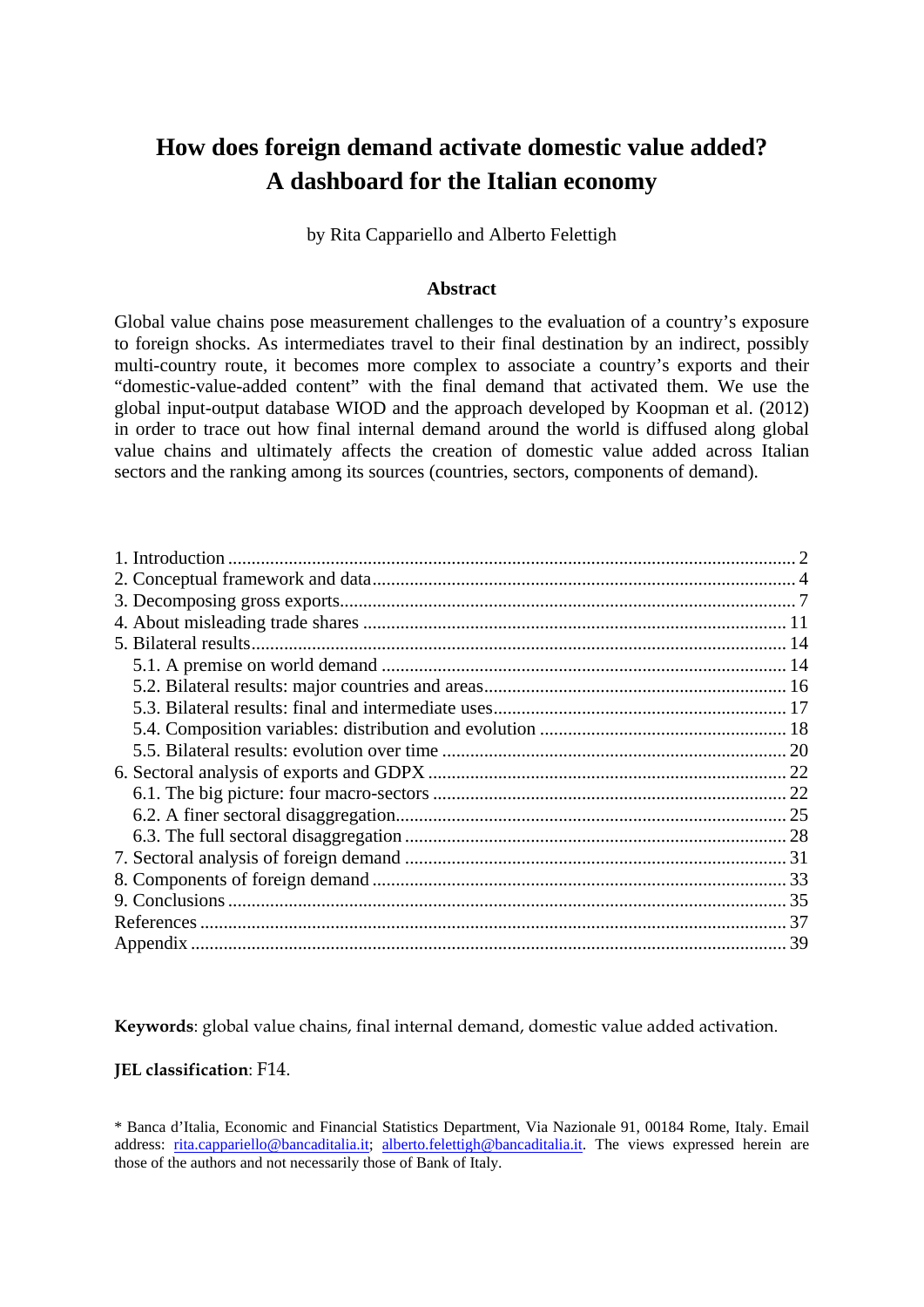# How does foreign demand activate domestic value added? A dashboard for the Italian economy

by Rita Cappariello and Alberto Felettigh

## Abstract

Global value chains pose measurement challenges to the evaluation of a country's exposure to foreign shocks. As intermediates travel to their final destination by an indirect, possibly multi-country route, it becomes more complex to associate a country's exports and their "domestic-value-added content" with the final demand that activated them. We use the global input-output database WIOD and the approach developed by Koopman et al. (2012) in order to trace out how final internal demand around the world is diffused along global value chains and ultimately affects the creation of domestic value added across Italian sectors and the ranking among its sources (countries, sectors, components of demand).

1. Introduction ........................................................................................................ 2
2. Conceptual framework and data ........................................................................ 4
3. Decomposing gross exports ............................................................................... 7
4. About misleading trade shares ......................................................................... 11
5. Bilateral results ................................................................................................. 14
   5.1. A premise on world demand ...................................................................... 14
   5.2. Bilateral results: major countries and areas ............................................... 16
   5.3. Bilateral results: final and intermediate uses ............................................. 17
   5.4. Composition variables: distribution and evolution .................................... 18
   5.5. Bilateral results: evolution over time ......................................................... 20
6. Sectoral analysis of exports and GDPX ........................................................... 22
   6.1. The big picture: four macro-sectors ........................................................... 22
   6.2. A finer sectoral disaggregation ................................................................... 25
   6.3. The full sectoral disaggregation ................................................................. 28
7. Sectoral analysis of foreign demand ................................................................ 31
8. Components of foreign demand ....................................................................... 33
9. Conclusions ...................................................................................................... 35
References ............................................................................................................. 37
Appendix ............................................................................................................... 39

**Keywords**: global value chains, final internal demand, domestic value added activation.

**JEL classification**: F14.

* Banca d'Italia, Economic and Financial Statistics Department, Via Nazionale 91, 00184 Rome, Italy. Email address: rita.cappariello@bancaditalia.it; alberto.felettigh@bancaditalia.it. The views expressed herein are those of the authors and not necessarily those of Bank of Italy.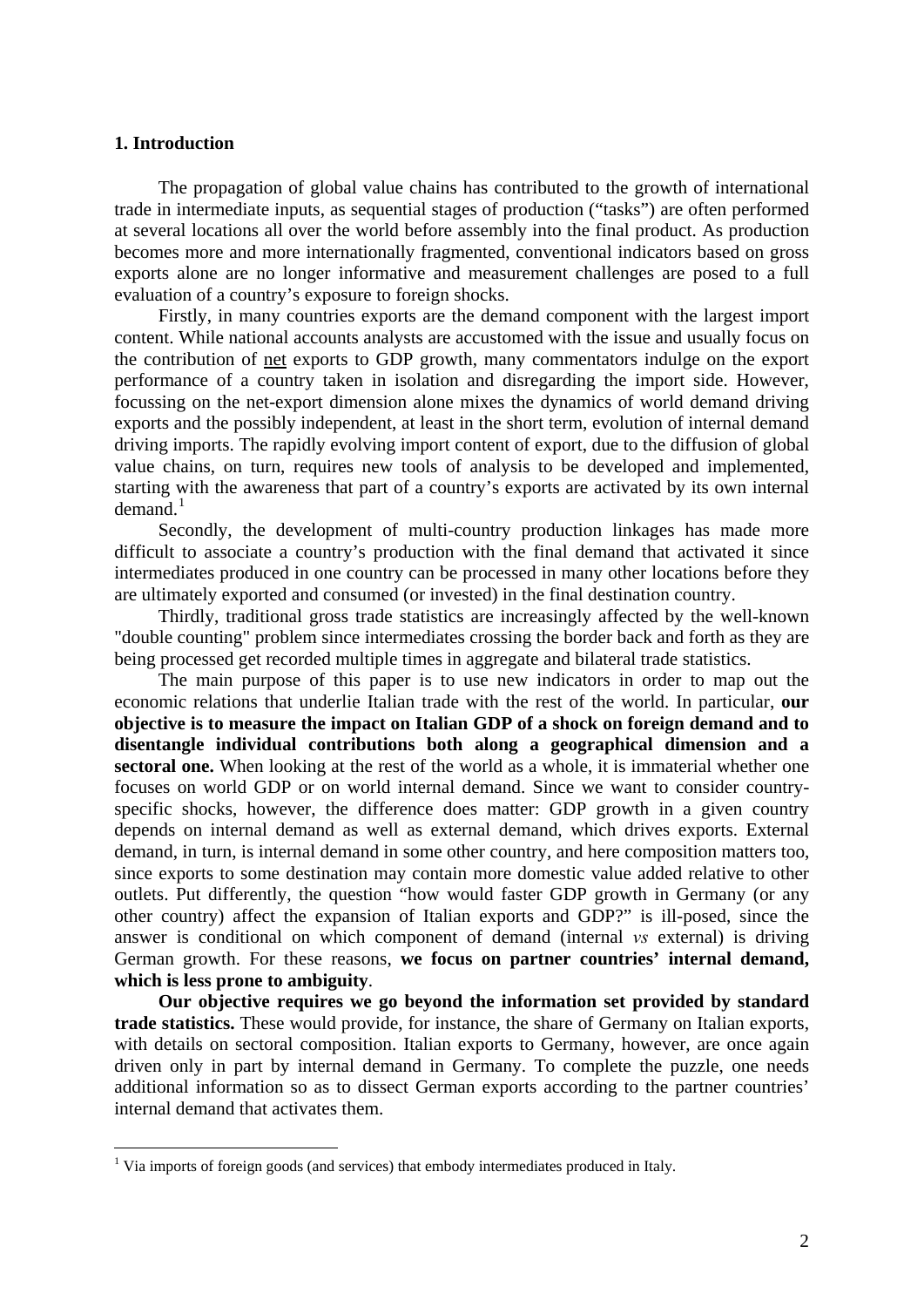## 1. Introduction

The propagation of global value chains has contributed to the growth of international trade in intermediate inputs, as sequential stages of production ("tasks") are often performed at several locations all over the world before assembly into the final product. As production becomes more and more internationally fragmented, conventional indicators based on gross exports alone are no longer informative and measurement challenges are posed to a full evaluation of a country's exposure to foreign shocks.

Firstly, in many countries exports are the demand component with the largest import content. While national accounts analysts are accustomed with the issue and usually focus on the contribution of net exports to GDP growth, many commentators indulge on the export performance of a country taken in isolation and disregarding the import side. However, focussing on the net-export dimension alone mixes the dynamics of world demand driving exports and the possibly independent, at least in the short term, evolution of internal demand driving imports. The rapidly evolving import content of export, due to the diffusion of global value chains, on turn, requires new tools of analysis to be developed and implemented, starting with the awareness that part of a country's exports are activated by its own internal demand.[1]

Secondly, the development of multi-country production linkages has made more difficult to associate a country's production with the final demand that activated it since intermediates produced in one country can be processed in many other locations before they are ultimately exported and consumed (or invested) in the final destination country.

Thirdly, traditional gross trade statistics are increasingly affected by the well-known "double counting" problem since intermediates crossing the border back and forth as they are being processed get recorded multiple times in aggregate and bilateral trade statistics.

The main purpose of this paper is to use new indicators in order to map out the economic relations that underlie Italian trade with the rest of the world. In particular, **our objective is to measure the impact on Italian GDP of a shock on foreign demand and to disentangle individual contributions both along a geographical dimension and a sectoral one.** When looking at the rest of the world as a whole, it is immaterial whether one focuses on world GDP or on world internal demand. Since we want to consider country-specific shocks, however, the difference does matter: GDP growth in a given country depends on internal demand as well as external demand, which drives exports. External demand, in turn, is internal demand in some other country, and here composition matters too, since exports to some destination may contain more domestic value added relative to other outlets. Put differently, the question "how would faster GDP growth in Germany (or any other country) affect the expansion of Italian exports and GDP?" is ill-posed, since the answer is conditional on which component of demand (internal *vs* external) is driving German growth. For these reasons, **we focus on partner countries' internal demand, which is less prone to ambiguity**.

**Our objective requires we go beyond the information set provided by standard trade statistics.** These would provide, for instance, the share of Germany on Italian exports, with details on sectoral composition. Italian exports to Germany, however, are once again driven only in part by internal demand in Germany. To complete the puzzle, one needs additional information so as to dissect German exports according to the partner countries' internal demand that activates them.

[1] Via imports of foreign goods (and services) that embody intermediates produced in Italy.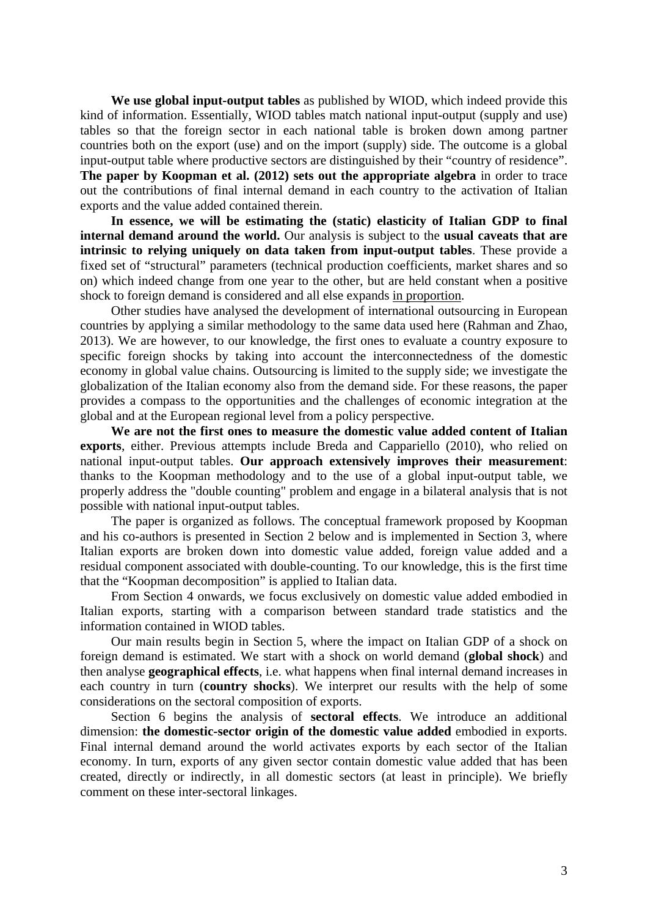**We use global input-output tables** as published by WIOD, which indeed provide this kind of information. Essentially, WIOD tables match national input-output (supply and use) tables so that the foreign sector in each national table is broken down among partner countries both on the export (use) and on the import (supply) side. The outcome is a global input-output table where productive sectors are distinguished by their "country of residence". **The paper by Koopman et al. (2012) sets out the appropriate algebra** in order to trace out the contributions of final internal demand in each country to the activation of Italian exports and the value added contained therein.

**In essence, we will be estimating the (static) elasticity of Italian GDP to final internal demand around the world.** Our analysis is subject to the **usual caveats that are intrinsic to relying uniquely on data taken from input-output tables**. These provide a fixed set of "structural" parameters (technical production coefficients, market shares and so on) which indeed change from one year to the other, but are held constant when a positive shock to foreign demand is considered and all else expands in proportion.

Other studies have analysed the development of international outsourcing in European countries by applying a similar methodology to the same data used here (Rahman and Zhao, 2013). We are however, to our knowledge, the first ones to evaluate a country exposure to specific foreign shocks by taking into account the interconnectedness of the domestic economy in global value chains. Outsourcing is limited to the supply side; we investigate the globalization of the Italian economy also from the demand side. For these reasons, the paper provides a compass to the opportunities and the challenges of economic integration at the global and at the European regional level from a policy perspective.

**We are not the first ones to measure the domestic value added content of Italian exports**, either. Previous attempts include Breda and Cappariello (2010), who relied on national input-output tables. **Our approach extensively improves their measurement**: thanks to the Koopman methodology and to the use of a global input-output table, we properly address the "double counting" problem and engage in a bilateral analysis that is not possible with national input-output tables.

The paper is organized as follows. The conceptual framework proposed by Koopman and his co-authors is presented in Section 2 below and is implemented in Section 3, where Italian exports are broken down into domestic value added, foreign value added and a residual component associated with double-counting. To our knowledge, this is the first time that the "Koopman decomposition" is applied to Italian data.

From Section 4 onwards, we focus exclusively on domestic value added embodied in Italian exports, starting with a comparison between standard trade statistics and the information contained in WIOD tables.

Our main results begin in Section 5, where the impact on Italian GDP of a shock on foreign demand is estimated. We start with a shock on world demand (**global shock**) and then analyse **geographical effects**, i.e. what happens when final internal demand increases in each country in turn (**country shocks**). We interpret our results with the help of some considerations on the sectoral composition of exports.

Section 6 begins the analysis of **sectoral effects**. We introduce an additional dimension: **the domestic-sector origin of the domestic value added** embodied in exports. Final internal demand around the world activates exports by each sector of the Italian economy. In turn, exports of any given sector contain domestic value added that has been created, directly or indirectly, in all domestic sectors (at least in principle). We briefly comment on these inter-sectoral linkages.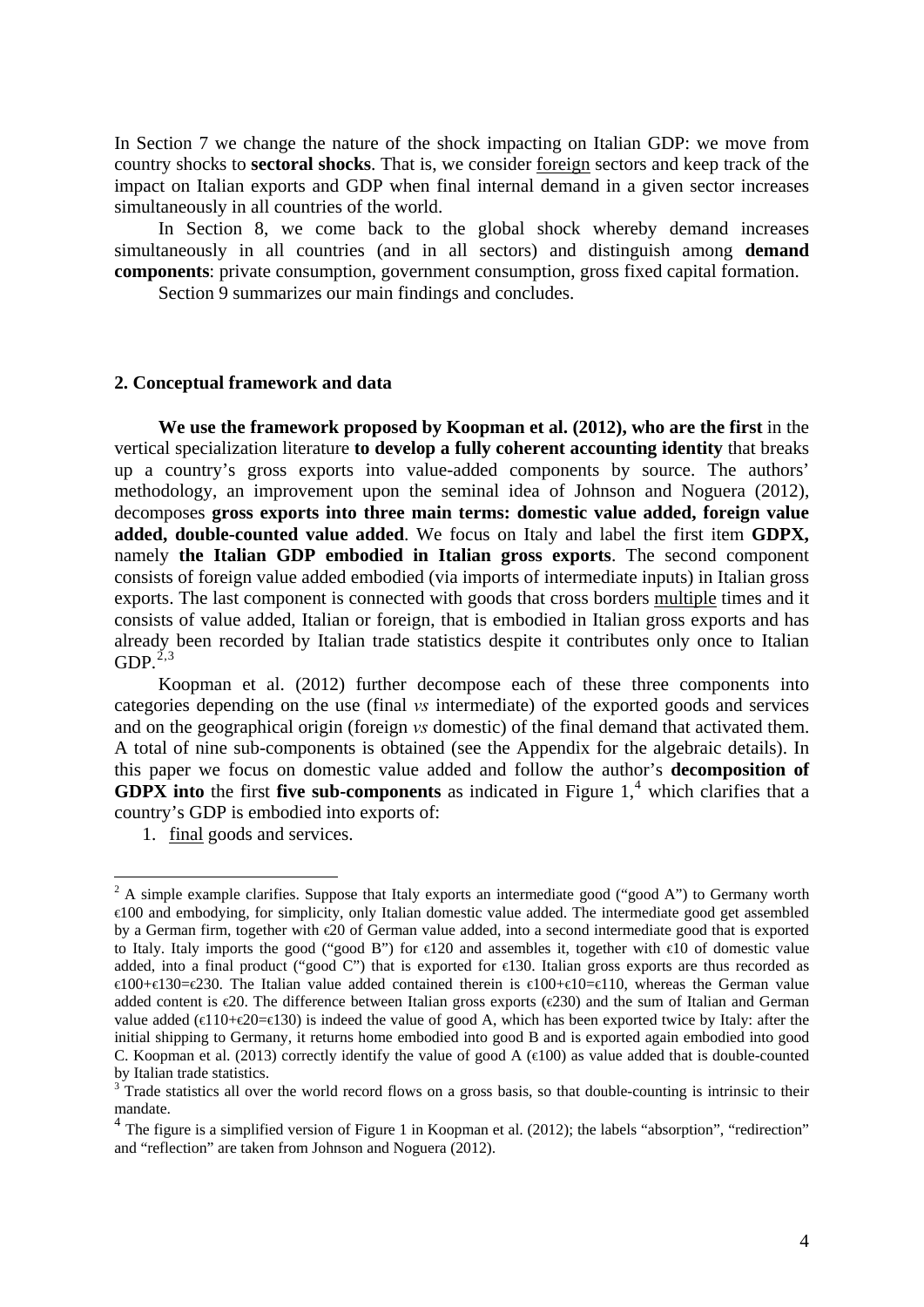In Section 7 we change the nature of the shock impacting on Italian GDP: we move from country shocks to **sectoral shocks**. That is, we consider foreign sectors and keep track of the impact on Italian exports and GDP when final internal demand in a given sector increases simultaneously in all countries of the world.

In Section 8, we come back to the global shock whereby demand increases simultaneously in all countries (and in all sectors) and distinguish among **demand components**: private consumption, government consumption, gross fixed capital formation.

Section 9 summarizes our main findings and concludes.

## 2. Conceptual framework and data

**We use the framework proposed by Koopman et al. (2012), who are the first** in the vertical specialization literature **to develop a fully coherent accounting identity** that breaks up a country's gross exports into value-added components by source. The authors' methodology, an improvement upon the seminal idea of Johnson and Noguera (2012), decomposes **gross exports into three main terms: domestic value added, foreign value added, double-counted value added**. We focus on Italy and label the first item **GDPX,** namely **the Italian GDP embodied in Italian gross exports**. The second component consists of foreign value added embodied (via imports of intermediate inputs) in Italian gross exports. The last component is connected with goods that cross borders multiple times and it consists of value added, Italian or foreign, that is embodied in Italian gross exports and has already been recorded by Italian trade statistics despite it contributes only once to Italian GDP.[2,3]

Koopman et al. (2012) further decompose each of these three components into categories depending on the use (final *vs* intermediate) of the exported goods and services and on the geographical origin (foreign *vs* domestic) of the final demand that activated them. A total of nine sub-components is obtained (see the Appendix for the algebraic details). In this paper we focus on domestic value added and follow the author's **decomposition of GDPX into** the first **five sub-components** as indicated in Figure 1,[4] which clarifies that a country's GDP is embodied into exports of:

1. final goods and services.

---

[2] A simple example clarifies. Suppose that Italy exports an intermediate good ("good A") to Germany worth €100 and embodying, for simplicity, only Italian domestic value added. The intermediate good get assembled by a German firm, together with €20 of German value added, into a second intermediate good that is exported to Italy. Italy imports the good ("good B") for €120 and assembles it, together with €10 of domestic value added, into a final product ("good C") that is exported for €130. Italian gross exports are thus recorded as €100+€130=€230. The Italian value added contained therein is €100+€10=€110, whereas the German value added content is €20. The difference between Italian gross exports (€230) and the sum of Italian and German value added (€110+€20=€130) is indeed the value of good A, which has been exported twice by Italy: after the initial shipping to Germany, it returns home embodied into good B and is exported again embodied into good C. Koopman et al. (2013) correctly identify the value of good A (€100) as value added that is double-counted by Italian trade statistics.

[3] Trade statistics all over the world record flows on a gross basis, so that double-counting is intrinsic to their mandate.

[4] The figure is a simplified version of Figure 1 in Koopman et al. (2012); the labels "absorption", "redirection" and "reflection" are taken from Johnson and Noguera (2012).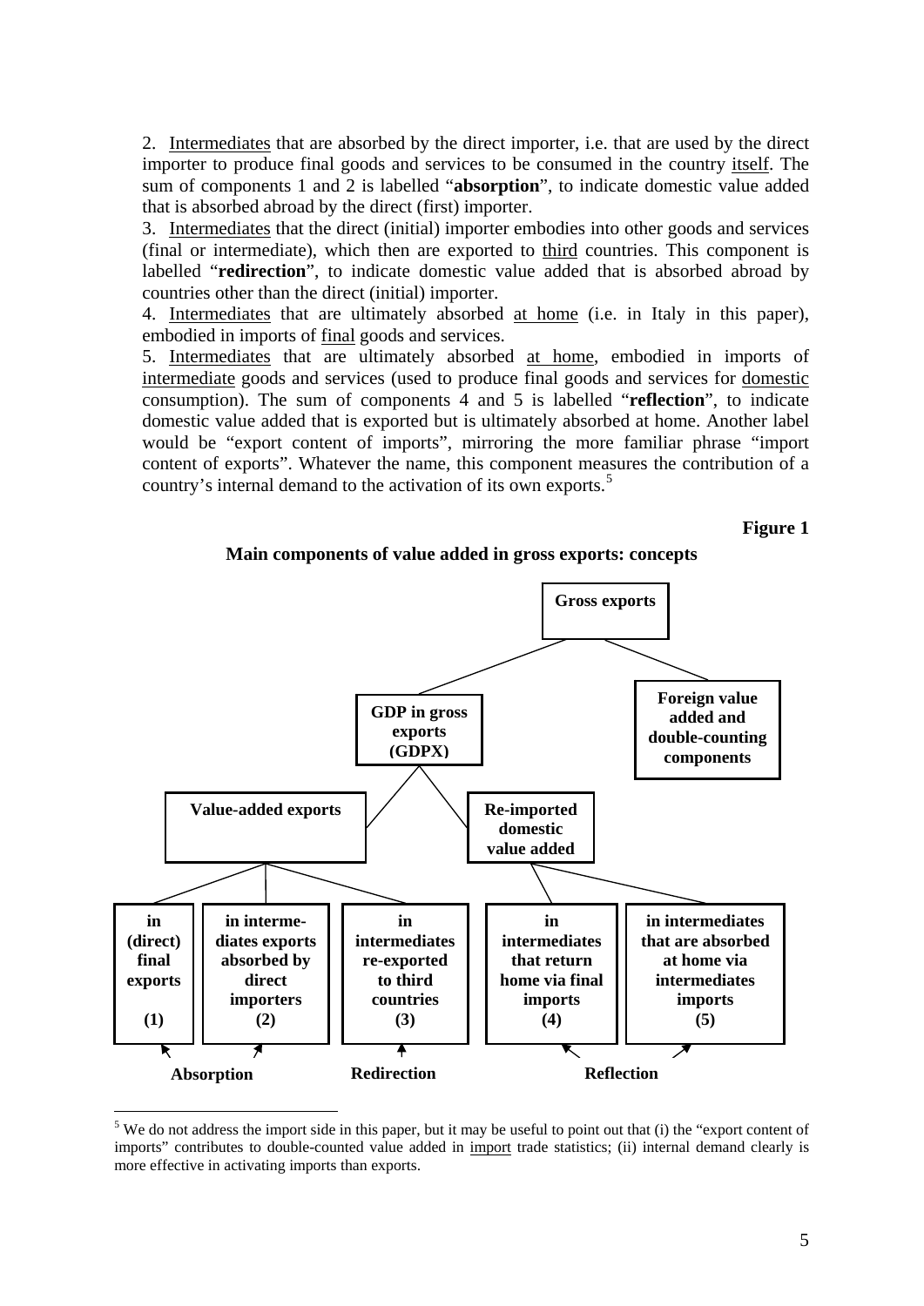2. Intermediates that are absorbed by the direct importer, i.e. that are used by the direct importer to produce final goods and services to be consumed in the country itself. The sum of components 1 and 2 is labelled "**absorption**", to indicate domestic value added that is absorbed abroad by the direct (first) importer.

3. Intermediates that the direct (initial) importer embodies into other goods and services (final or intermediate), which then are exported to third countries. This component is labelled "**redirection**", to indicate domestic value added that is absorbed abroad by countries other than the direct (initial) importer.

4. Intermediates that are ultimately absorbed at home (i.e. in Italy in this paper), embodied in imports of final goods and services.

5. Intermediates that are ultimately absorbed at home, embodied in imports of intermediate goods and services (used to produce final goods and services for domestic consumption). The sum of components 4 and 5 is labelled "**reflection**", to indicate domestic value added that is exported but is ultimately absorbed at home. Another label would be "export content of imports", mirroring the more familiar phrase "import content of exports". Whatever the name, this component measures the contribution of a country's internal demand to the activation of its own exports.[5]

**Figure 1**

**Main components of value added in gross exports: concepts**

- **Gross exports**
  - **GDP in gross exports (GDPX)**
    - **Value-added exports**
      - **in (direct) final exports (1)**
      - **in intermediates exports absorbed by direct importers (2)**
      - **in intermediates re-exported to third countries (3)**
    - **Re-imported domestic value added**
      - **in intermediates that return home via final imports (4)**
      - **in intermediates that are absorbed at home via intermediates imports (5)**
  - **Foreign value added and double-counting components**

**Absorption**: (1) + (2) — **Redirection**: (3) — **Reflection**: (4) + (5)

[5] We do not address the import side in this paper, but it may be useful to point out that (i) the "export content of imports" contributes to double-counted value added in import trade statistics; (ii) internal demand clearly is more effective in activating imports than exports.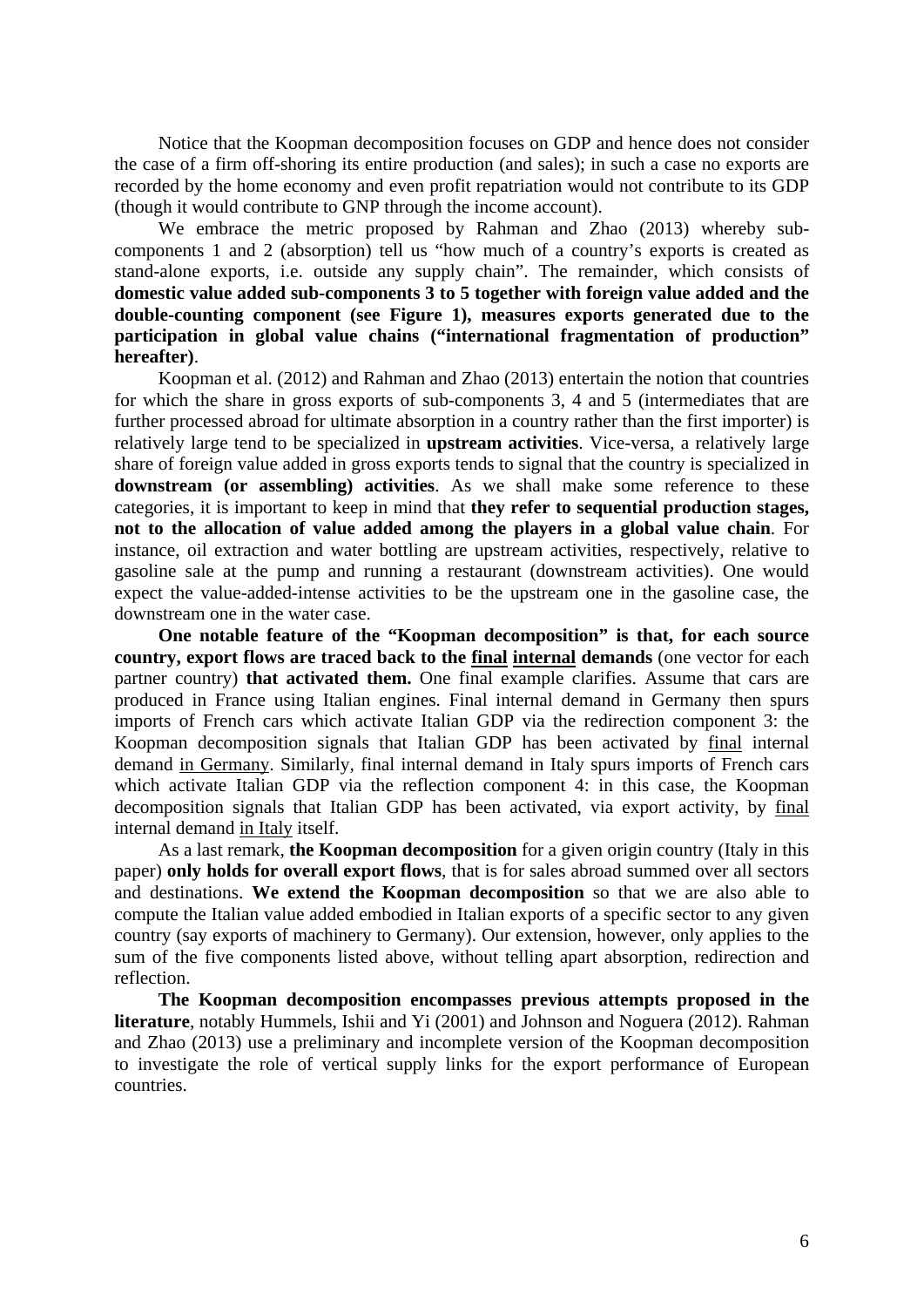Notice that the Koopman decomposition focuses on GDP and hence does not consider the case of a firm off-shoring its entire production (and sales); in such a case no exports are recorded by the home economy and even profit repatriation would not contribute to its GDP (though it would contribute to GNP through the income account).

We embrace the metric proposed by Rahman and Zhao (2013) whereby sub-components 1 and 2 (absorption) tell us "how much of a country's exports is created as stand-alone exports, i.e. outside any supply chain". The remainder, which consists of **domestic value added sub-components 3 to 5 together with foreign value added and the double-counting component (see Figure 1), measures exports generated due to the participation in global value chains ("international fragmentation of production" hereafter)**.

Koopman et al. (2012) and Rahman and Zhao (2013) entertain the notion that countries for which the share in gross exports of sub-components 3, 4 and 5 (intermediates that are further processed abroad for ultimate absorption in a country rather than the first importer) is relatively large tend to be specialized in **upstream activities**. Vice-versa, a relatively large share of foreign value added in gross exports tends to signal that the country is specialized in **downstream (or assembling) activities**. As we shall make some reference to these categories, it is important to keep in mind that **they refer to sequential production stages, not to the allocation of value added among the players in a global value chain**. For instance, oil extraction and water bottling are upstream activities, respectively, relative to gasoline sale at the pump and running a restaurant (downstream activities). One would expect the value-added-intense activities to be the upstream one in the gasoline case, the downstream one in the water case.

**One notable feature of the "Koopman decomposition" is that, for each source country, export flows are traced back to the final internal demands** (one vector for each partner country) **that activated them.** One final example clarifies. Assume that cars are produced in France using Italian engines. Final internal demand in Germany then spurs imports of French cars which activate Italian GDP via the redirection component 3: the Koopman decomposition signals that Italian GDP has been activated by final internal demand in Germany. Similarly, final internal demand in Italy spurs imports of French cars which activate Italian GDP via the reflection component 4: in this case, the Koopman decomposition signals that Italian GDP has been activated, via export activity, by final internal demand in Italy itself.

As a last remark, **the Koopman decomposition** for a given origin country (Italy in this paper) **only holds for overall export flows**, that is for sales abroad summed over all sectors and destinations. **We extend the Koopman decomposition** so that we are also able to compute the Italian value added embodied in Italian exports of a specific sector to any given country (say exports of machinery to Germany). Our extension, however, only applies to the sum of the five components listed above, without telling apart absorption, redirection and reflection.

**The Koopman decomposition encompasses previous attempts proposed in the literature**, notably Hummels, Ishii and Yi (2001) and Johnson and Noguera (2012). Rahman and Zhao (2013) use a preliminary and incomplete version of the Koopman decomposition to investigate the role of vertical supply links for the export performance of European countries.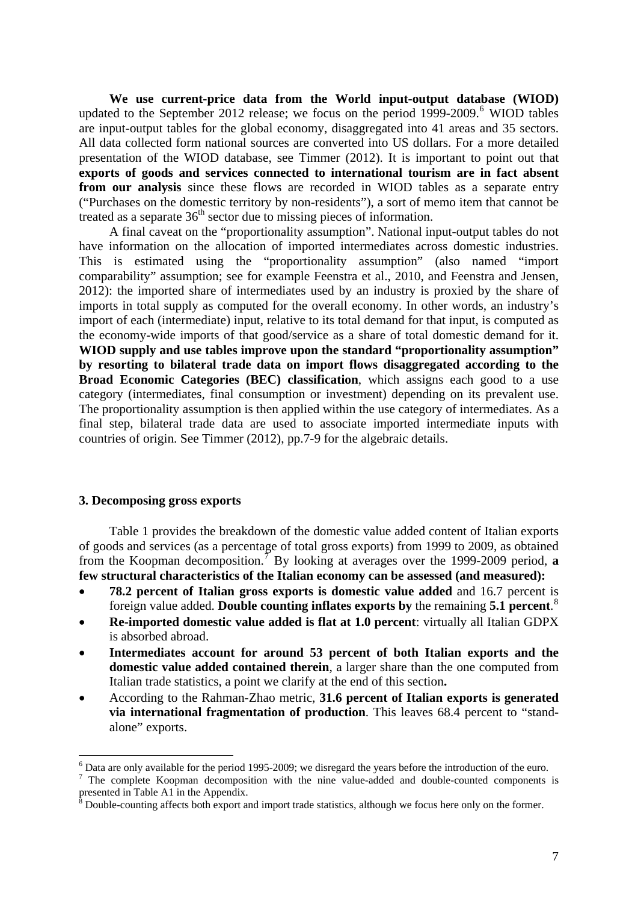**We use current-price data from the World input-output database (WIOD)** updated to the September 2012 release; we focus on the period 1999-2009.[6] WIOD tables are input-output tables for the global economy, disaggregated into 41 areas and 35 sectors. All data collected form national sources are converted into US dollars. For a more detailed presentation of the WIOD database, see Timmer (2012). It is important to point out that **exports of goods and services connected to international tourism are in fact absent from our analysis** since these flows are recorded in WIOD tables as a separate entry ("Purchases on the domestic territory by non-residents"), a sort of memo item that cannot be treated as a separate 36$^{th}$ sector due to missing pieces of information.

A final caveat on the "proportionality assumption". National input-output tables do not have information on the allocation of imported intermediates across domestic industries. This is estimated using the "proportionality assumption" (also named "import comparability" assumption; see for example Feenstra et al., 2010, and Feenstra and Jensen, 2012): the imported share of intermediates used by an industry is proxied by the share of imports in total supply as computed for the overall economy. In other words, an industry's import of each (intermediate) input, relative to its total demand for that input, is computed as the economy-wide imports of that good/service as a share of total domestic demand for it. **WIOD supply and use tables improve upon the standard "proportionality assumption" by resorting to bilateral trade data on import flows disaggregated according to the Broad Economic Categories (BEC) classification**, which assigns each good to a use category (intermediates, final consumption or investment) depending on its prevalent use. The proportionality assumption is then applied within the use category of intermediates. As a final step, bilateral trade data are used to associate imported intermediate inputs with countries of origin. See Timmer (2012), pp.7-9 for the algebraic details.

## 3. Decomposing gross exports

Table 1 provides the breakdown of the domestic value added content of Italian exports of goods and services (as a percentage of total gross exports) from 1999 to 2009, as obtained from the Koopman decomposition.[7] By looking at averages over the 1999-2009 period, **a few structural characteristics of the Italian economy can be assessed (and measured):**

- **78.2 percent of Italian gross exports is domestic value added** and 16.7 percent is foreign value added. **Double counting inflates exports by** the remaining **5.1 percent**.[8]
- **Re-imported domestic value added is flat at 1.0 percent**: virtually all Italian GDPX is absorbed abroad.
- **Intermediates account for around 53 percent of both Italian exports and the domestic value added contained therein**, a larger share than the one computed from Italian trade statistics, a point we clarify at the end of this section**.**
- According to the Rahman-Zhao metric, **31.6 percent of Italian exports is generated via international fragmentation of production**. This leaves 68.4 percent to "stand-alone" exports.

[6] Data are only available for the period 1995-2009; we disregard the years before the introduction of the euro.

[7] The complete Koopman decomposition with the nine value-added and double-counted components is presented in Table A1 in the Appendix.

[8] Double-counting affects both export and import trade statistics, although we focus here only on the former.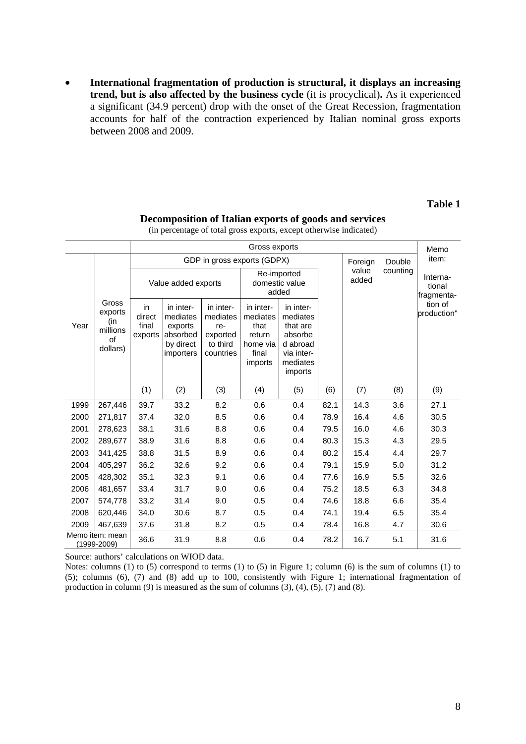- **International fragmentation of production is structural, it displays an increasing trend, but is also affected by the business cycle** (it is procyclical)**.** As it experienced a significant (34.9 percent) drop with the onset of the Great Recession, fragmentation accounts for half of the contraction experienced by Italian nominal gross exports between 2008 and 2009.

**Table 1**

**Decomposition of Italian exports of goods and services**

(in percentage of total gross exports, except otherwise indicated)

| Year | Gross exports (in millions of dollars) | Gross exports | | | | | | | | Memo item: International fragmentation of production" |
|---|---|---|---|---|---|---|---|---|---|---|
| | | GDP in gross exports (GDPX) | | | | | | Foreign value added | Double counting | |
| | | Value added exports | | | Re-imported domestic value added | | | | | |
| | | in direct final exports | in intermediates exports absorbed by direct importers | in intermediates re-exported to third countries | in intermediates that return home via final imports | in intermediates that are absorbed abroad via intermediates imports | | | | |
| | | (1) | (2) | (3) | (4) | (5) | (6) | (7) | (8) | (9) |
| 1999 | 267,446 | 39.7 | 33.2 | 8.2 | 0.6 | 0.4 | 82.1 | 14.3 | 3.6 | 27.1 |
| 2000 | 271,817 | 37.4 | 32.0 | 8.5 | 0.6 | 0.4 | 78.9 | 16.4 | 4.6 | 30.5 |
| 2001 | 278,623 | 38.1 | 31.6 | 8.8 | 0.6 | 0.4 | 79.5 | 16.0 | 4.6 | 30.3 |
| 2002 | 289,677 | 38.9 | 31.6 | 8.8 | 0.6 | 0.4 | 80.3 | 15.3 | 4.3 | 29.5 |
| 2003 | 341,425 | 38.8 | 31.5 | 8.9 | 0.6 | 0.4 | 80.2 | 15.4 | 4.4 | 29.7 |
| 2004 | 405,297 | 36.2 | 32.6 | 9.2 | 0.6 | 0.4 | 79.1 | 15.9 | 5.0 | 31.2 |
| 2005 | 428,302 | 35.1 | 32.3 | 9.1 | 0.6 | 0.4 | 77.6 | 16.9 | 5.5 | 32.6 |
| 2006 | 481,657 | 33.4 | 31.7 | 9.0 | 0.6 | 0.4 | 75.2 | 18.5 | 6.3 | 34.8 |
| 2007 | 574,778 | 33.2 | 31.4 | 9.0 | 0.5 | 0.4 | 74.6 | 18.8 | 6.6 | 35.4 |
| 2008 | 620,446 | 34.0 | 30.6 | 8.7 | 0.5 | 0.4 | 74.1 | 19.4 | 6.5 | 35.4 |
| 2009 | 467,639 | 37.6 | 31.8 | 8.2 | 0.5 | 0.4 | 78.4 | 16.8 | 4.7 | 30.6 |
| Memo item: mean (1999-2009) | | 36.6 | 31.9 | 8.8 | 0.6 | 0.4 | 78.2 | 16.7 | 5.1 | 31.6 |

Source: authors' calculations on WIOD data.

Notes: columns (1) to (5) correspond to terms (1) to (5) in Figure 1; column (6) is the sum of columns (1) to (5); columns (6), (7) and (8) add up to 100, consistently with Figure 1; international fragmentation of production in column (9) is measured as the sum of columns (3), (4), (5), (7) and (8).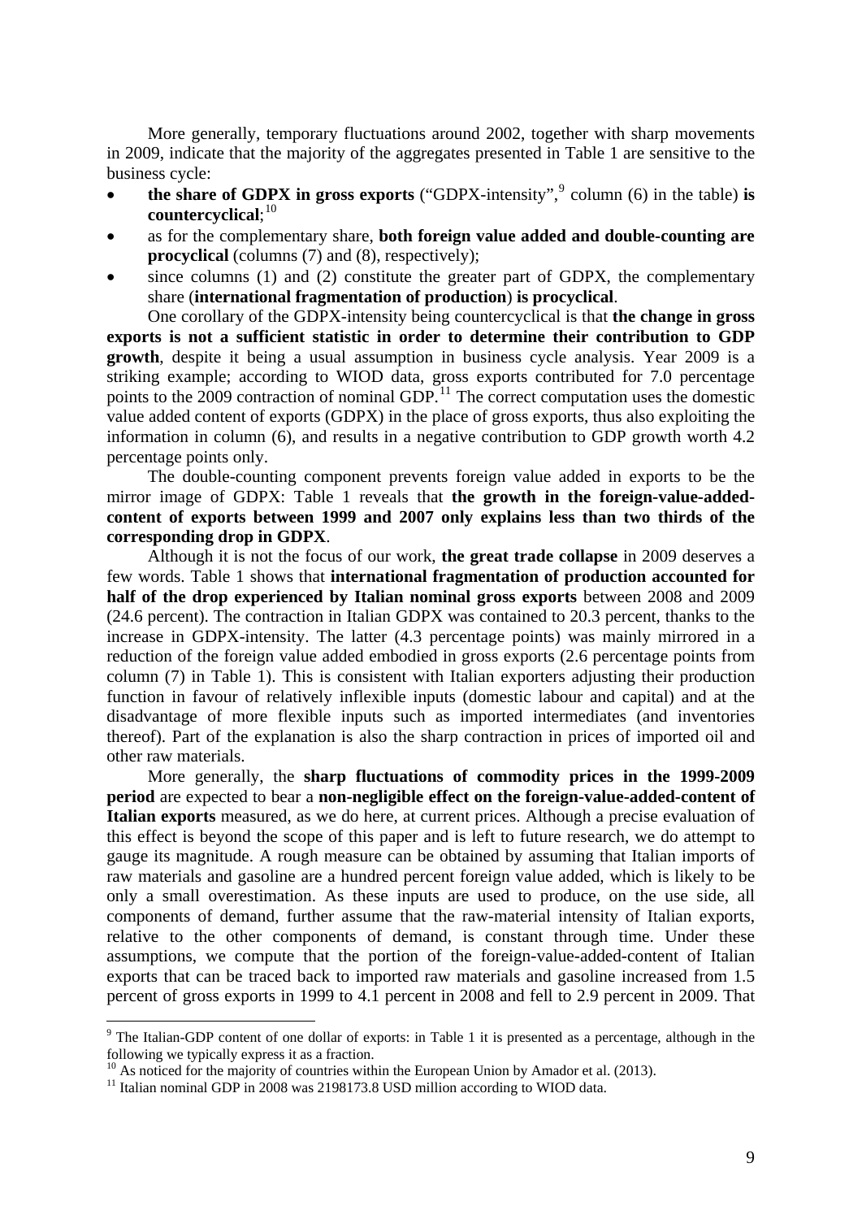More generally, temporary fluctuations around 2002, together with sharp movements in 2009, indicate that the majority of the aggregates presented in Table 1 are sensitive to the business cycle:

- **the share of GDPX in gross exports** ("GDPX-intensity",[9] column (6) in the table) **is countercyclical**;[10]
- as for the complementary share, **both foreign value added and double-counting are procyclical** (columns (7) and (8), respectively);
- since columns (1) and (2) constitute the greater part of GDPX, the complementary share (**international fragmentation of production**) **is procyclical**.

One corollary of the GDPX-intensity being countercyclical is that **the change in gross exports is not a sufficient statistic in order to determine their contribution to GDP growth**, despite it being a usual assumption in business cycle analysis. Year 2009 is a striking example; according to WIOD data, gross exports contributed for 7.0 percentage points to the 2009 contraction of nominal GDP.[11] The correct computation uses the domestic value added content of exports (GDPX) in the place of gross exports, thus also exploiting the information in column (6), and results in a negative contribution to GDP growth worth 4.2 percentage points only.

The double-counting component prevents foreign value added in exports to be the mirror image of GDPX: Table 1 reveals that **the growth in the foreign-value-added-content of exports between 1999 and 2007 only explains less than two thirds of the corresponding drop in GDPX**.

Although it is not the focus of our work, **the great trade collapse** in 2009 deserves a few words. Table 1 shows that **international fragmentation of production accounted for half of the drop experienced by Italian nominal gross exports** between 2008 and 2009 (24.6 percent). The contraction in Italian GDPX was contained to 20.3 percent, thanks to the increase in GDPX-intensity. The latter (4.3 percentage points) was mainly mirrored in a reduction of the foreign value added embodied in gross exports (2.6 percentage points from column (7) in Table 1). This is consistent with Italian exporters adjusting their production function in favour of relatively inflexible inputs (domestic labour and capital) and at the disadvantage of more flexible inputs such as imported intermediates (and inventories thereof). Part of the explanation is also the sharp contraction in prices of imported oil and other raw materials.

More generally, the **sharp fluctuations of commodity prices in the 1999-2009 period** are expected to bear a **non-negligible effect on the foreign-value-added-content of Italian exports** measured, as we do here, at current prices. Although a precise evaluation of this effect is beyond the scope of this paper and is left to future research, we do attempt to gauge its magnitude. A rough measure can be obtained by assuming that Italian imports of raw materials and gasoline are a hundred percent foreign value added, which is likely to be only a small overestimation. As these inputs are used to produce, on the use side, all components of demand, further assume that the raw-material intensity of Italian exports, relative to the other components of demand, is constant through time. Under these assumptions, we compute that the portion of the foreign-value-added-content of Italian exports that can be traced back to imported raw materials and gasoline increased from 1.5 percent of gross exports in 1999 to 4.1 percent in 2008 and fell to 2.9 percent in 2009. That

[9] The Italian-GDP content of one dollar of exports: in Table 1 it is presented as a percentage, although in the following we typically express it as a fraction.

[10] As noticed for the majority of countries within the European Union by Amador et al. (2013).

[11] Italian nominal GDP in 2008 was 2198173.8 USD million according to WIOD data.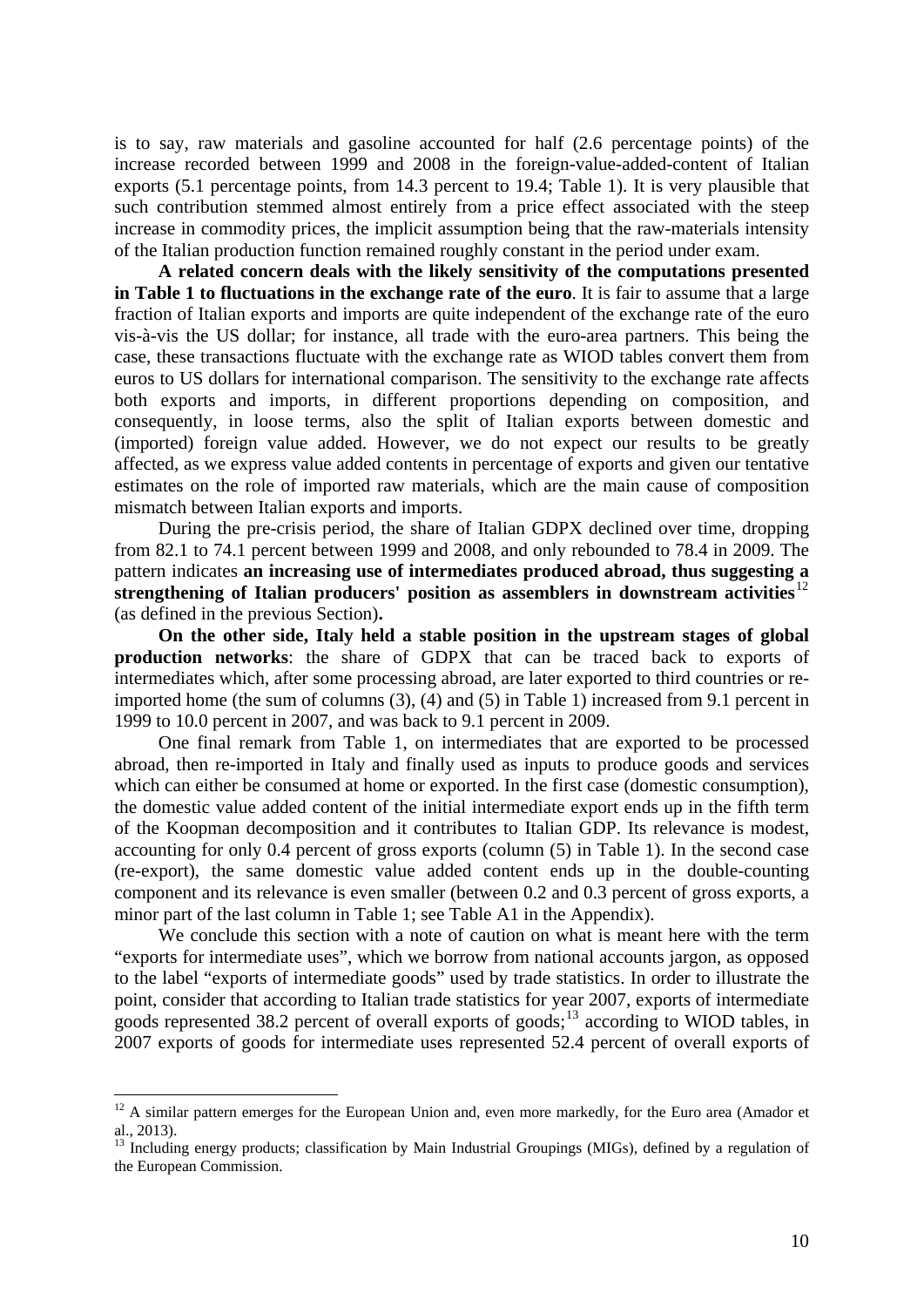is to say, raw materials and gasoline accounted for half (2.6 percentage points) of the increase recorded between 1999 and 2008 in the foreign-value-added-content of Italian exports (5.1 percentage points, from 14.3 percent to 19.4; Table 1). It is very plausible that such contribution stemmed almost entirely from a price effect associated with the steep increase in commodity prices, the implicit assumption being that the raw-materials intensity of the Italian production function remained roughly constant in the period under exam.

**A related concern deals with the likely sensitivity of the computations presented in Table 1 to fluctuations in the exchange rate of the euro**. It is fair to assume that a large fraction of Italian exports and imports are quite independent of the exchange rate of the euro vis-à-vis the US dollar; for instance, all trade with the euro-area partners. This being the case, these transactions fluctuate with the exchange rate as WIOD tables convert them from euros to US dollars for international comparison. The sensitivity to the exchange rate affects both exports and imports, in different proportions depending on composition, and consequently, in loose terms, also the split of Italian exports between domestic and (imported) foreign value added. However, we do not expect our results to be greatly affected, as we express value added contents in percentage of exports and given our tentative estimates on the role of imported raw materials, which are the main cause of composition mismatch between Italian exports and imports.

During the pre-crisis period, the share of Italian GDPX declined over time, dropping from 82.1 to 74.1 percent between 1999 and 2008, and only rebounded to 78.4 in 2009. The pattern indicates **an increasing use of intermediates produced abroad, thus suggesting a strengthening of Italian producers' position as assemblers in downstream activities**[12] (as defined in the previous Section)**.**

**On the other side, Italy held a stable position in the upstream stages of global production networks**: the share of GDPX that can be traced back to exports of intermediates which, after some processing abroad, are later exported to third countries or re-imported home (the sum of columns (3), (4) and (5) in Table 1) increased from 9.1 percent in 1999 to 10.0 percent in 2007, and was back to 9.1 percent in 2009.

One final remark from Table 1, on intermediates that are exported to be processed abroad, then re-imported in Italy and finally used as inputs to produce goods and services which can either be consumed at home or exported. In the first case (domestic consumption), the domestic value added content of the initial intermediate export ends up in the fifth term of the Koopman decomposition and it contributes to Italian GDP. Its relevance is modest, accounting for only 0.4 percent of gross exports (column (5) in Table 1). In the second case (re-export), the same domestic value added content ends up in the double-counting component and its relevance is even smaller (between 0.2 and 0.3 percent of gross exports, a minor part of the last column in Table 1; see Table A1 in the Appendix).

We conclude this section with a note of caution on what is meant here with the term "exports for intermediate uses", which we borrow from national accounts jargon, as opposed to the label "exports of intermediate goods" used by trade statistics. In order to illustrate the point, consider that according to Italian trade statistics for year 2007, exports of intermediate goods represented 38.2 percent of overall exports of goods;[13] according to WIOD tables, in 2007 exports of goods for intermediate uses represented 52.4 percent of overall exports of

[12] A similar pattern emerges for the European Union and, even more markedly, for the Euro area (Amador et al., 2013).

[13] Including energy products; classification by Main Industrial Groupings (MIGs), defined by a regulation of the European Commission.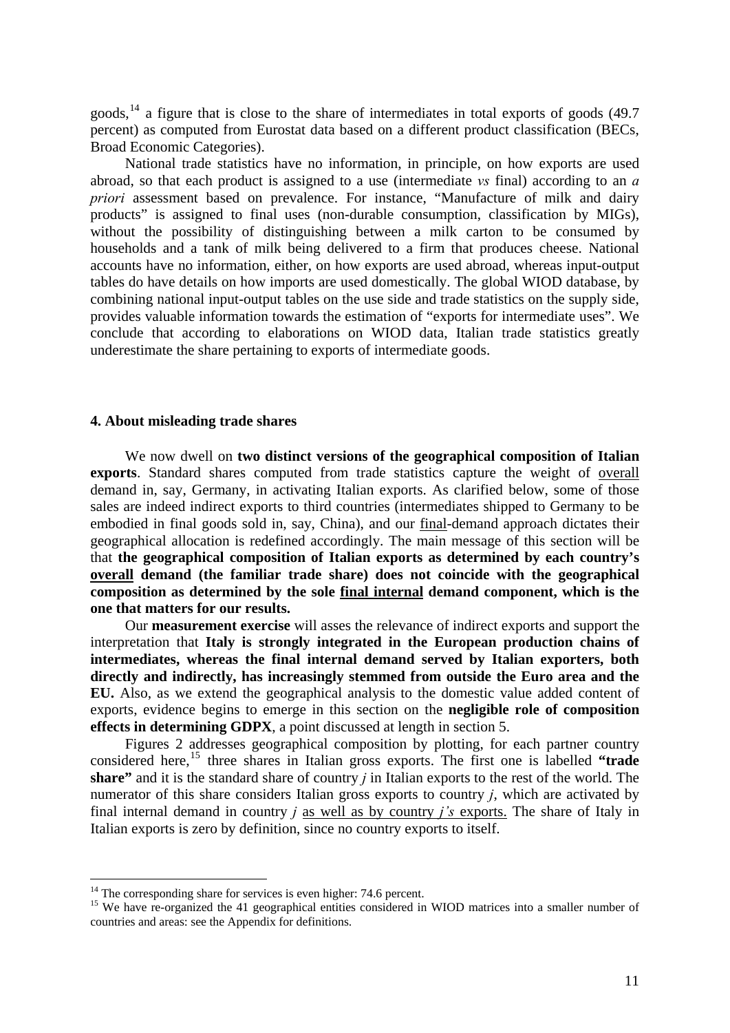goods,[14] a figure that is close to the share of intermediates in total exports of goods (49.7 percent) as computed from Eurostat data based on a different product classification (BECs, Broad Economic Categories).

National trade statistics have no information, in principle, on how exports are used abroad, so that each product is assigned to a use (intermediate *vs* final) according to an *a priori* assessment based on prevalence. For instance, "Manufacture of milk and dairy products" is assigned to final uses (non-durable consumption, classification by MIGs), without the possibility of distinguishing between a milk carton to be consumed by households and a tank of milk being delivered to a firm that produces cheese. National accounts have no information, either, on how exports are used abroad, whereas input-output tables do have details on how imports are used domestically. The global WIOD database, by combining national input-output tables on the use side and trade statistics on the supply side, provides valuable information towards the estimation of "exports for intermediate uses". We conclude that according to elaborations on WIOD data, Italian trade statistics greatly underestimate the share pertaining to exports of intermediate goods.

## 4. About misleading trade shares

We now dwell on **two distinct versions of the geographical composition of Italian exports**. Standard shares computed from trade statistics capture the weight of <u>overall</u> demand in, say, Germany, in activating Italian exports. As clarified below, some of those sales are indeed indirect exports to third countries (intermediates shipped to Germany to be embodied in final goods sold in, say, China), and our <u>final</u>-demand approach dictates their geographical allocation is redefined accordingly. The main message of this section will be that **the geographical composition of Italian exports as determined by each country's <u>overall</u> demand (the familiar trade share) does not coincide with the geographical composition as determined by the sole <u>final internal</u> demand component, which is the one that matters for our results.**

Our **measurement exercise** will asses the relevance of indirect exports and support the interpretation that **Italy is strongly integrated in the European production chains of intermediates, whereas the final internal demand served by Italian exporters, both directly and indirectly, has increasingly stemmed from outside the Euro area and the EU.** Also, as we extend the geographical analysis to the domestic value added content of exports, evidence begins to emerge in this section on the **negligible role of composition effects in determining GDPX**, a point discussed at length in section 5.

Figures 2 addresses geographical composition by plotting, for each partner country considered here,[15] three shares in Italian gross exports. The first one is labelled **"trade share"** and it is the standard share of country *j* in Italian exports to the rest of the world. The numerator of this share considers Italian gross exports to country *j*, which are activated by final internal demand in country *j* <u>as well as by country *j's* exports.</u> The share of Italy in Italian exports is zero by definition, since no country exports to itself.

---

[14] The corresponding share for services is even higher: 74.6 percent.

[15] We have re-organized the 41 geographical entities considered in WIOD matrices into a smaller number of countries and areas: see the Appendix for definitions.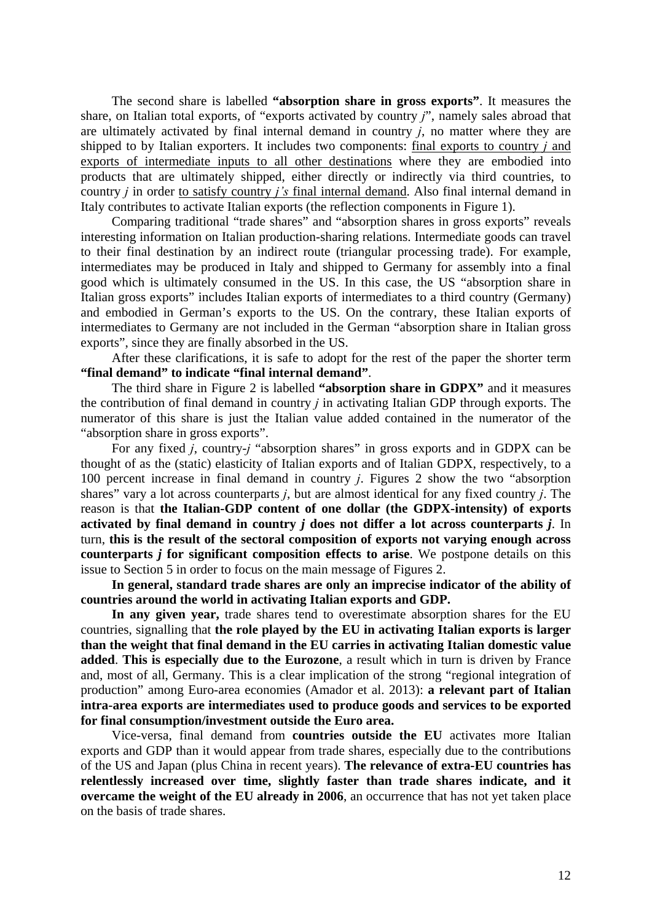The second share is labelled **"absorption share in gross exports"**. It measures the share, on Italian total exports, of "exports activated by country *j*", namely sales abroad that are ultimately activated by final internal demand in country *j*, no matter where they are shipped to by Italian exporters. It includes two components: <u>final exports to country *j* and exports of intermediate inputs to all other destinations</u> where they are embodied into products that are ultimately shipped, either directly or indirectly via third countries, to country *j* in order <u>to satisfy country *j's* final internal demand</u>. Also final internal demand in Italy contributes to activate Italian exports (the reflection components in Figure 1).

Comparing traditional "trade shares" and "absorption shares in gross exports" reveals interesting information on Italian production-sharing relations. Intermediate goods can travel to their final destination by an indirect route (triangular processing trade). For example, intermediates may be produced in Italy and shipped to Germany for assembly into a final good which is ultimately consumed in the US. In this case, the US "absorption share in Italian gross exports" includes Italian exports of intermediates to a third country (Germany) and embodied in German's exports to the US. On the contrary, these Italian exports of intermediates to Germany are not included in the German "absorption share in Italian gross exports", since they are finally absorbed in the US.

After these clarifications, it is safe to adopt for the rest of the paper the shorter term **"final demand" to indicate "final internal demand"**.

The third share in Figure 2 is labelled **"absorption share in GDPX"** and it measures the contribution of final demand in country *j* in activating Italian GDP through exports. The numerator of this share is just the Italian value added contained in the numerator of the "absorption share in gross exports".

For any fixed *j*, country-*j* "absorption shares" in gross exports and in GDPX can be thought of as the (static) elasticity of Italian exports and of Italian GDPX, respectively, to a 100 percent increase in final demand in country *j*. Figures 2 show the two "absorption shares" vary a lot across counterparts *j*, but are almost identical for any fixed country *j*. The reason is that **the Italian-GDP content of one dollar (the GDPX-intensity) of exports activated by final demand in country *j* does not differ a lot across counterparts *j***. In turn, **this is the result of the sectoral composition of exports not varying enough across counterparts *j* for significant composition effects to arise**. We postpone details on this issue to Section 5 in order to focus on the main message of Figures 2.

**In general, standard trade shares are only an imprecise indicator of the ability of countries around the world in activating Italian exports and GDP.**

**In any given year,** trade shares tend to overestimate absorption shares for the EU countries, signalling that **the role played by the EU in activating Italian exports is larger than the weight that final demand in the EU carries in activating Italian domestic value added**. **This is especially due to the Eurozone**, a result which in turn is driven by France and, most of all, Germany. This is a clear implication of the strong "regional integration of production" among Euro-area economies (Amador et al. 2013): **a relevant part of Italian intra-area exports are intermediates used to produce goods and services to be exported for final consumption/investment outside the Euro area.**

Vice-versa, final demand from **countries outside the EU** activates more Italian exports and GDP than it would appear from trade shares, especially due to the contributions of the US and Japan (plus China in recent years). **The relevance of extra-EU countries has relentlessly increased over time, slightly faster than trade shares indicate, and it overcame the weight of the EU already in 2006**, an occurrence that has not yet taken place on the basis of trade shares.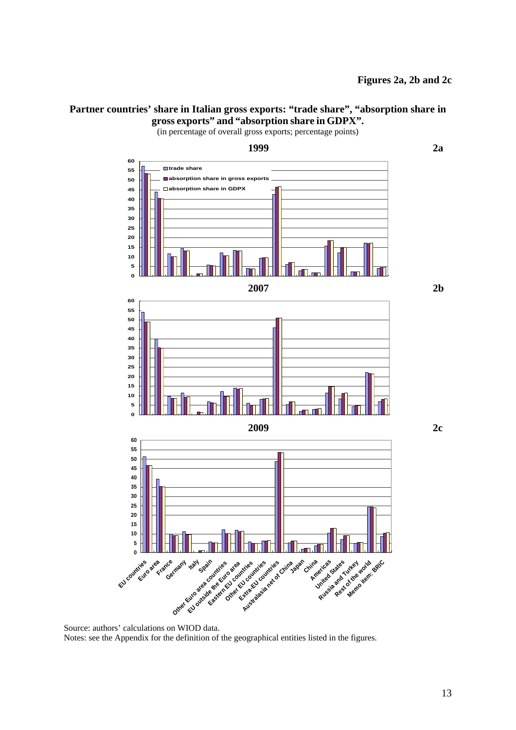**Figures 2a, 2b and 2c**

**Partner countries' share in Italian gross exports: "trade share", "absorption share in gross exports" and "absorption share in GDPX".**

(in percentage of overall gross exports; percentage points)

Source: authors' calculations on WIOD data.

Notes: see the Appendix for the definition of the geographical entities listed in the figures.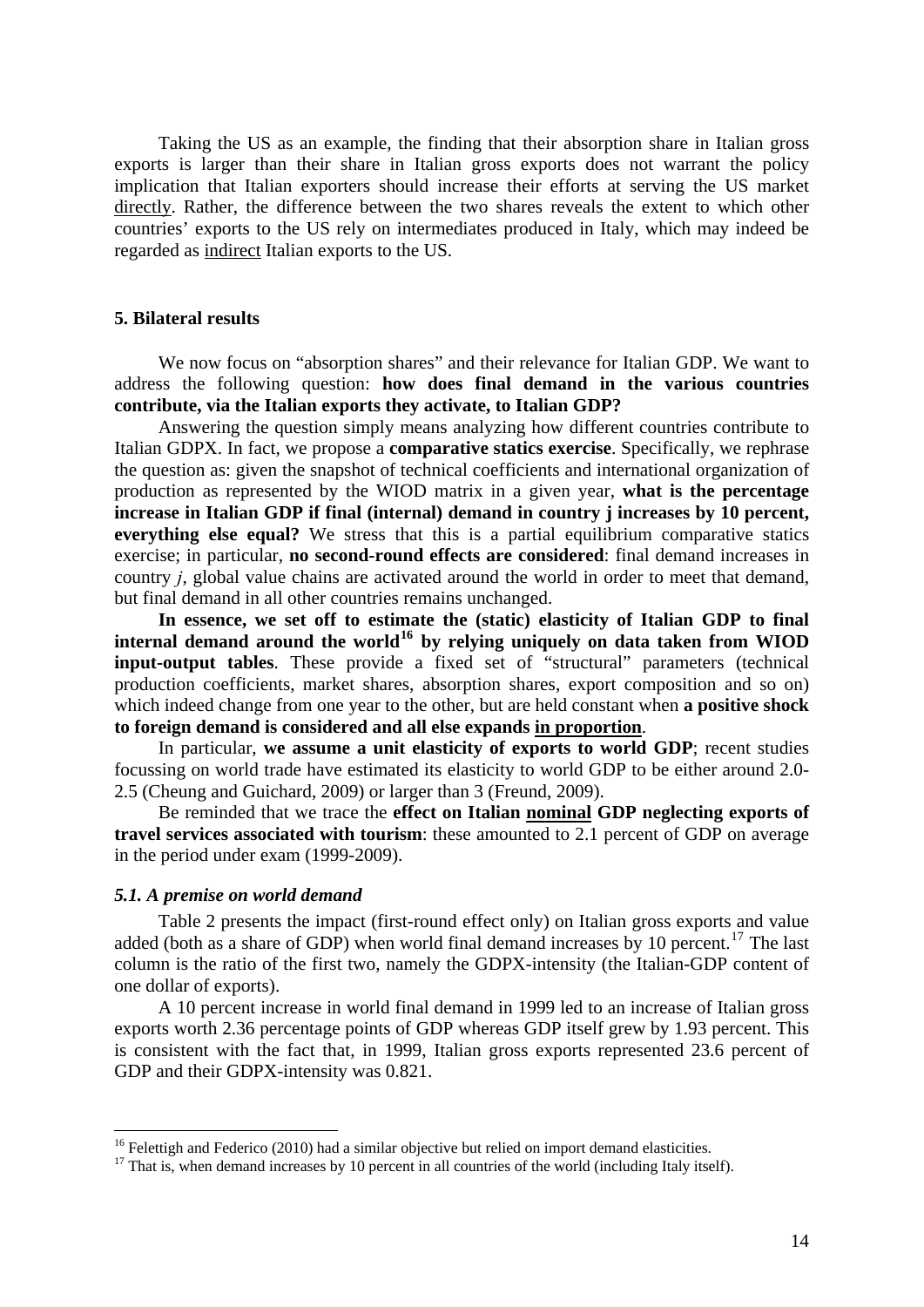Taking the US as an example, the finding that their absorption share in Italian gross exports is larger than their share in Italian gross exports does not warrant the policy implication that Italian exporters should increase their efforts at serving the US market directly. Rather, the difference between the two shares reveals the extent to which other countries' exports to the US rely on intermediates produced in Italy, which may indeed be regarded as indirect Italian exports to the US.

## 5. Bilateral results

We now focus on "absorption shares" and their relevance for Italian GDP. We want to address the following question: **how does final demand in the various countries contribute, via the Italian exports they activate, to Italian GDP?**

Answering the question simply means analyzing how different countries contribute to Italian GDPX. In fact, we propose a **comparative statics exercise**. Specifically, we rephrase the question as: given the snapshot of technical coefficients and international organization of production as represented by the WIOD matrix in a given year, **what is the percentage increase in Italian GDP if final (internal) demand in country j increases by 10 percent, everything else equal?** We stress that this is a partial equilibrium comparative statics exercise; in particular, **no second-round effects are considered**: final demand increases in country *j*, global value chains are activated around the world in order to meet that demand, but final demand in all other countries remains unchanged.

**In essence, we set off to estimate the (static) elasticity of Italian GDP to final internal demand around the world[16] by relying uniquely on data taken from WIOD input-output tables**. These provide a fixed set of "structural" parameters (technical production coefficients, market shares, absorption shares, export composition and so on) which indeed change from one year to the other, but are held constant when **a positive shock to foreign demand is considered and all else expands in proportion**.

In particular, **we assume a unit elasticity of exports to world GDP**; recent studies focussing on world trade have estimated its elasticity to world GDP to be either around 2.0-2.5 (Cheung and Guichard, 2009) or larger than 3 (Freund, 2009).

Be reminded that we trace the **effect on Italian nominal GDP neglecting exports of travel services associated with tourism**: these amounted to 2.1 percent of GDP on average in the period under exam (1999-2009).

### *5.1. A premise on world demand*

Table 2 presents the impact (first-round effect only) on Italian gross exports and value added (both as a share of GDP) when world final demand increases by 10 percent.[17] The last column is the ratio of the first two, namely the GDPX-intensity (the Italian-GDP content of one dollar of exports).

A 10 percent increase in world final demand in 1999 led to an increase of Italian gross exports worth 2.36 percentage points of GDP whereas GDP itself grew by 1.93 percent. This is consistent with the fact that, in 1999, Italian gross exports represented 23.6 percent of GDP and their GDPX-intensity was 0.821.

---

[16] Felettigh and Federico (2010) had a similar objective but relied on import demand elasticities.

[17] That is, when demand increases by 10 percent in all countries of the world (including Italy itself).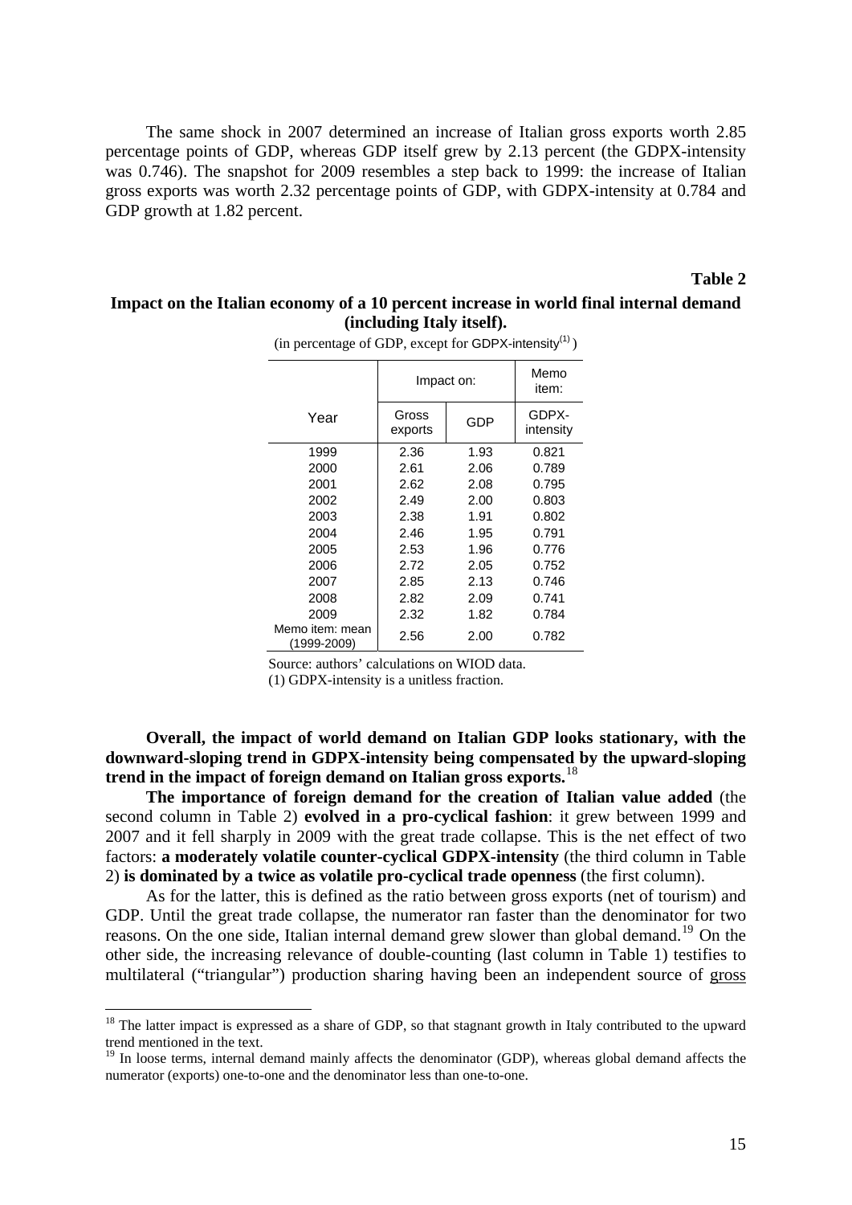The same shock in 2007 determined an increase of Italian gross exports worth 2.85 percentage points of GDP, whereas GDP itself grew by 2.13 percent (the GDPX-intensity was 0.746). The snapshot for 2009 resembles a step back to 1999: the increase of Italian gross exports was worth 2.32 percentage points of GDP, with GDPX-intensity at 0.784 and GDP growth at 1.82 percent.

**Table 2**

**Impact on the Italian economy of a 10 percent increase in world final internal demand (including Italy itself).**

(in percentage of GDP, except for GDPX-intensity[(1)])

| | Impact on: | | Memo item: |
|---|---|---|---|
| Year | Gross exports | GDP | GDPX-intensity |
| 1999 | 2.36 | 1.93 | 0.821 |
| 2000 | 2.61 | 2.06 | 0.789 |
| 2001 | 2.62 | 2.08 | 0.795 |
| 2002 | 2.49 | 2.00 | 0.803 |
| 2003 | 2.38 | 1.91 | 0.802 |
| 2004 | 2.46 | 1.95 | 0.791 |
| 2005 | 2.53 | 1.96 | 0.776 |
| 2006 | 2.72 | 2.05 | 0.752 |
| 2007 | 2.85 | 2.13 | 0.746 |
| 2008 | 2.82 | 2.09 | 0.741 |
| 2009 | 2.32 | 1.82 | 0.784 |
| Memo item: mean (1999-2009) | 2.56 | 2.00 | 0.782 |

Source: authors' calculations on WIOD data.
(1) GDPX-intensity is a unitless fraction.

**Overall, the impact of world demand on Italian GDP looks stationary, with the downward-sloping trend in GDPX-intensity being compensated by the upward-sloping trend in the impact of foreign demand on Italian gross exports.**[18]

**The importance of foreign demand for the creation of Italian value added** (the second column in Table 2) **evolved in a pro-cyclical fashion**: it grew between 1999 and 2007 and it fell sharply in 2009 with the great trade collapse. This is the net effect of two factors: **a moderately volatile counter-cyclical GDPX-intensity** (the third column in Table 2) **is dominated by a twice as volatile pro-cyclical trade openness** (the first column).

As for the latter, this is defined as the ratio between gross exports (net of tourism) and GDP. Until the great trade collapse, the numerator ran faster than the denominator for two reasons. On the one side, Italian internal demand grew slower than global demand.[19] On the other side, the increasing relevance of double-counting (last column in Table 1) testifies to multilateral ("triangular") production sharing having been an independent source of <u>gross</u>

[18] The latter impact is expressed as a share of GDP, so that stagnant growth in Italy contributed to the upward trend mentioned in the text.

[19] In loose terms, internal demand mainly affects the denominator (GDP), whereas global demand affects the numerator (exports) one-to-one and the denominator less than one-to-one.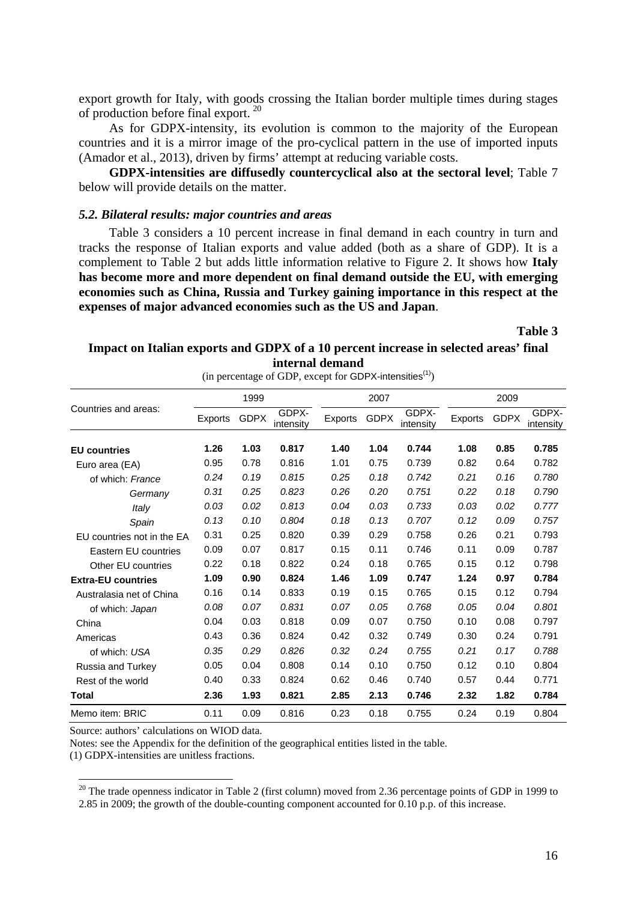export growth for Italy, with goods crossing the Italian border multiple times during stages of production before final export. [20]

As for GDPX-intensity, its evolution is common to the majority of the European countries and it is a mirror image of the pro-cyclical pattern in the use of imported inputs (Amador et al., 2013), driven by firms' attempt at reducing variable costs.

**GDPX-intensities are diffusedly countercyclical also at the sectoral level**; Table 7 below will provide details on the matter.

### *5.2. Bilateral results: major countries and areas*

Table 3 considers a 10 percent increase in final demand in each country in turn and tracks the response of Italian exports and value added (both as a share of GDP). It is a complement to Table 2 but adds little information relative to Figure 2. It shows how **Italy has become more and more dependent on final demand outside the EU, with emerging economies such as China, Russia and Turkey gaining importance in this respect at the expenses of major advanced economies such as the US and Japan**.

**Table 3**

**Impact on Italian exports and GDPX of a 10 percent increase in selected areas' final internal demand**

(in percentage of GDP, except for GDPX-intensities[(1)])

| Countries and areas: | 1999 | | | 2007 | | | 2009 | | |
|---|---|---|---|---|---|---|---|---|---|
| | Exports | GDPX | GDPX-intensity | Exports | GDPX | GDPX-intensity | Exports | GDPX | GDPX-intensity |
| **EU countries** | **1.26** | **1.03** | **0.817** | **1.40** | **1.04** | **0.744** | **1.08** | **0.85** | **0.785** |
| Euro area (EA) | 0.95 | 0.78 | 0.816 | 1.01 | 0.75 | 0.739 | 0.82 | 0.64 | 0.782 |
| of which: *France* | *0.24* | *0.19* | *0.815* | *0.25* | *0.18* | *0.742* | *0.21* | *0.16* | *0.780* |
| *Germany* | *0.31* | *0.25* | *0.823* | *0.26* | *0.20* | *0.751* | *0.22* | *0.18* | *0.790* |
| *Italy* | *0.03* | *0.02* | *0.813* | *0.04* | *0.03* | *0.733* | *0.03* | *0.02* | *0.777* |
| *Spain* | *0.13* | *0.10* | *0.804* | *0.18* | *0.13* | *0.707* | *0.12* | *0.09* | *0.757* |
| EU countries not in the EA | 0.31 | 0.25 | 0.820 | 0.39 | 0.29 | 0.758 | 0.26 | 0.21 | 0.793 |
| Eastern EU countries | 0.09 | 0.07 | 0.817 | 0.15 | 0.11 | 0.746 | 0.11 | 0.09 | 0.787 |
| Other EU countries | 0.22 | 0.18 | 0.822 | 0.24 | 0.18 | 0.765 | 0.15 | 0.12 | 0.798 |
| **Extra-EU countries** | **1.09** | **0.90** | **0.824** | **1.46** | **1.09** | **0.747** | **1.24** | **0.97** | **0.784** |
| Australasia net of China | 0.16 | 0.14 | 0.833 | 0.19 | 0.15 | 0.765 | 0.15 | 0.12 | 0.794 |
| of which: *Japan* | *0.08* | *0.07* | *0.831* | *0.07* | *0.05* | *0.768* | *0.05* | *0.04* | *0.801* |
| China | 0.04 | 0.03 | 0.818 | 0.09 | 0.07 | 0.750 | 0.10 | 0.08 | 0.797 |
| Americas | 0.43 | 0.36 | 0.824 | 0.42 | 0.32 | 0.749 | 0.30 | 0.24 | 0.791 |
| of which: *USA* | *0.35* | *0.29* | *0.826* | *0.32* | *0.24* | *0.755* | *0.21* | *0.17* | *0.788* |
| Russia and Turkey | 0.05 | 0.04 | 0.808 | 0.14 | 0.10 | 0.750 | 0.12 | 0.10 | 0.804 |
| Rest of the world | 0.40 | 0.33 | 0.824 | 0.62 | 0.46 | 0.740 | 0.57 | 0.44 | 0.771 |
| **Total** | **2.36** | **1.93** | **0.821** | **2.85** | **2.13** | **0.746** | **2.32** | **1.82** | **0.784** |
| Memo item: BRIC | 0.11 | 0.09 | 0.816 | 0.23 | 0.18 | 0.755 | 0.24 | 0.19 | 0.804 |

Source: authors' calculations on WIOD data.

Notes: see the Appendix for the definition of the geographical entities listed in the table.

(1) GDPX-intensities are unitless fractions.

[20] The trade openness indicator in Table 2 (first column) moved from 2.36 percentage points of GDP in 1999 to 2.85 in 2009; the growth of the double-counting component accounted for 0.10 p.p. of this increase.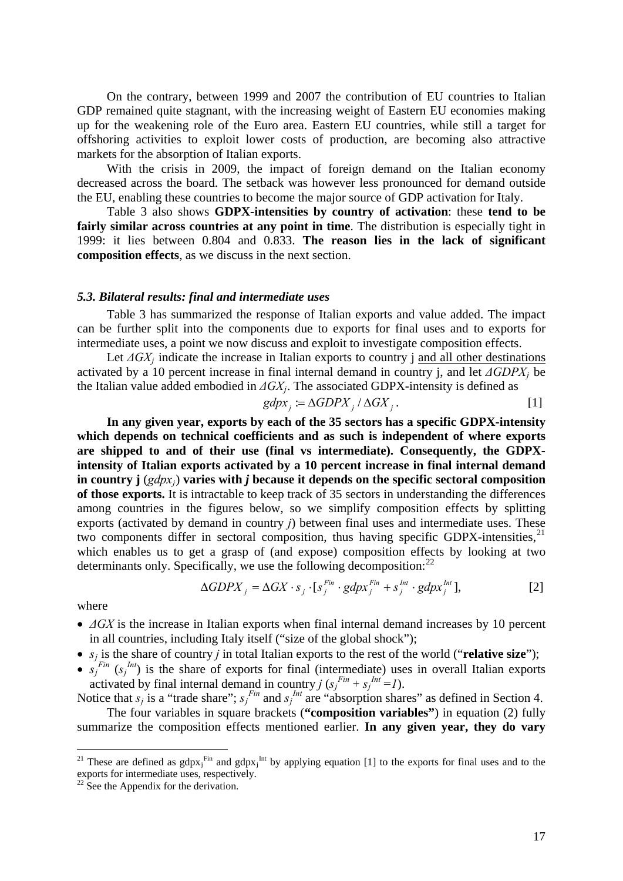On the contrary, between 1999 and 2007 the contribution of EU countries to Italian GDP remained quite stagnant, with the increasing weight of Eastern EU economies making up for the weakening role of the Euro area. Eastern EU countries, while still a target for offshoring activities to exploit lower costs of production, are becoming also attractive markets for the absorption of Italian exports.

With the crisis in 2009, the impact of foreign demand on the Italian economy decreased across the board. The setback was however less pronounced for demand outside the EU, enabling these countries to become the major source of GDP activation for Italy.

Table 3 also shows **GDPX-intensities by country of activation**: these **tend to be fairly similar across countries at any point in time**. The distribution is especially tight in 1999: it lies between 0.804 and 0.833. **The reason lies in the lack of significant composition effects**, as we discuss in the next section.

### *5.3. Bilateral results: final and intermediate uses*

Table 3 has summarized the response of Italian exports and value added. The impact can be further split into the components due to exports for final uses and to exports for intermediate uses, a point we now discuss and exploit to investigate composition effects.

Let $\Delta GX_j$ indicate the increase in Italian exports to country j and all other destinations activated by a 10 percent increase in final internal demand in country j, and let $\Delta GDPX_j$ be the Italian value added embodied in $\Delta GX_j$. The associated GDPX-intensity is defined as

$$gdpx_j := \Delta GDPX_j / \Delta GX_j . \qquad [1]$$

**In any given year, exports by each of the 35 sectors has a specific GDPX-intensity which depends on technical coefficients and as such is independent of where exports are shipped to and of their use (final vs intermediate). Consequently, the GDPX-intensity of Italian exports activated by a 10 percent increase in final internal demand in country j ($gdpx_j$) varies with *j* because it depends on the specific sectoral composition of those exports.** It is intractable to keep track of 35 sectors in understanding the differences among countries in the figures below, so we simplify composition effects by splitting exports (activated by demand in country *j*) between final uses and intermediate uses. These two components differ in sectoral composition, thus having specific GDPX-intensities,[21] which enables us to get a grasp of (and expose) composition effects by looking at two determinants only. Specifically, we use the following decomposition:[22]

$$\Delta GDPX_j = \Delta GX \cdot s_j \cdot [s_j^{Fin} \cdot gdpx_j^{Fin} + s_j^{Int} \cdot gdpx_j^{Int}], \qquad [2]$$

where

- $\Delta GX$ is the increase in Italian exports when final internal demand increases by 10 percent in all countries, including Italy itself ("size of the global shock");
- $s_j$ is the share of country *j* in total Italian exports to the rest of the world ("**relative size**");
- $s_j^{Fin}$ ($s_j^{Int}$) is the share of exports for final (intermediate) uses in overall Italian exports activated by final internal demand in country *j* ($s_j^{Fin} + s_j^{Int} = 1$).

Notice that $s_j$ is a "trade share"; $s_j^{Fin}$ and $s_j^{Int}$ are "absorption shares" as defined in Section 4.

The four variables in square brackets (**"composition variables"**) in equation (2) fully summarize the composition effects mentioned earlier. **In any given year, they do vary**

[21] These are defined as $gdpx_j^{Fin}$ and $gdpx_j^{Int}$ by applying equation [1] to the exports for final uses and to the exports for intermediate uses, respectively.

[22] See the Appendix for the derivation.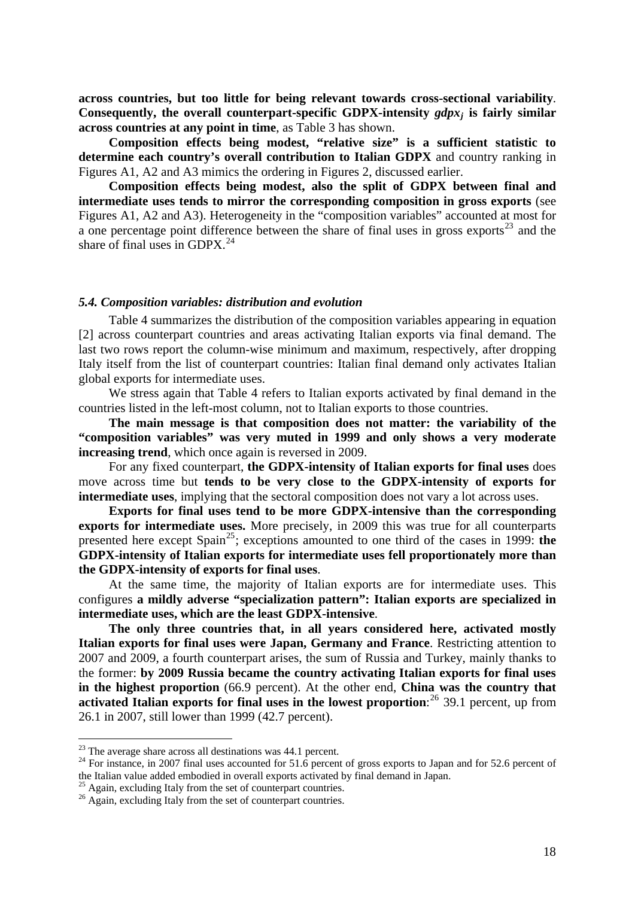**across countries, but too little for being relevant towards cross-sectional variability**. **Consequently, the overall counterpart-specific GDPX-intensity $gdpx_j$ is fairly similar across countries at any point in time**, as Table 3 has shown.

**Composition effects being modest, "relative size" is a sufficient statistic to determine each country's overall contribution to Italian GDPX** and country ranking in Figures A1, A2 and A3 mimics the ordering in Figures 2, discussed earlier.

**Composition effects being modest, also the split of GDPX between final and intermediate uses tends to mirror the corresponding composition in gross exports** (see Figures A1, A2 and A3). Heterogeneity in the "composition variables" accounted at most for a one percentage point difference between the share of final uses in gross exports[23] and the share of final uses in GDPX.[24]

### *5.4. Composition variables: distribution and evolution*

Table 4 summarizes the distribution of the composition variables appearing in equation [2] across counterpart countries and areas activating Italian exports via final demand. The last two rows report the column-wise minimum and maximum, respectively, after dropping Italy itself from the list of counterpart countries: Italian final demand only activates Italian global exports for intermediate uses.

We stress again that Table 4 refers to Italian exports activated by final demand in the countries listed in the left-most column, not to Italian exports to those countries.

**The main message is that composition does not matter: the variability of the "composition variables" was very muted in 1999 and only shows a very moderate increasing trend**, which once again is reversed in 2009.

For any fixed counterpart, **the GDPX-intensity of Italian exports for final uses** does move across time but **tends to be very close to the GDPX-intensity of exports for intermediate uses**, implying that the sectoral composition does not vary a lot across uses.

**Exports for final uses tend to be more GDPX-intensive than the corresponding exports for intermediate uses.** More precisely, in 2009 this was true for all counterparts presented here except Spain[25]; exceptions amounted to one third of the cases in 1999: **the GDPX-intensity of Italian exports for intermediate uses fell proportionately more than the GDPX-intensity of exports for final uses**.

At the same time, the majority of Italian exports are for intermediate uses. This configures **a mildly adverse "specialization pattern": Italian exports are specialized in intermediate uses, which are the least GDPX-intensive**.

**The only three countries that, in all years considered here, activated mostly Italian exports for final uses were Japan, Germany and France**. Restricting attention to 2007 and 2009, a fourth counterpart arises, the sum of Russia and Turkey, mainly thanks to the former: **by 2009 Russia became the country activating Italian exports for final uses in the highest proportion** (66.9 percent). At the other end, **China was the country that activated Italian exports for final uses in the lowest proportion**:[26] 39.1 percent, up from 26.1 in 2007, still lower than 1999 (42.7 percent).

---

[23] The average share across all destinations was 44.1 percent.

[24] For instance, in 2007 final uses accounted for 51.6 percent of gross exports to Japan and for 52.6 percent of the Italian value added embodied in overall exports activated by final demand in Japan.

[25] Again, excluding Italy from the set of counterpart countries.

[26] Again, excluding Italy from the set of counterpart countries.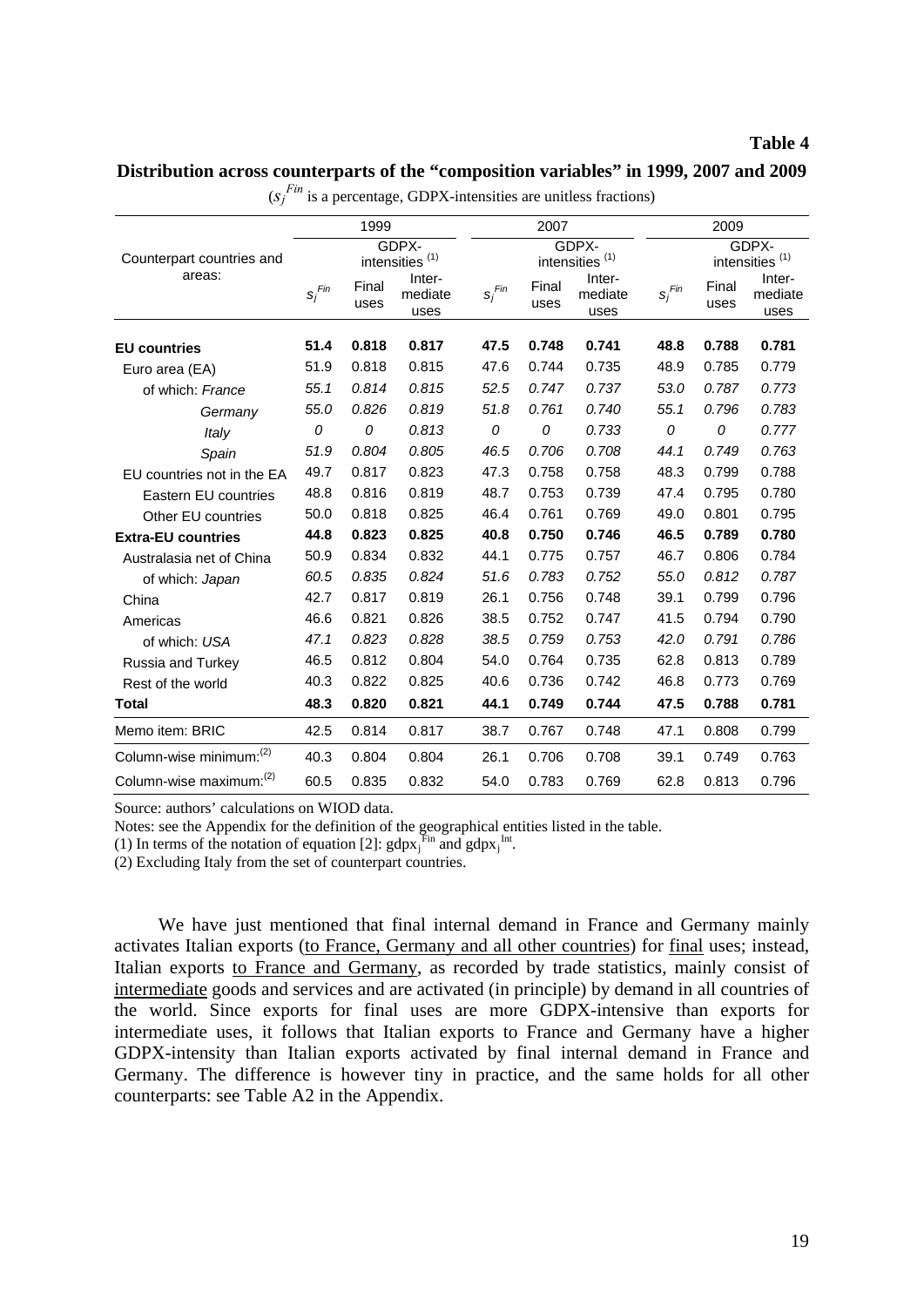**Table 4**

**Distribution across counterparts of the "composition variables" in 1999, 2007 and 2009**

($s_j^{Fin}$ is a percentage, GDPX-intensities are unitless fractions)

| Counterpart countries and areas: | 1999 | | | 2007 | | | 2009 | | |
|---|---|---|---|---|---|---|---|---|---|
| | $s_j^{Fin}$ | GDPX-intensities (1) | | $s_j^{Fin}$ | GDPX-intensities (1) | | $s_j^{Fin}$ | GDPX-intensities (1) | |
| | | Final uses | Inter-mediate uses | | Final uses | Inter-mediate uses | | Final uses | Inter-mediate uses |
| **EU countries** | **51.4** | **0.818** | **0.817** | **47.5** | **0.748** | **0.741** | **48.8** | **0.788** | **0.781** |
| Euro area (EA) | 51.9 | 0.818 | 0.815 | 47.6 | 0.744 | 0.735 | 48.9 | 0.785 | 0.779 |
| of which: *France* | *55.1* | *0.814* | *0.815* | *52.5* | *0.747* | *0.737* | *53.0* | *0.787* | *0.773* |
| *Germany* | *55.0* | *0.826* | *0.819* | *51.8* | *0.761* | *0.740* | *55.1* | *0.796* | *0.783* |
| *Italy* | *0* | *0* | *0.813* | *0* | *0* | *0.733* | *0* | *0* | *0.777* |
| *Spain* | *51.9* | *0.804* | *0.805* | *46.5* | *0.706* | *0.708* | *44.1* | *0.749* | *0.763* |
| EU countries not in the EA | 49.7 | 0.817 | 0.823 | 47.3 | 0.758 | 0.758 | 48.3 | 0.799 | 0.788 |
| Eastern EU countries | 48.8 | 0.816 | 0.819 | 48.7 | 0.753 | 0.739 | 47.4 | 0.795 | 0.780 |
| Other EU countries | 50.0 | 0.818 | 0.825 | 46.4 | 0.761 | 0.769 | 49.0 | 0.801 | 0.795 |
| **Extra-EU countries** | **44.8** | **0.823** | **0.825** | **40.8** | **0.750** | **0.746** | **46.5** | **0.789** | **0.780** |
| Australasia net of China | 50.9 | 0.834 | 0.832 | 44.1 | 0.775 | 0.757 | 46.7 | 0.806 | 0.784 |
| of which: *Japan* | *60.5* | *0.835* | *0.824* | *51.6* | *0.783* | *0.752* | *55.0* | *0.812* | *0.787* |
| China | 42.7 | 0.817 | 0.819 | 26.1 | 0.756 | 0.748 | 39.1 | 0.799 | 0.796 |
| Americas | 46.6 | 0.821 | 0.826 | 38.5 | 0.752 | 0.747 | 41.5 | 0.794 | 0.790 |
| of which: *USA* | *47.1* | *0.823* | *0.828* | *38.5* | *0.759* | *0.753* | *42.0* | *0.791* | *0.786* |
| Russia and Turkey | 46.5 | 0.812 | 0.804 | 54.0 | 0.764 | 0.735 | 62.8 | 0.813 | 0.789 |
| Rest of the world | 40.3 | 0.822 | 0.825 | 40.6 | 0.736 | 0.742 | 46.8 | 0.773 | 0.769 |
| **Total** | **48.3** | **0.820** | **0.821** | **44.1** | **0.749** | **0.744** | **47.5** | **0.788** | **0.781** |
| Memo item: BRIC | 42.5 | 0.814 | 0.817 | 38.7 | 0.767 | 0.748 | 47.1 | 0.808 | 0.799 |
| Column-wise minimum:(2) | 40.3 | 0.804 | 0.804 | 26.1 | 0.706 | 0.708 | 39.1 | 0.749 | 0.763 |
| Column-wise maximum:(2) | 60.5 | 0.835 | 0.832 | 54.0 | 0.783 | 0.769 | 62.8 | 0.813 | 0.796 |

Source: authors' calculations on WIOD data.

Notes: see the Appendix for the definition of the geographical entities listed in the table.

(1) In terms of the notation of equation [2]: $gdpx_j^{Fin}$ and $gdpx_j^{Int}$.

(2) Excluding Italy from the set of counterpart countries.

We have just mentioned that final internal demand in France and Germany mainly activates Italian exports (to France, Germany and all other countries) for final uses; instead, Italian exports to France and Germany, as recorded by trade statistics, mainly consist of intermediate goods and services and are activated (in principle) by demand in all countries of the world. Since exports for final uses are more GDPX-intensive than exports for intermediate uses, it follows that Italian exports to France and Germany have a higher GDPX-intensity than Italian exports activated by final internal demand in France and Germany. The difference is however tiny in practice, and the same holds for all other counterparts: see Table A2 in the Appendix.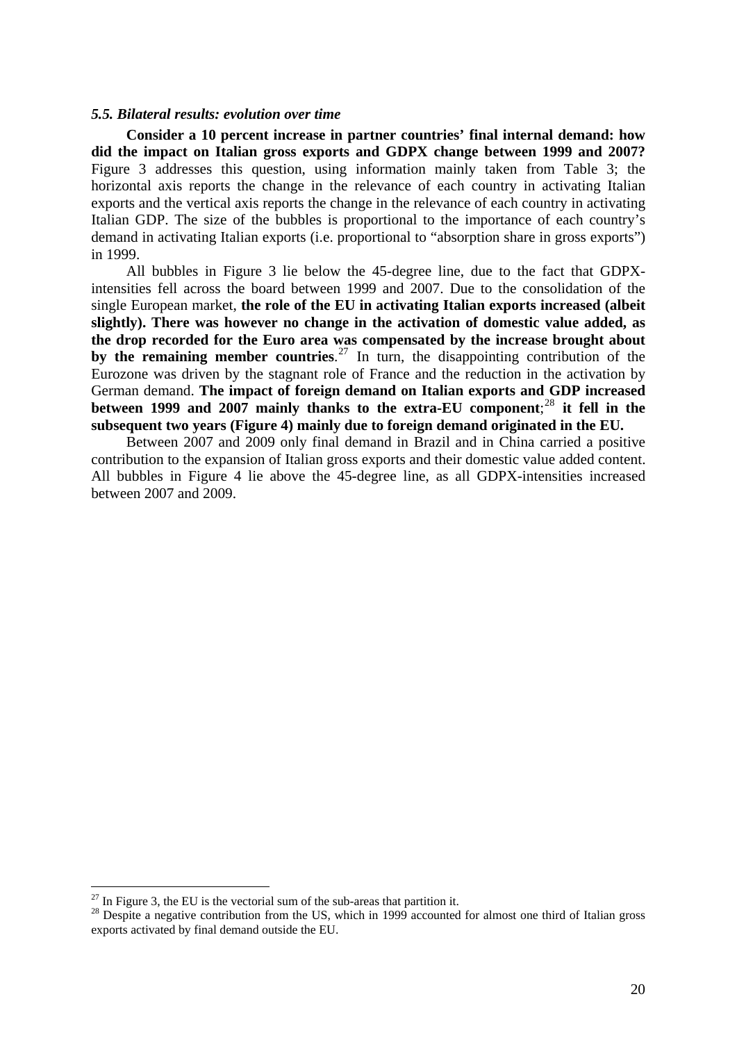### *5.5. Bilateral results: evolution over time*

**Consider a 10 percent increase in partner countries' final internal demand: how did the impact on Italian gross exports and GDPX change between 1999 and 2007?** Figure 3 addresses this question, using information mainly taken from Table 3; the horizontal axis reports the change in the relevance of each country in activating Italian exports and the vertical axis reports the change in the relevance of each country in activating Italian GDP. The size of the bubbles is proportional to the importance of each country's demand in activating Italian exports (i.e. proportional to "absorption share in gross exports") in 1999.

All bubbles in Figure 3 lie below the 45-degree line, due to the fact that GDPX-intensities fell across the board between 1999 and 2007. Due to the consolidation of the single European market, **the role of the EU in activating Italian exports increased (albeit slightly). There was however no change in the activation of domestic value added, as the drop recorded for the Euro area was compensated by the increase brought about by the remaining member countries**.[27] In turn, the disappointing contribution of the Eurozone was driven by the stagnant role of France and the reduction in the activation by German demand. **The impact of foreign demand on Italian exports and GDP increased between 1999 and 2007 mainly thanks to the extra-EU component**;[28] **it fell in the subsequent two years (Figure 4) mainly due to foreign demand originated in the EU.**

Between 2007 and 2009 only final demand in Brazil and in China carried a positive contribution to the expansion of Italian gross exports and their domestic value added content. All bubbles in Figure 4 lie above the 45-degree line, as all GDPX-intensities increased between 2007 and 2009.

[27] In Figure 3, the EU is the vectorial sum of the sub-areas that partition it.

[28] Despite a negative contribution from the US, which in 1999 accounted for almost one third of Italian gross exports activated by final demand outside the EU.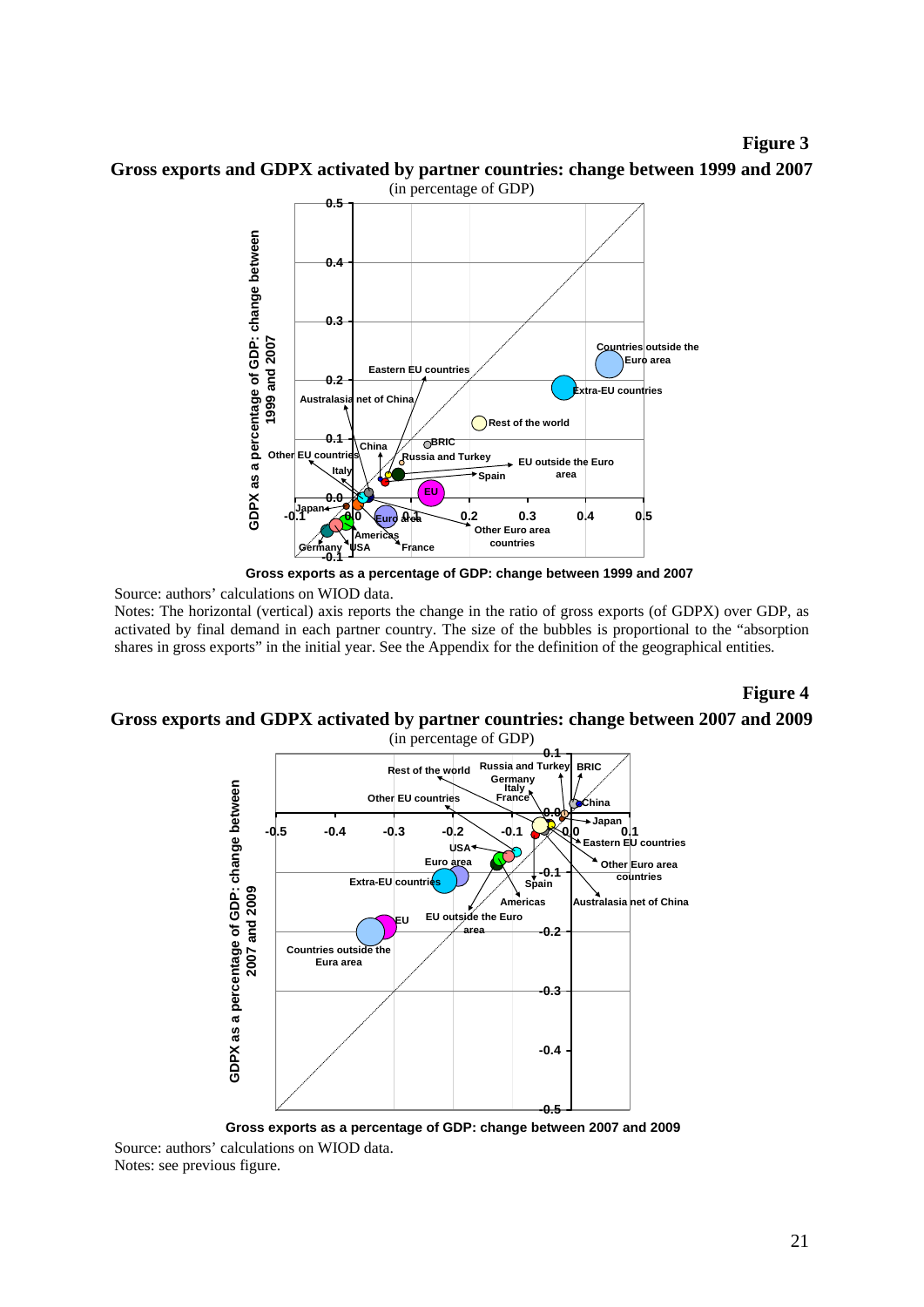**Figure 3**

**Gross exports and GDPX activated by partner countries: change between 1999 and 2007**

(in percentage of GDP)

Source: authors' calculations on WIOD data.

Notes: The horizontal (vertical) axis reports the change in the ratio of gross exports (of GDPX) over GDP, as activated by final demand in each partner country. The size of the bubbles is proportional to the "absorption shares in gross exports" in the initial year. See the Appendix for the definition of the geographical entities.

**Figure 4**

**Gross exports and GDPX activated by partner countries: change between 2007 and 2009**

(in percentage of GDP)

Source: authors' calculations on WIOD data.

Notes: see previous figure.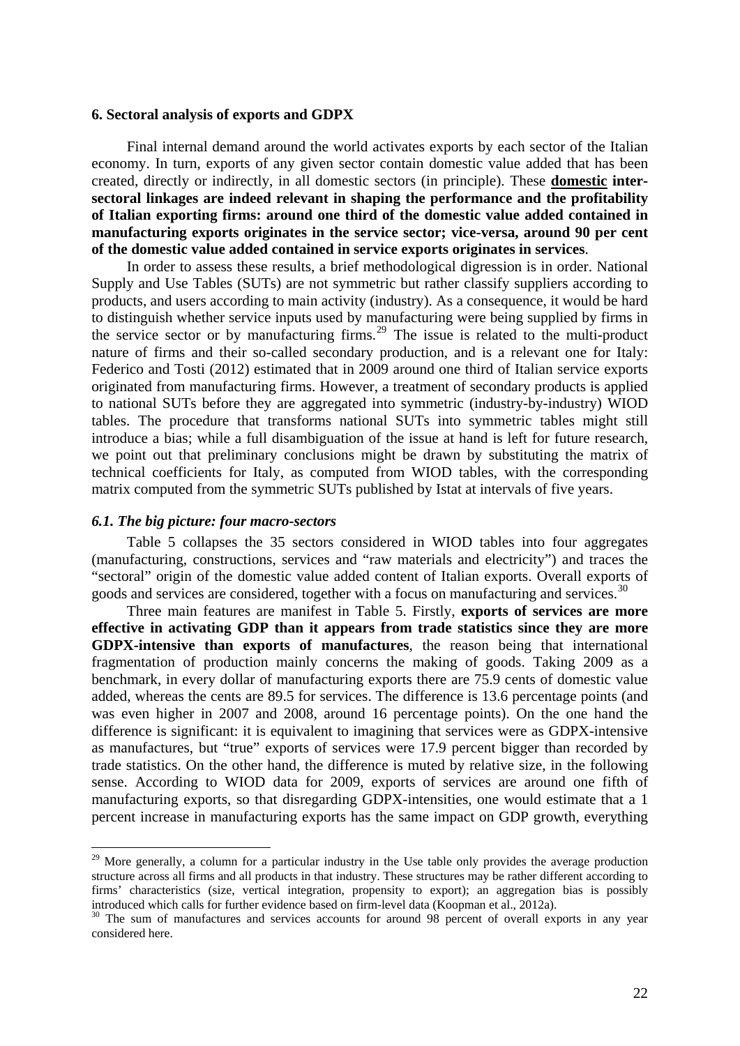## 6. Sectoral analysis of exports and GDPX

Final internal demand around the world activates exports by each sector of the Italian economy. In turn, exports of any given sector contain domestic value added that has been created, directly or indirectly, in all domestic sectors (in principle). These **domestic inter-sectoral linkages are indeed relevant in shaping the performance and the profitability of Italian exporting firms: around one third of the domestic value added contained in manufacturing exports originates in the service sector; vice-versa, around 90 per cent of the domestic value added contained in service exports originates in services**.

In order to assess these results, a brief methodological digression is in order. National Supply and Use Tables (SUTs) are not symmetric but rather classify suppliers according to products, and users according to main activity (industry). As a consequence, it would be hard to distinguish whether service inputs used by manufacturing were being supplied by firms in the service sector or by manufacturing firms.[29] The issue is related to the multi-product nature of firms and their so-called secondary production, and is a relevant one for Italy: Federico and Tosti (2012) estimated that in 2009 around one third of Italian service exports originated from manufacturing firms. However, a treatment of secondary products is applied to national SUTs before they are aggregated into symmetric (industry-by-industry) WIOD tables. The procedure that transforms national SUTs into symmetric tables might still introduce a bias; while a full disambiguation of the issue at hand is left for future research, we point out that preliminary conclusions might be drawn by substituting the matrix of technical coefficients for Italy, as computed from WIOD tables, with the corresponding matrix computed from the symmetric SUTs published by Istat at intervals of five years.

### *6.1. The big picture: four macro-sectors*

Table 5 collapses the 35 sectors considered in WIOD tables into four aggregates (manufacturing, constructions, services and "raw materials and electricity") and traces the "sectoral" origin of the domestic value added content of Italian exports. Overall exports of goods and services are considered, together with a focus on manufacturing and services.[30]

Three main features are manifest in Table 5. Firstly, **exports of services are more effective in activating GDP than it appears from trade statistics since they are more GDPX-intensive than exports of manufactures**, the reason being that international fragmentation of production mainly concerns the making of goods. Taking 2009 as a benchmark, in every dollar of manufacturing exports there are 75.9 cents of domestic value added, whereas the cents are 89.5 for services. The difference is 13.6 percentage points (and was even higher in 2007 and 2008, around 16 percentage points). On the one hand the difference is significant: it is equivalent to imagining that services were as GDPX-intensive as manufactures, but "true" exports of services were 17.9 percent bigger than recorded by trade statistics. On the other hand, the difference is muted by relative size, in the following sense. According to WIOD data for 2009, exports of services are around one fifth of manufacturing exports, so that disregarding GDPX-intensities, one would estimate that a 1 percent increase in manufacturing exports has the same impact on GDP growth, everything

---

[29] More generally, a column for a particular industry in the Use table only provides the average production structure across all firms and all products in that industry. These structures may be rather different according to firms' characteristics (size, vertical integration, propensity to export); an aggregation bias is possibly introduced which calls for further evidence based on firm-level data (Koopman et al., 2012a).

[30] The sum of manufactures and services accounts for around 98 percent of overall exports in any year considered here.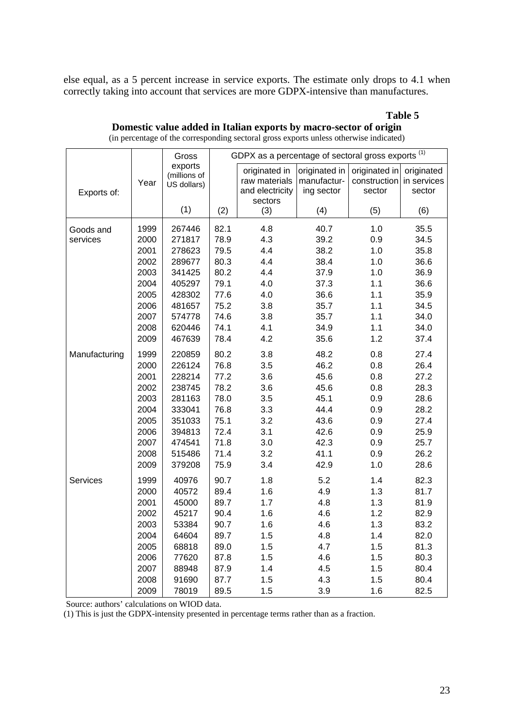else equal, as a 5 percent increase in service exports. The estimate only drops to 4.1 when correctly taking into account that services are more GDPX-intensive than manufactures.

**Table 5**

**Domestic value added in Italian exports by macro-sector of origin**

(in percentage of the corresponding sectoral gross exports unless otherwise indicated)

| Exports of: | Year | Gross exports (millions of US dollars) | GDPX as a percentage of sectoral gross exports (1) | | | | |
|---|---|---|---|---|---|---|---|
| | | | | originated in raw materials and electricity sectors | originated in manufacturing sector | originated in construction sector | originated in services sector |
| | | (1) | (2) | (3) | (4) | (5) | (6) |
| Goods and services | 1999 | 267446 | 82.1 | 4.8 | 40.7 | 1.0 | 35.5 |
| | 2000 | 271817 | 78.9 | 4.3 | 39.2 | 0.9 | 34.5 |
| | 2001 | 278623 | 79.5 | 4.4 | 38.2 | 1.0 | 35.8 |
| | 2002 | 289677 | 80.3 | 4.4 | 38.4 | 1.0 | 36.6 |
| | 2003 | 341425 | 80.2 | 4.4 | 37.9 | 1.0 | 36.9 |
| | 2004 | 405297 | 79.1 | 4.0 | 37.3 | 1.1 | 36.6 |
| | 2005 | 428302 | 77.6 | 4.0 | 36.6 | 1.1 | 35.9 |
| | 2006 | 481657 | 75.2 | 3.8 | 35.7 | 1.1 | 34.5 |
| | 2007 | 574778 | 74.6 | 3.8 | 35.7 | 1.1 | 34.0 |
| | 2008 | 620446 | 74.1 | 4.1 | 34.9 | 1.1 | 34.0 |
| | 2009 | 467639 | 78.4 | 4.2 | 35.6 | 1.2 | 37.4 |
| Manufacturing | 1999 | 220859 | 80.2 | 3.8 | 48.2 | 0.8 | 27.4 |
| | 2000 | 226124 | 76.8 | 3.5 | 46.2 | 0.8 | 26.4 |
| | 2001 | 228214 | 77.2 | 3.6 | 45.6 | 0.8 | 27.2 |
| | 2002 | 238745 | 78.2 | 3.6 | 45.6 | 0.8 | 28.3 |
| | 2003 | 281163 | 78.0 | 3.5 | 45.1 | 0.9 | 28.6 |
| | 2004 | 333041 | 76.8 | 3.3 | 44.4 | 0.9 | 28.2 |
| | 2005 | 351033 | 75.1 | 3.2 | 43.6 | 0.9 | 27.4 |
| | 2006 | 394813 | 72.4 | 3.1 | 42.6 | 0.9 | 25.9 |
| | 2007 | 474541 | 71.8 | 3.0 | 42.3 | 0.9 | 25.7 |
| | 2008 | 515486 | 71.4 | 3.2 | 41.1 | 0.9 | 26.2 |
| | 2009 | 379208 | 75.9 | 3.4 | 42.9 | 1.0 | 28.6 |
| Services | 1999 | 40976 | 90.7 | 1.8 | 5.2 | 1.4 | 82.3 |
| | 2000 | 40572 | 89.4 | 1.6 | 4.9 | 1.3 | 81.7 |
| | 2001 | 45000 | 89.7 | 1.7 | 4.8 | 1.3 | 81.9 |
| | 2002 | 45217 | 90.4 | 1.6 | 4.6 | 1.2 | 82.9 |
| | 2003 | 53384 | 90.7 | 1.6 | 4.6 | 1.3 | 83.2 |
| | 2004 | 64604 | 89.7 | 1.5 | 4.8 | 1.4 | 82.0 |
| | 2005 | 68818 | 89.0 | 1.5 | 4.7 | 1.5 | 81.3 |
| | 2006 | 77620 | 87.8 | 1.5 | 4.6 | 1.5 | 80.3 |
| | 2007 | 88948 | 87.9 | 1.4 | 4.5 | 1.5 | 80.4 |
| | 2008 | 91690 | 87.7 | 1.5 | 4.3 | 1.5 | 80.4 |
| | 2009 | 78019 | 89.5 | 1.5 | 3.9 | 1.6 | 82.5 |

Source: authors' calculations on WIOD data.

(1) This is just the GDPX-intensity presented in percentage terms rather than as a fraction.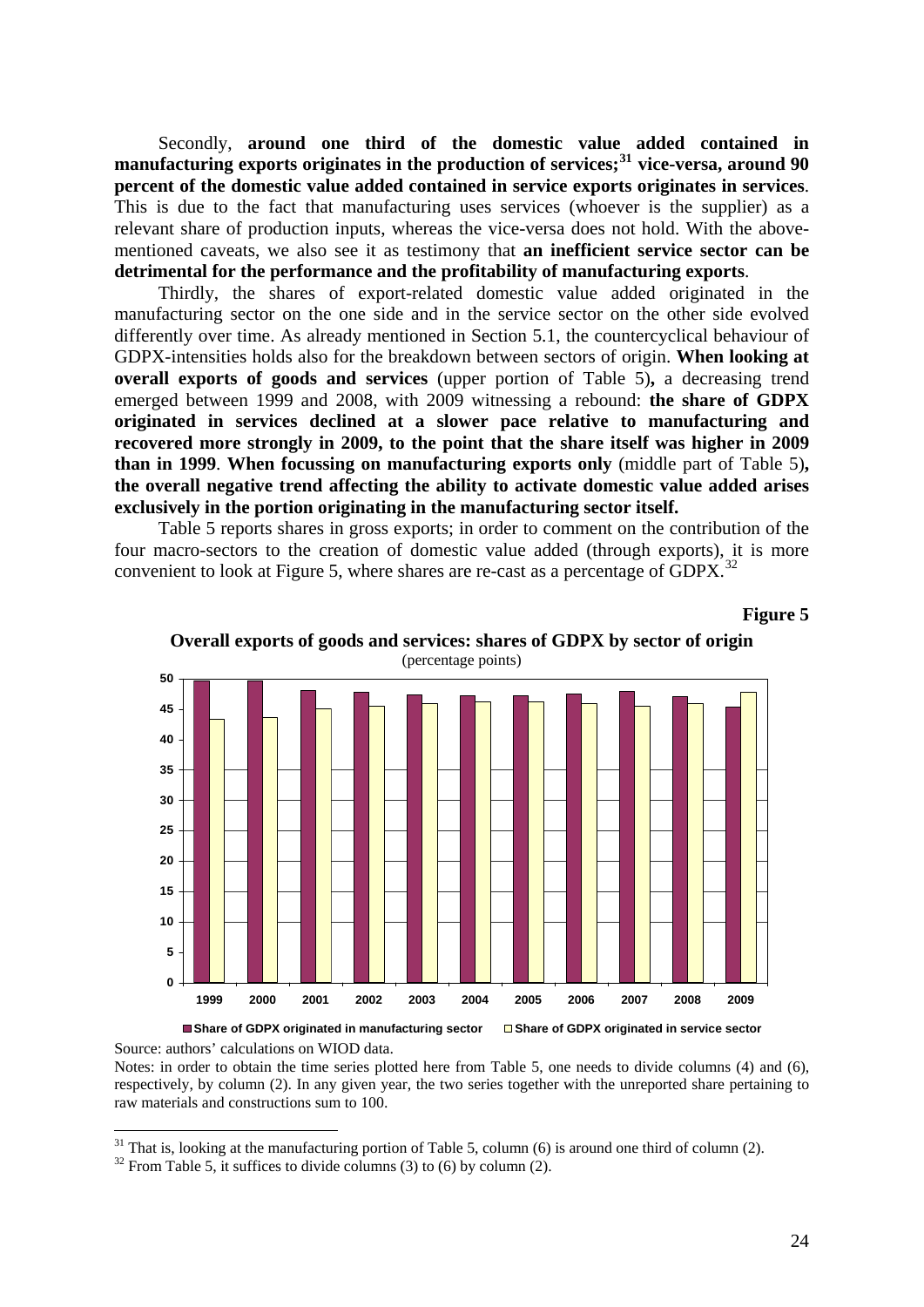Secondly, **around one third of the domestic value added contained in manufacturing exports originates in the production of services;**[31] **vice-versa, around 90 percent of the domestic value added contained in service exports originates in services**. This is due to the fact that manufacturing uses services (whoever is the supplier) as a relevant share of production inputs, whereas the vice-versa does not hold. With the above-mentioned caveats, we also see it as testimony that **an inefficient service sector can be detrimental for the performance and the profitability of manufacturing exports**.

Thirdly, the shares of export-related domestic value added originated in the manufacturing sector on the one side and in the service sector on the other side evolved differently over time. As already mentioned in Section 5.1, the countercyclical behaviour of GDPX-intensities holds also for the breakdown between sectors of origin. **When looking at overall exports of goods and services** (upper portion of Table 5)**,** a decreasing trend emerged between 1999 and 2008, with 2009 witnessing a rebound: **the share of GDPX originated in services declined at a slower pace relative to manufacturing and recovered more strongly in 2009, to the point that the share itself was higher in 2009 than in 1999**. **When focussing on manufacturing exports only** (middle part of Table 5)**, the overall negative trend affecting the ability to activate domestic value added arises exclusively in the portion originating in the manufacturing sector itself.**

Table 5 reports shares in gross exports; in order to comment on the contribution of the four macro-sectors to the creation of domestic value added (through exports), it is more convenient to look at Figure 5, where shares are re-cast as a percentage of GDPX.[32]

**Figure 5**

**Overall exports of goods and services: shares of GDPX by sector of origin**
(percentage points)

Source: authors' calculations on WIOD data.

Notes: in order to obtain the time series plotted here from Table 5, one needs to divide columns (4) and (6), respectively, by column (2). In any given year, the two series together with the unreported share pertaining to raw materials and constructions sum to 100.

---

[31] That is, looking at the manufacturing portion of Table 5, column (6) is around one third of column (2).

[32] From Table 5, it suffices to divide columns (3) to (6) by column (2).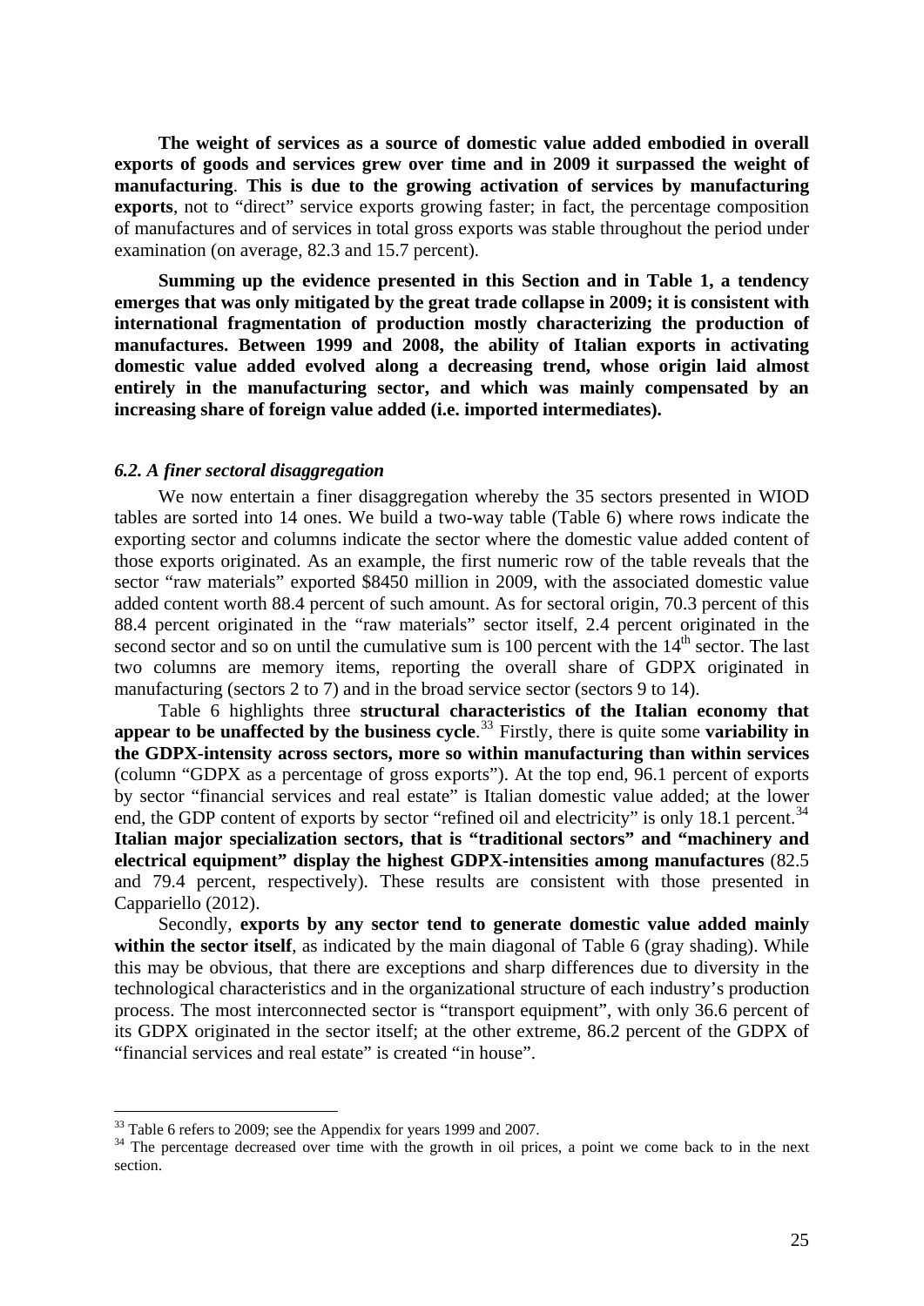**The weight of services as a source of domestic value added embodied in overall exports of goods and services grew over time and in 2009 it surpassed the weight of manufacturing**. **This is due to the growing activation of services by manufacturing exports**, not to "direct" service exports growing faster; in fact, the percentage composition of manufactures and of services in total gross exports was stable throughout the period under examination (on average, 82.3 and 15.7 percent).

**Summing up the evidence presented in this Section and in Table 1, a tendency emerges that was only mitigated by the great trade collapse in 2009; it is consistent with international fragmentation of production mostly characterizing the production of manufactures. Between 1999 and 2008, the ability of Italian exports in activating domestic value added evolved along a decreasing trend, whose origin laid almost entirely in the manufacturing sector, and which was mainly compensated by an increasing share of foreign value added (i.e. imported intermediates).**

### *6.2. A finer sectoral disaggregation*

We now entertain a finer disaggregation whereby the 35 sectors presented in WIOD tables are sorted into 14 ones. We build a two-way table (Table 6) where rows indicate the exporting sector and columns indicate the sector where the domestic value added content of those exports originated. As an example, the first numeric row of the table reveals that the sector "raw materials" exported \$8450 million in 2009, with the associated domestic value added content worth 88.4 percent of such amount. As for sectoral origin, 70.3 percent of this 88.4 percent originated in the "raw materials" sector itself, 2.4 percent originated in the second sector and so on until the cumulative sum is 100 percent with the 14th sector. The last two columns are memory items, reporting the overall share of GDPX originated in manufacturing (sectors 2 to 7) and in the broad service sector (sectors 9 to 14).

Table 6 highlights three **structural characteristics of the Italian economy that appear to be unaffected by the business cycle**.[33] Firstly, there is quite some **variability in the GDPX-intensity across sectors, more so within manufacturing than within services** (column "GDPX as a percentage of gross exports"). At the top end, 96.1 percent of exports by sector "financial services and real estate" is Italian domestic value added; at the lower end, the GDP content of exports by sector "refined oil and electricity" is only 18.1 percent.[34] **Italian major specialization sectors, that is "traditional sectors" and "machinery and electrical equipment" display the highest GDPX-intensities among manufactures** (82.5 and 79.4 percent, respectively). These results are consistent with those presented in Cappariello (2012).

Secondly, **exports by any sector tend to generate domestic value added mainly within the sector itself**, as indicated by the main diagonal of Table 6 (gray shading). While this may be obvious, that there are exceptions and sharp differences due to diversity in the technological characteristics and in the organizational structure of each industry's production process. The most interconnected sector is "transport equipment", with only 36.6 percent of its GDPX originated in the sector itself; at the other extreme, 86.2 percent of the GDPX of "financial services and real estate" is created "in house".

[33] Table 6 refers to 2009; see the Appendix for years 1999 and 2007.

[34] The percentage decreased over time with the growth in oil prices, a point we come back to in the next section.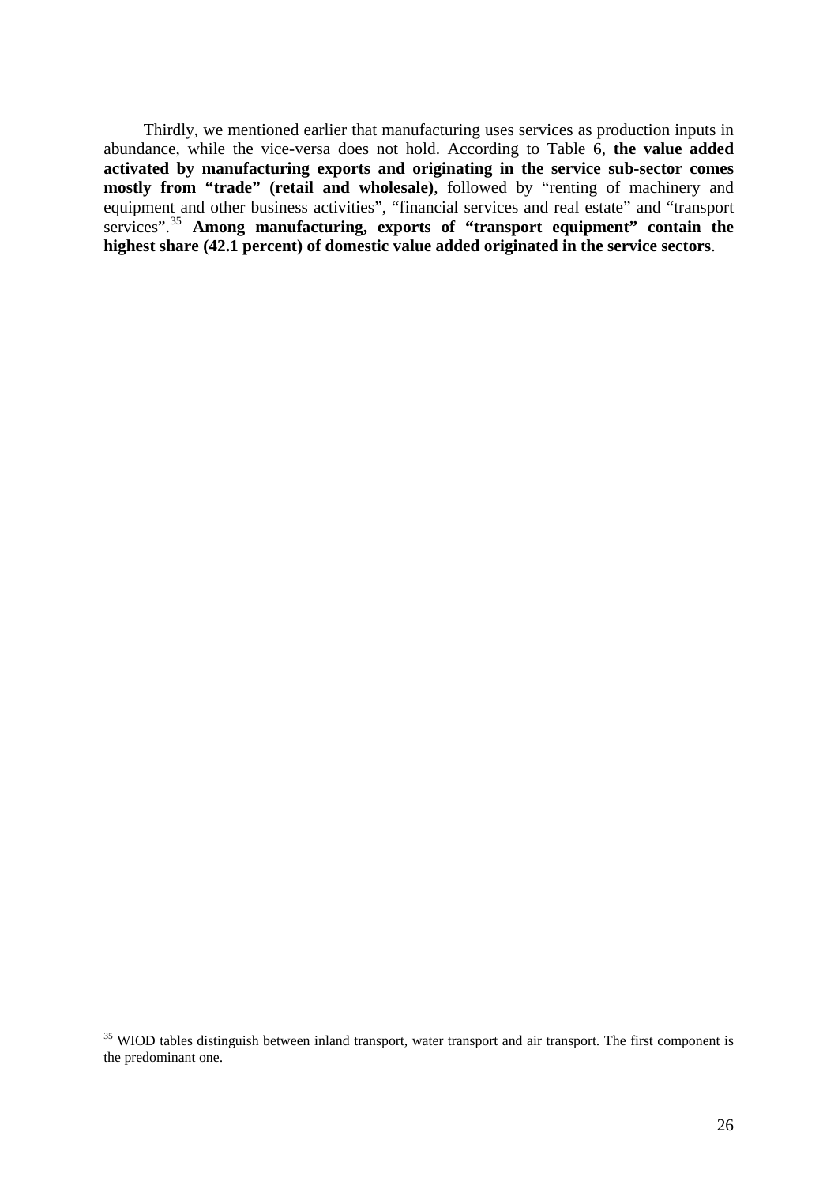Thirdly, we mentioned earlier that manufacturing uses services as production inputs in abundance, while the vice-versa does not hold. According to Table 6, **the value added activated by manufacturing exports and originating in the service sub-sector comes mostly from "trade" (retail and wholesale)**, followed by "renting of machinery and equipment and other business activities", "financial services and real estate" and "transport services".[35] **Among manufacturing, exports of "transport equipment" contain the highest share (42.1 percent) of domestic value added originated in the service sectors**.

[35] WIOD tables distinguish between inland transport, water transport and air transport. The first component is the predominant one.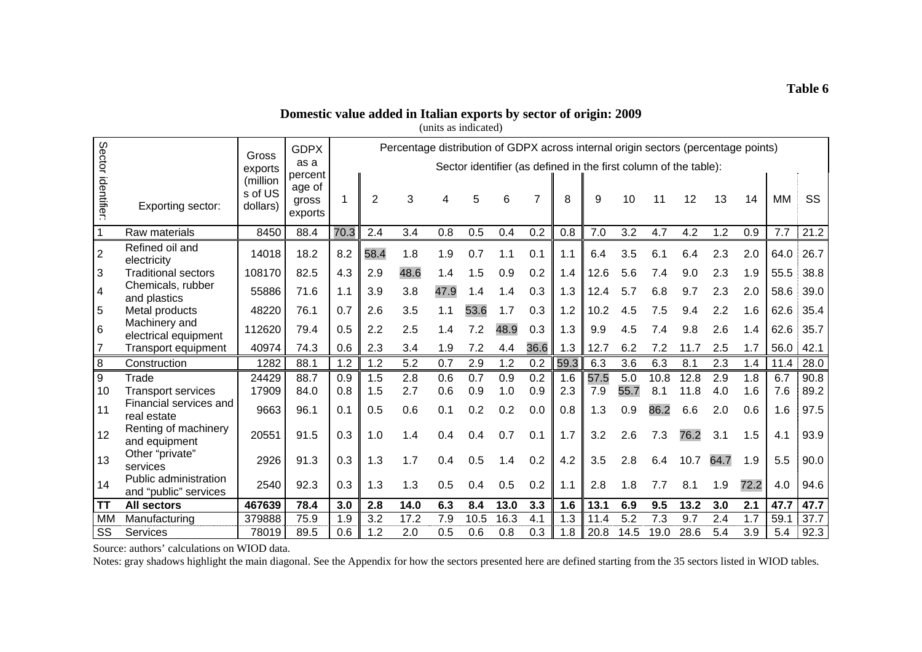**Table 6**

### Domestic value added in Italian exports by sector of origin: 2009

(units as indicated)

| Sector identifier: | Exporting sector: | Gross exports (millions of US dollars) | GDPX as a percentage of gross exports | Percentage distribution of GDPX across internal origin sectors (percentage points) Sector identifier (as defined in the first column of the table): | | | | | | | | | | | | | | | |
|---|---|---|---|---|---|---|---|---|---|---|---|---|---|---|---|---|---|---|---|
| | | | | 1 | 2 | 3 | 4 | 5 | 6 | 7 | 8 | 9 | 10 | 11 | 12 | 13 | 14 | MM | SS |
| 1 | Raw materials | 8450 | 88.4 | 70.3 | 2.4 | 3.4 | 0.8 | 0.5 | 0.4 | 0.2 | 0.8 | 7.0 | 3.2 | 4.7 | 4.2 | 1.2 | 0.9 | 7.7 | 21.2 |
| 2 | Refined oil and electricity | 14018 | 18.2 | 8.2 | 58.4 | 1.8 | 1.9 | 0.7 | 1.1 | 0.1 | 1.1 | 6.4 | 3.5 | 6.1 | 6.4 | 2.3 | 2.0 | 64.0 | 26.7 |
| 3 | Traditional sectors | 108170 | 82.5 | 4.3 | 2.9 | 48.6 | 1.4 | 1.5 | 0.9 | 0.2 | 1.4 | 12.6 | 5.6 | 7.4 | 9.0 | 2.3 | 1.9 | 55.5 | 38.8 |
| 4 | Chemicals, rubber and plastics | 55886 | 71.6 | 1.1 | 3.9 | 3.8 | 47.9 | 1.4 | 1.4 | 0.3 | 1.3 | 12.4 | 5.7 | 6.8 | 9.7 | 2.3 | 2.0 | 58.6 | 39.0 |
| 5 | Metal products | 48220 | 76.1 | 0.7 | 2.6 | 3.5 | 1.1 | 53.6 | 1.7 | 0.3 | 1.2 | 10.2 | 4.5 | 7.5 | 9.4 | 2.2 | 1.6 | 62.6 | 35.4 |
| 6 | Machinery and electrical equipment | 112620 | 79.4 | 0.5 | 2.2 | 2.5 | 1.4 | 7.2 | 48.9 | 0.3 | 1.3 | 9.9 | 4.5 | 7.4 | 9.8 | 2.6 | 1.4 | 62.6 | 35.7 |
| 7 | Transport equipment | 40974 | 74.3 | 0.6 | 2.3 | 3.4 | 1.9 | 7.2 | 4.4 | 36.6 | 1.3 | 12.7 | 6.2 | 7.2 | 11.7 | 2.5 | 1.7 | 56.0 | 42.1 |
| 8 | Construction | 1282 | 88.1 | 1.2 | 1.2 | 5.2 | 0.7 | 2.9 | 1.2 | 0.2 | 59.3 | 6.3 | 3.6 | 6.3 | 8.1 | 2.3 | 1.4 | 11.4 | 28.0 |
| 9 | Trade | 24429 | 88.7 | 0.9 | 1.5 | 2.8 | 0.6 | 0.7 | 0.9 | 0.2 | 1.6 | 57.5 | 5.0 | 10.8 | 12.8 | 2.9 | 1.8 | 6.7 | 90.8 |
| 10 | Transport services | 17909 | 84.0 | 0.8 | 1.5 | 2.7 | 0.6 | 0.9 | 1.0 | 0.9 | 2.3 | 7.9 | 55.7 | 8.1 | 11.8 | 4.0 | 1.6 | 7.6 | 89.2 |
| 11 | Financial services and real estate | 9663 | 96.1 | 0.1 | 0.5 | 0.6 | 0.1 | 0.2 | 0.2 | 0.0 | 0.8 | 1.3 | 0.9 | 86.2 | 6.6 | 2.0 | 0.6 | 1.6 | 97.5 |
| 12 | Renting of machinery and equipment | 20551 | 91.5 | 0.3 | 1.0 | 1.4 | 0.4 | 0.4 | 0.7 | 0.1 | 1.7 | 3.2 | 2.6 | 7.3 | 76.2 | 3.1 | 1.5 | 4.1 | 93.9 |
| 13 | Other "private" services | 2926 | 91.3 | 0.3 | 1.3 | 1.7 | 0.4 | 0.5 | 1.4 | 0.2 | 4.2 | 3.5 | 2.8 | 6.4 | 10.7 | 64.7 | 1.9 | 5.5 | 90.0 |
| 14 | Public administration and "public" services | 2540 | 92.3 | 0.3 | 1.3 | 1.3 | 0.5 | 0.4 | 0.5 | 0.2 | 1.1 | 2.8 | 1.8 | 7.7 | 8.1 | 1.9 | 72.2 | 4.0 | 94.6 |
| **TT** | **All sectors** | **467639** | **78.4** | **3.0** | **2.8** | **14.0** | **6.3** | **8.4** | **13.0** | **3.3** | **1.6** | **13.1** | **6.9** | **9.5** | **13.2** | **3.0** | **2.1** | **47.7** | **47.7** |
| MM | Manufacturing | 379888 | 75.9 | 1.9 | 3.2 | 17.2 | 7.9 | 10.5 | 16.3 | 4.1 | 1.3 | 11.4 | 5.2 | 7.3 | 9.7 | 2.4 | 1.7 | 59.1 | 37.7 |
| SS | Services | 78019 | 89.5 | 0.6 | 1.2 | 2.0 | 0.5 | 0.6 | 0.8 | 0.3 | 1.8 | 20.8 | 14.5 | 19.0 | 28.6 | 5.4 | 3.9 | 5.4 | 92.3 |

Source: authors' calculations on WIOD data.

Notes: gray shadows highlight the main diagonal. See the Appendix for how the sectors presented here are defined starting from the 35 sectors listed in WIOD tables.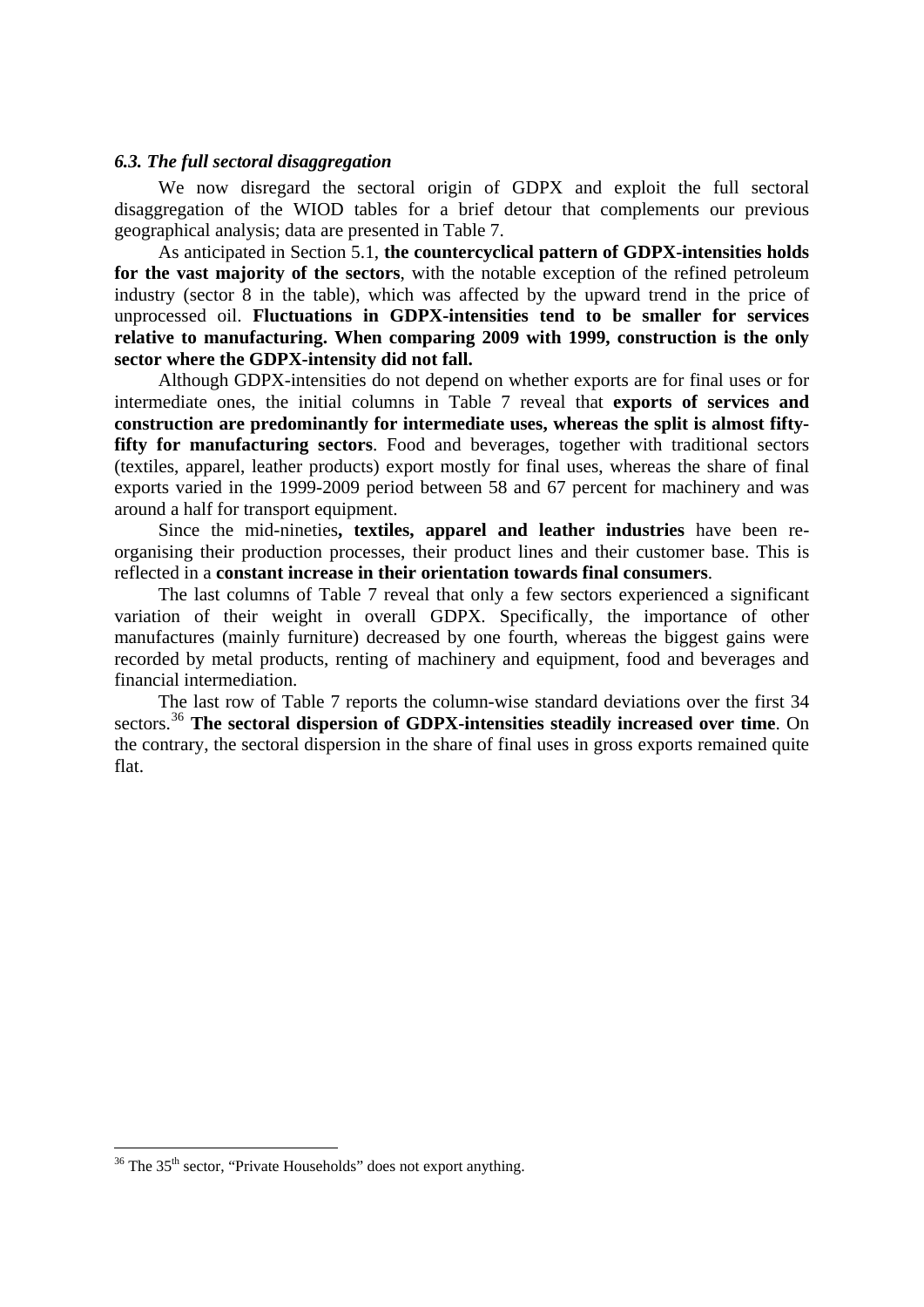### *6.3. The full sectoral disaggregation*

We now disregard the sectoral origin of GDPX and exploit the full sectoral disaggregation of the WIOD tables for a brief detour that complements our previous geographical analysis; data are presented in Table 7.

As anticipated in Section 5.1, **the countercyclical pattern of GDPX-intensities holds for the vast majority of the sectors**, with the notable exception of the refined petroleum industry (sector 8 in the table), which was affected by the upward trend in the price of unprocessed oil. **Fluctuations in GDPX-intensities tend to be smaller for services relative to manufacturing. When comparing 2009 with 1999, construction is the only sector where the GDPX-intensity did not fall.**

Although GDPX-intensities do not depend on whether exports are for final uses or for intermediate ones, the initial columns in Table 7 reveal that **exports of services and construction are predominantly for intermediate uses, whereas the split is almost fifty-fifty for manufacturing sectors**. Food and beverages, together with traditional sectors (textiles, apparel, leather products) export mostly for final uses, whereas the share of final exports varied in the 1999-2009 period between 58 and 67 percent for machinery and was around a half for transport equipment.

Since the mid-nineties**, textiles, apparel and leather industries** have been re-organising their production processes, their product lines and their customer base. This is reflected in a **constant increase in their orientation towards final consumers**.

The last columns of Table 7 reveal that only a few sectors experienced a significant variation of their weight in overall GDPX. Specifically, the importance of other manufactures (mainly furniture) decreased by one fourth, whereas the biggest gains were recorded by metal products, renting of machinery and equipment, food and beverages and financial intermediation.

The last row of Table 7 reports the column-wise standard deviations over the first 34 sectors.[36] **The sectoral dispersion of GDPX-intensities steadily increased over time**. On the contrary, the sectoral dispersion in the share of final uses in gross exports remained quite flat.

[36] The 35[th] sector, "Private Households" does not export anything.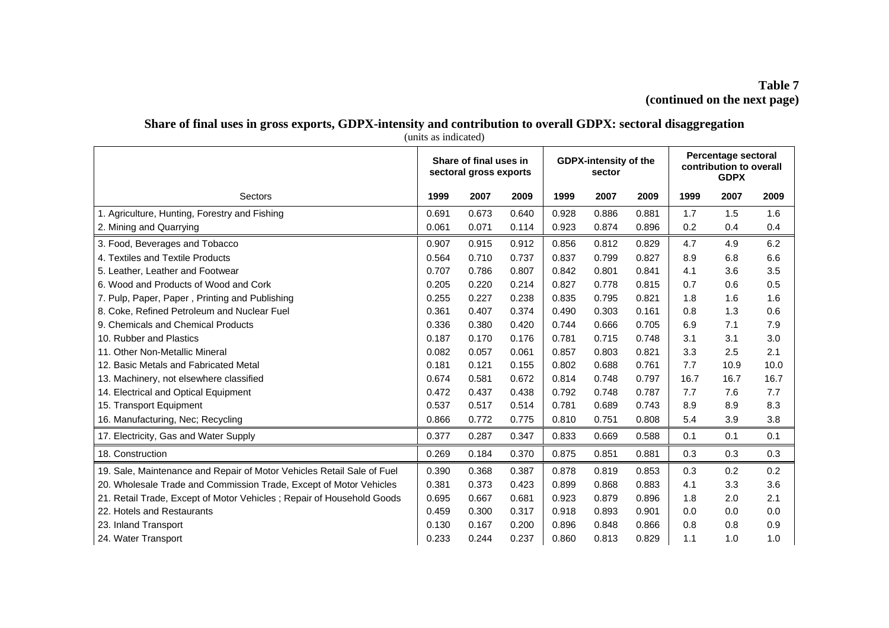**Table 7**
**(continued on the next page)**

**Share of final uses in gross exports, GDPX-intensity and contribution to overall GDPX: sectoral disaggregation**

(units as indicated)

| | Share of final uses in sectoral gross exports | | | GDPX-intensity of the sector | | | Percentage sectoral contribution to overall GDPX | | |
|---|---|---|---|---|---|---|---|---|---|
| Sectors | 1999 | 2007 | 2009 | 1999 | 2007 | 2009 | 1999 | 2007 | 2009 |
| 1. Agriculture, Hunting, Forestry and Fishing | 0.691 | 0.673 | 0.640 | 0.928 | 0.886 | 0.881 | 1.7 | 1.5 | 1.6 |
| 2. Mining and Quarrying | 0.061 | 0.071 | 0.114 | 0.923 | 0.874 | 0.896 | 0.2 | 0.4 | 0.4 |
| 3. Food, Beverages and Tobacco | 0.907 | 0.915 | 0.912 | 0.856 | 0.812 | 0.829 | 4.7 | 4.9 | 6.2 |
| 4. Textiles and Textile Products | 0.564 | 0.710 | 0.737 | 0.837 | 0.799 | 0.827 | 8.9 | 6.8 | 6.6 |
| 5. Leather, Leather and Footwear | 0.707 | 0.786 | 0.807 | 0.842 | 0.801 | 0.841 | 4.1 | 3.6 | 3.5 |
| 6. Wood and Products of Wood and Cork | 0.205 | 0.220 | 0.214 | 0.827 | 0.778 | 0.815 | 0.7 | 0.6 | 0.5 |
| 7. Pulp, Paper, Paper , Printing and Publishing | 0.255 | 0.227 | 0.238 | 0.835 | 0.795 | 0.821 | 1.8 | 1.6 | 1.6 |
| 8. Coke, Refined Petroleum and Nuclear Fuel | 0.361 | 0.407 | 0.374 | 0.490 | 0.303 | 0.161 | 0.8 | 1.3 | 0.6 |
| 9. Chemicals and Chemical Products | 0.336 | 0.380 | 0.420 | 0.744 | 0.666 | 0.705 | 6.9 | 7.1 | 7.9 |
| 10. Rubber and Plastics | 0.187 | 0.170 | 0.176 | 0.781 | 0.715 | 0.748 | 3.1 | 3.1 | 3.0 |
| 11. Other Non-Metallic Mineral | 0.082 | 0.057 | 0.061 | 0.857 | 0.803 | 0.821 | 3.3 | 2.5 | 2.1 |
| 12. Basic Metals and Fabricated Metal | 0.181 | 0.121 | 0.155 | 0.802 | 0.688 | 0.761 | 7.7 | 10.9 | 10.0 |
| 13. Machinery, not elsewhere classified | 0.674 | 0.581 | 0.672 | 0.814 | 0.748 | 0.797 | 16.7 | 16.7 | 16.7 |
| 14. Electrical and Optical Equipment | 0.472 | 0.437 | 0.438 | 0.792 | 0.748 | 0.787 | 7.7 | 7.6 | 7.7 |
| 15. Transport Equipment | 0.537 | 0.517 | 0.514 | 0.781 | 0.689 | 0.743 | 8.9 | 8.9 | 8.3 |
| 16. Manufacturing, Nec; Recycling | 0.866 | 0.772 | 0.775 | 0.810 | 0.751 | 0.808 | 5.4 | 3.9 | 3.8 |
| 17. Electricity, Gas and Water Supply | 0.377 | 0.287 | 0.347 | 0.833 | 0.669 | 0.588 | 0.1 | 0.1 | 0.1 |
| 18. Construction | 0.269 | 0.184 | 0.370 | 0.875 | 0.851 | 0.881 | 0.3 | 0.3 | 0.3 |
| 19. Sale, Maintenance and Repair of Motor Vehicles Retail Sale of Fuel | 0.390 | 0.368 | 0.387 | 0.878 | 0.819 | 0.853 | 0.3 | 0.2 | 0.2 |
| 20. Wholesale Trade and Commission Trade, Except of Motor Vehicles | 0.381 | 0.373 | 0.423 | 0.899 | 0.868 | 0.883 | 4.1 | 3.3 | 3.6 |
| 21. Retail Trade, Except of Motor Vehicles ; Repair of Household Goods | 0.695 | 0.667 | 0.681 | 0.923 | 0.879 | 0.896 | 1.8 | 2.0 | 2.1 |
| 22. Hotels and Restaurants | 0.459 | 0.300 | 0.317 | 0.918 | 0.893 | 0.901 | 0.0 | 0.0 | 0.0 |
| 23. Inland Transport | 0.130 | 0.167 | 0.200 | 0.896 | 0.848 | 0.866 | 0.8 | 0.8 | 0.9 |
| 24. Water Transport | 0.233 | 0.244 | 0.237 | 0.860 | 0.813 | 0.829 | 1.1 | 1.0 | 1.0 |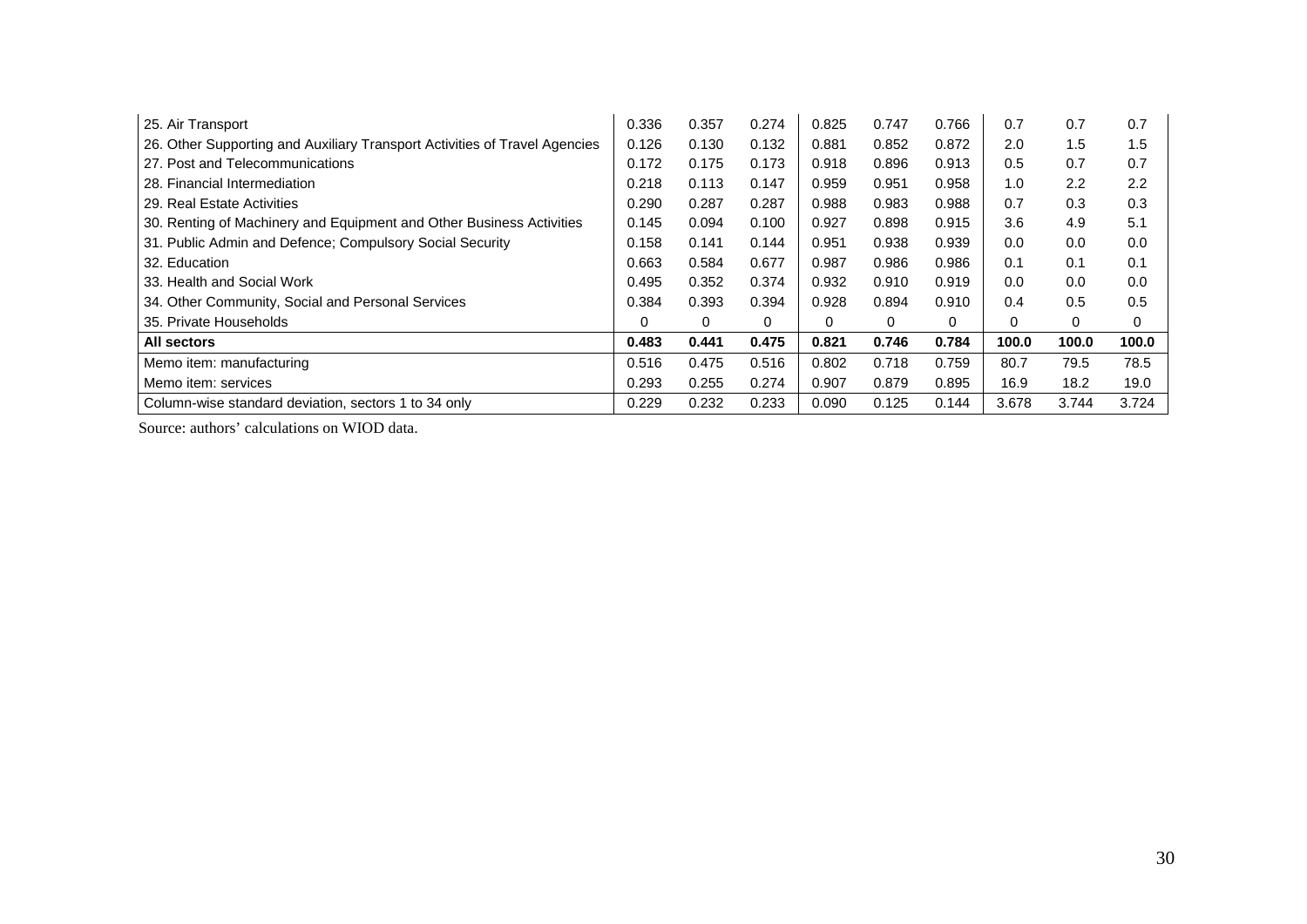| | | | | | | | | | |
|---|---|---|---|---|---|---|---|---|---|
| 25. Air Transport | 0.336 | 0.357 | 0.274 | 0.825 | 0.747 | 0.766 | 0.7 | 0.7 | 0.7 |
| 26. Other Supporting and Auxiliary Transport Activities of Travel Agencies | 0.126 | 0.130 | 0.132 | 0.881 | 0.852 | 0.872 | 2.0 | 1.5 | 1.5 |
| 27. Post and Telecommunications | 0.172 | 0.175 | 0.173 | 0.918 | 0.896 | 0.913 | 0.5 | 0.7 | 0.7 |
| 28. Financial Intermediation | 0.218 | 0.113 | 0.147 | 0.959 | 0.951 | 0.958 | 1.0 | 2.2 | 2.2 |
| 29. Real Estate Activities | 0.290 | 0.287 | 0.287 | 0.988 | 0.983 | 0.988 | 0.7 | 0.3 | 0.3 |
| 30. Renting of Machinery and Equipment and Other Business Activities | 0.145 | 0.094 | 0.100 | 0.927 | 0.898 | 0.915 | 3.6 | 4.9 | 5.1 |
| 31. Public Admin and Defence; Compulsory Social Security | 0.158 | 0.141 | 0.144 | 0.951 | 0.938 | 0.939 | 0.0 | 0.0 | 0.0 |
| 32. Education | 0.663 | 0.584 | 0.677 | 0.987 | 0.986 | 0.986 | 0.1 | 0.1 | 0.1 |
| 33. Health and Social Work | 0.495 | 0.352 | 0.374 | 0.932 | 0.910 | 0.919 | 0.0 | 0.0 | 0.0 |
| 34. Other Community, Social and Personal Services | 0.384 | 0.393 | 0.394 | 0.928 | 0.894 | 0.910 | 0.4 | 0.5 | 0.5 |
| 35. Private Households | 0 | 0 | 0 | 0 | 0 | 0 | 0 | 0 | 0 |
| **All sectors** | **0.483** | **0.441** | **0.475** | **0.821** | **0.746** | **0.784** | **100.0** | **100.0** | **100.0** |
| Memo item: manufacturing | 0.516 | 0.475 | 0.516 | 0.802 | 0.718 | 0.759 | 80.7 | 79.5 | 78.5 |
| Memo item: services | 0.293 | 0.255 | 0.274 | 0.907 | 0.879 | 0.895 | 16.9 | 18.2 | 19.0 |
| Column-wise standard deviation, sectors 1 to 34 only | 0.229 | 0.232 | 0.233 | 0.090 | 0.125 | 0.144 | 3.678 | 3.744 | 3.724 |

Source: authors' calculations on WIOD data.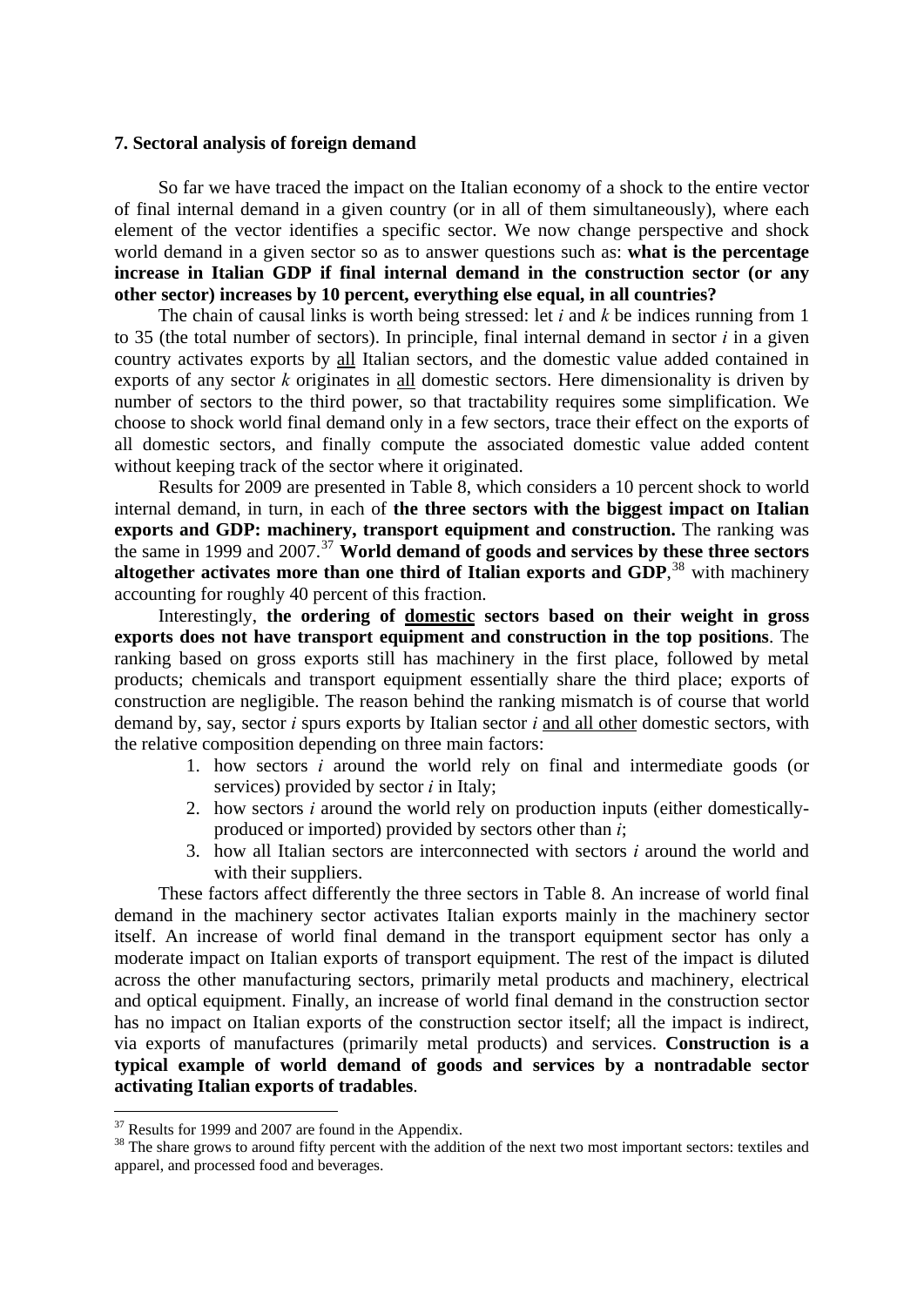### 7. Sectoral analysis of foreign demand

So far we have traced the impact on the Italian economy of a shock to the entire vector of final internal demand in a given country (or in all of them simultaneously), where each element of the vector identifies a specific sector. We now change perspective and shock world demand in a given sector so as to answer questions such as: **what is the percentage increase in Italian GDP if final internal demand in the construction sector (or any other sector) increases by 10 percent, everything else equal, in all countries?**

The chain of causal links is worth being stressed: let $i$ and $k$ be indices running from 1 to 35 (the total number of sectors). In principle, final internal demand in sector $i$ in a given country activates exports by all Italian sectors, and the domestic value added contained in exports of any sector $k$ originates in all domestic sectors. Here dimensionality is driven by number of sectors to the third power, so that tractability requires some simplification. We choose to shock world final demand only in a few sectors, trace their effect on the exports of all domestic sectors, and finally compute the associated domestic value added content without keeping track of the sector where it originated.

Results for 2009 are presented in Table 8, which considers a 10 percent shock to world internal demand, in turn, in each of **the three sectors with the biggest impact on Italian exports and GDP: machinery, transport equipment and construction.** The ranking was the same in 1999 and 2007.[37] **World demand of goods and services by these three sectors altogether activates more than one third of Italian exports and GDP**,[38] with machinery accounting for roughly 40 percent of this fraction.

Interestingly, **the ordering of domestic sectors based on their weight in gross exports does not have transport equipment and construction in the top positions**. The ranking based on gross exports still has machinery in the first place, followed by metal products; chemicals and transport equipment essentially share the third place; exports of construction are negligible. The reason behind the ranking mismatch is of course that world demand by, say, sector $i$ spurs exports by Italian sector $i$ and all other domestic sectors, with the relative composition depending on three main factors:

1. how sectors $i$ around the world rely on final and intermediate goods (or services) provided by sector $i$ in Italy;
2. how sectors $i$ around the world rely on production inputs (either domestically-produced or imported) provided by sectors other than $i$;
3. how all Italian sectors are interconnected with sectors $i$ around the world and with their suppliers.

These factors affect differently the three sectors in Table 8. An increase of world final demand in the machinery sector activates Italian exports mainly in the machinery sector itself. An increase of world final demand in the transport equipment sector has only a moderate impact on Italian exports of transport equipment. The rest of the impact is diluted across the other manufacturing sectors, primarily metal products and machinery, electrical and optical equipment. Finally, an increase of world final demand in the construction sector has no impact on Italian exports of the construction sector itself; all the impact is indirect, via exports of manufactures (primarily metal products) and services. **Construction is a typical example of world demand of goods and services by a nontradable sector activating Italian exports of tradables**.

[37] Results for 1999 and 2007 are found in the Appendix.

[38] The share grows to around fifty percent with the addition of the next two most important sectors: textiles and apparel, and processed food and beverages.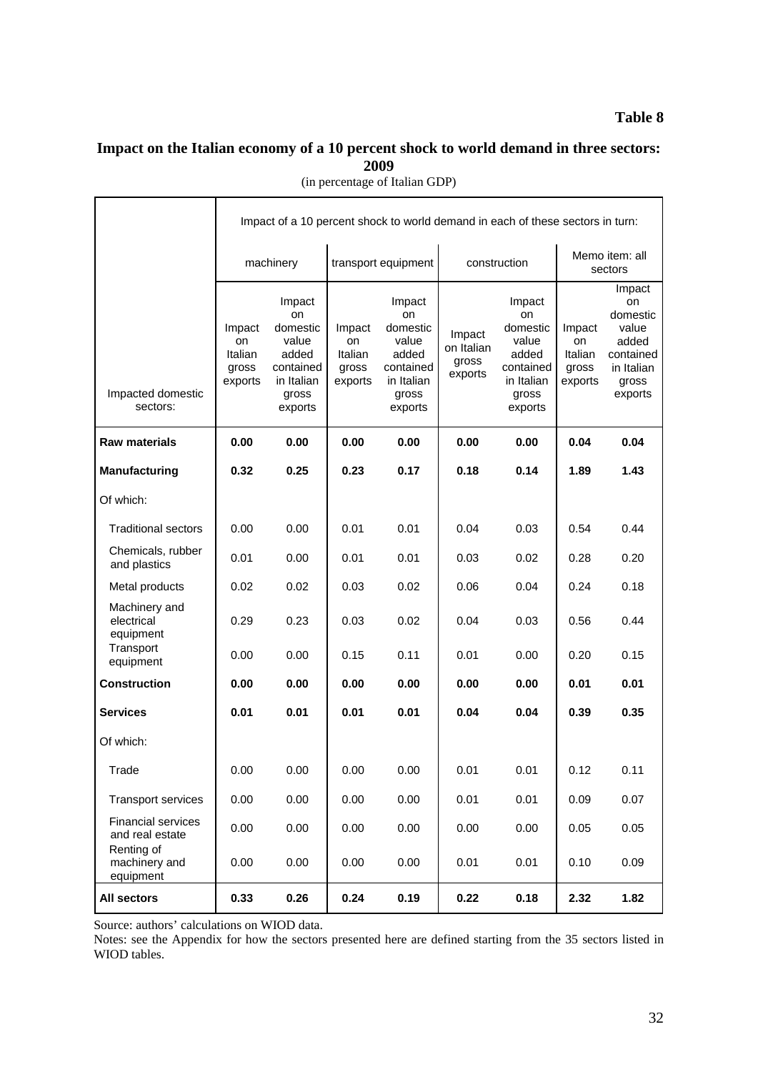**Table 8**

**Impact on the Italian economy of a 10 percent shock to world demand in three sectors: 2009**

(in percentage of Italian GDP)

| | Impact of a 10 percent shock to world demand in each of these sectors in turn: | | | | | | | |
|---|---|---|---|---|---|---|---|---|
| | machinery | | transport equipment | | construction | | Memo item: all sectors | |
| Impacted domestic sectors: | Impact on Italian gross exports | Impact on domestic value added contained in Italian gross exports | Impact on Italian gross exports | Impact on domestic value added contained in Italian gross exports | Impact on Italian gross exports | Impact on domestic value added contained in Italian gross exports | Impact on Italian gross exports | Impact on domestic value added contained in Italian gross exports |
| **Raw materials** | **0.00** | **0.00** | **0.00** | **0.00** | **0.00** | **0.00** | **0.04** | **0.04** |
| **Manufacturing** | **0.32** | **0.25** | **0.23** | **0.17** | **0.18** | **0.14** | **1.89** | **1.43** |
| Of which: | | | | | | | | |
| Traditional sectors | 0.00 | 0.00 | 0.01 | 0.01 | 0.04 | 0.03 | 0.54 | 0.44 |
| Chemicals, rubber and plastics | 0.01 | 0.00 | 0.01 | 0.01 | 0.03 | 0.02 | 0.28 | 0.20 |
| Metal products | 0.02 | 0.02 | 0.03 | 0.02 | 0.06 | 0.04 | 0.24 | 0.18 |
| Machinery and electrical equipment | 0.29 | 0.23 | 0.03 | 0.02 | 0.04 | 0.03 | 0.56 | 0.44 |
| Transport equipment | 0.00 | 0.00 | 0.15 | 0.11 | 0.01 | 0.00 | 0.20 | 0.15 |
| **Construction** | **0.00** | **0.00** | **0.00** | **0.00** | **0.00** | **0.00** | **0.01** | **0.01** |
| **Services** | **0.01** | **0.01** | **0.01** | **0.01** | **0.04** | **0.04** | **0.39** | **0.35** |
| Of which: | | | | | | | | |
| Trade | 0.00 | 0.00 | 0.00 | 0.00 | 0.01 | 0.01 | 0.12 | 0.11 |
| Transport services | 0.00 | 0.00 | 0.00 | 0.00 | 0.01 | 0.01 | 0.09 | 0.07 |
| Financial services and real estate | 0.00 | 0.00 | 0.00 | 0.00 | 0.00 | 0.00 | 0.05 | 0.05 |
| Renting of machinery and equipment | 0.00 | 0.00 | 0.00 | 0.00 | 0.01 | 0.01 | 0.10 | 0.09 |
| **All sectors** | **0.33** | **0.26** | **0.24** | **0.19** | **0.22** | **0.18** | **2.32** | **1.82** |

Source: authors' calculations on WIOD data.

Notes: see the Appendix for how the sectors presented here are defined starting from the 35 sectors listed in WIOD tables.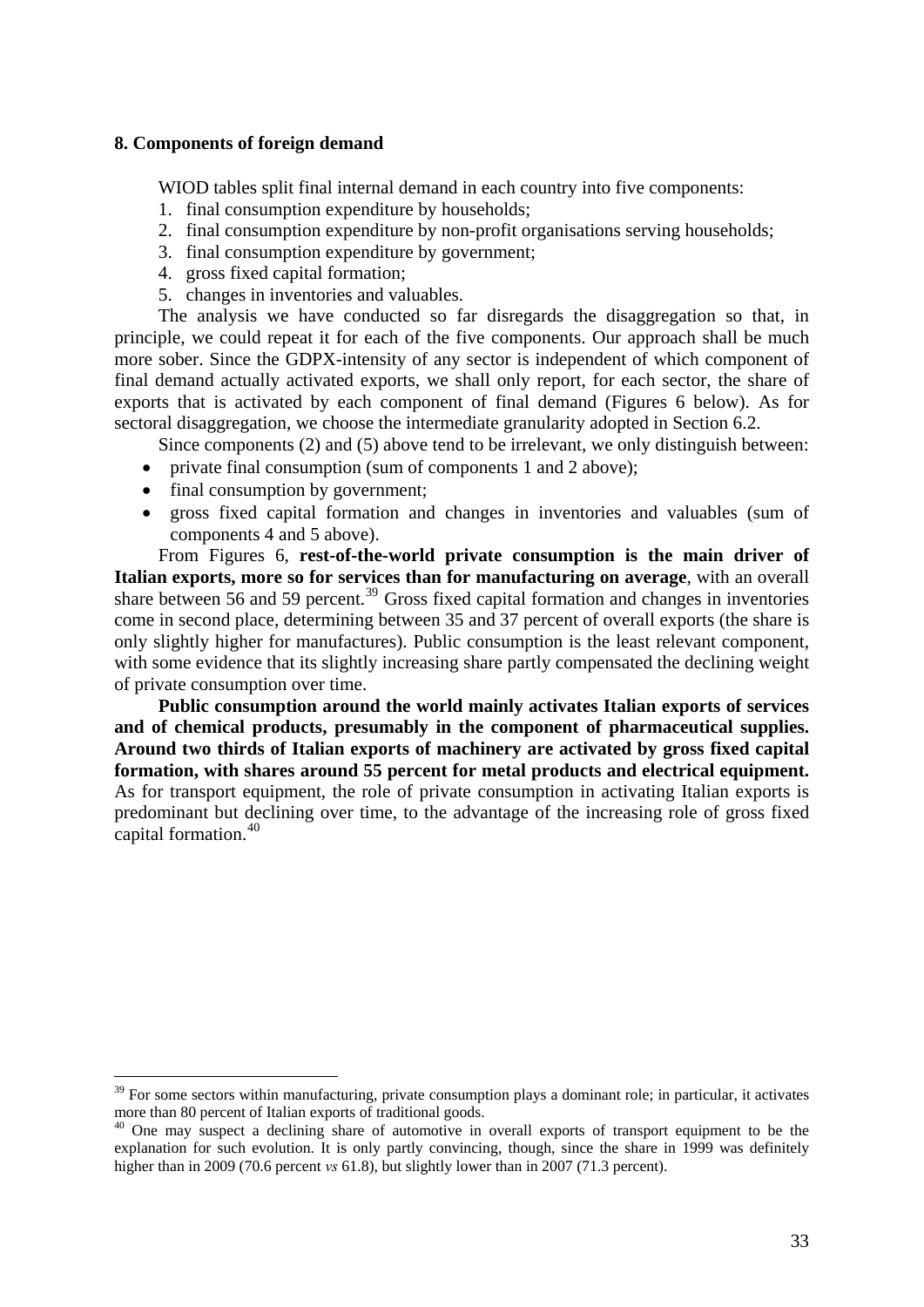## 8. Components of foreign demand

WIOD tables split final internal demand in each country into five components:

1. final consumption expenditure by households;
2. final consumption expenditure by non-profit organisations serving households;
3. final consumption expenditure by government;
4. gross fixed capital formation;
5. changes in inventories and valuables.

The analysis we have conducted so far disregards the disaggregation so that, in principle, we could repeat it for each of the five components. Our approach shall be much more sober. Since the GDPX-intensity of any sector is independent of which component of final demand actually activated exports, we shall only report, for each sector, the share of exports that is activated by each component of final demand (Figures 6 below). As for sectoral disaggregation, we choose the intermediate granularity adopted in Section 6.2.

Since components (2) and (5) above tend to be irrelevant, we only distinguish between:

- private final consumption (sum of components 1 and 2 above);
- final consumption by government;
- gross fixed capital formation and changes in inventories and valuables (sum of components 4 and 5 above).

From Figures 6, **rest-of-the-world private consumption is the main driver of Italian exports, more so for services than for manufacturing on average**, with an overall share between 56 and 59 percent.[39] Gross fixed capital formation and changes in inventories come in second place, determining between 35 and 37 percent of overall exports (the share is only slightly higher for manufactures). Public consumption is the least relevant component, with some evidence that its slightly increasing share partly compensated the declining weight of private consumption over time.

**Public consumption around the world mainly activates Italian exports of services and of chemical products, presumably in the component of pharmaceutical supplies. Around two thirds of Italian exports of machinery are activated by gross fixed capital formation, with shares around 55 percent for metal products and electrical equipment.** As for transport equipment, the role of private consumption in activating Italian exports is predominant but declining over time, to the advantage of the increasing role of gross fixed capital formation.[40]

---

[39] For some sectors within manufacturing, private consumption plays a dominant role; in particular, it activates more than 80 percent of Italian exports of traditional goods.

[40] One may suspect a declining share of automotive in overall exports of transport equipment to be the explanation for such evolution. It is only partly convincing, though, since the share in 1999 was definitely higher than in 2009 (70.6 percent *vs* 61.8), but slightly lower than in 2007 (71.3 percent).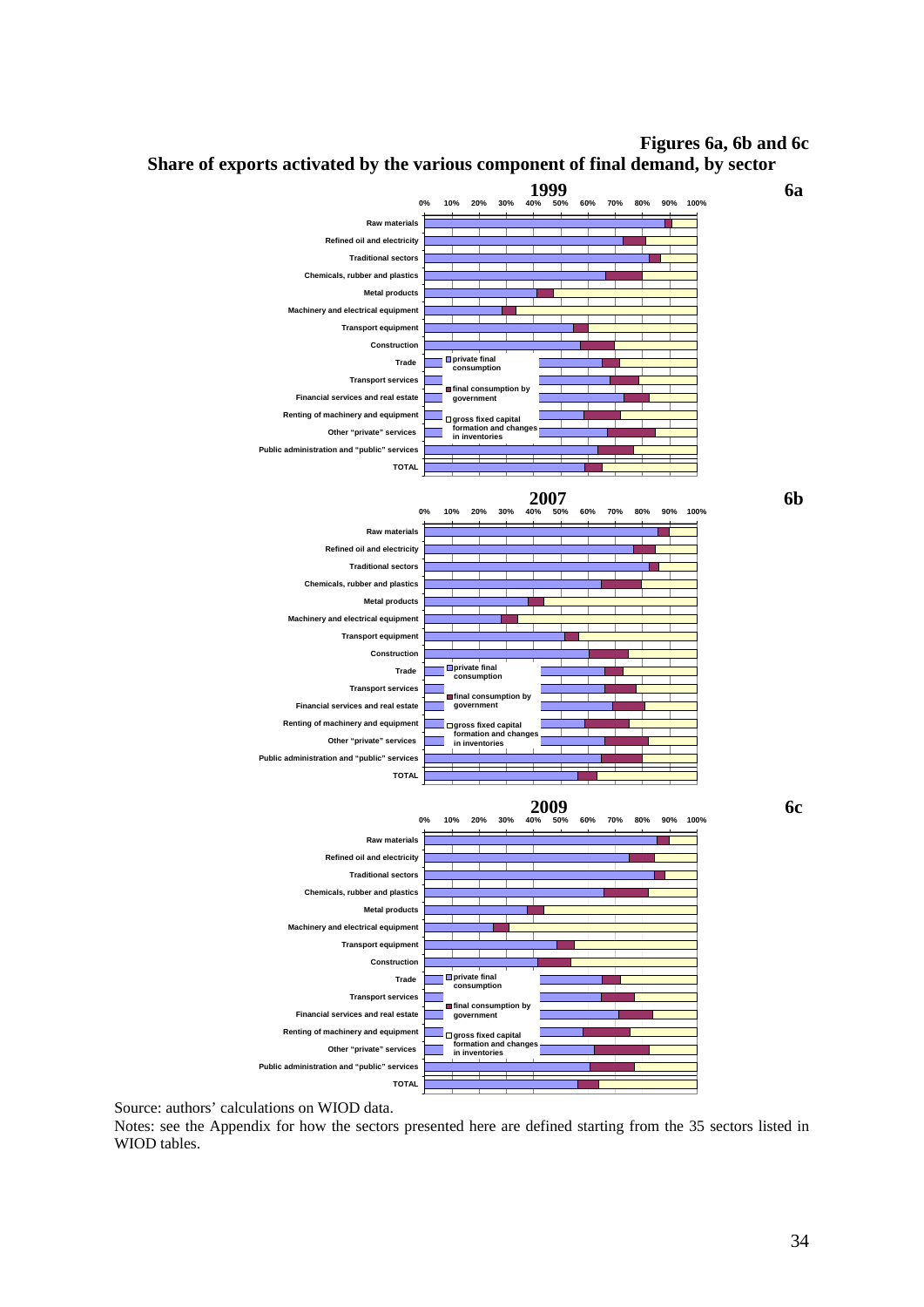**Figures 6a, 6b and 6c**

**Share of exports activated by the various component of final demand, by sector**

Source: authors' calculations on WIOD data.

Notes: see the Appendix for how the sectors presented here are defined starting from the 35 sectors listed in WIOD tables.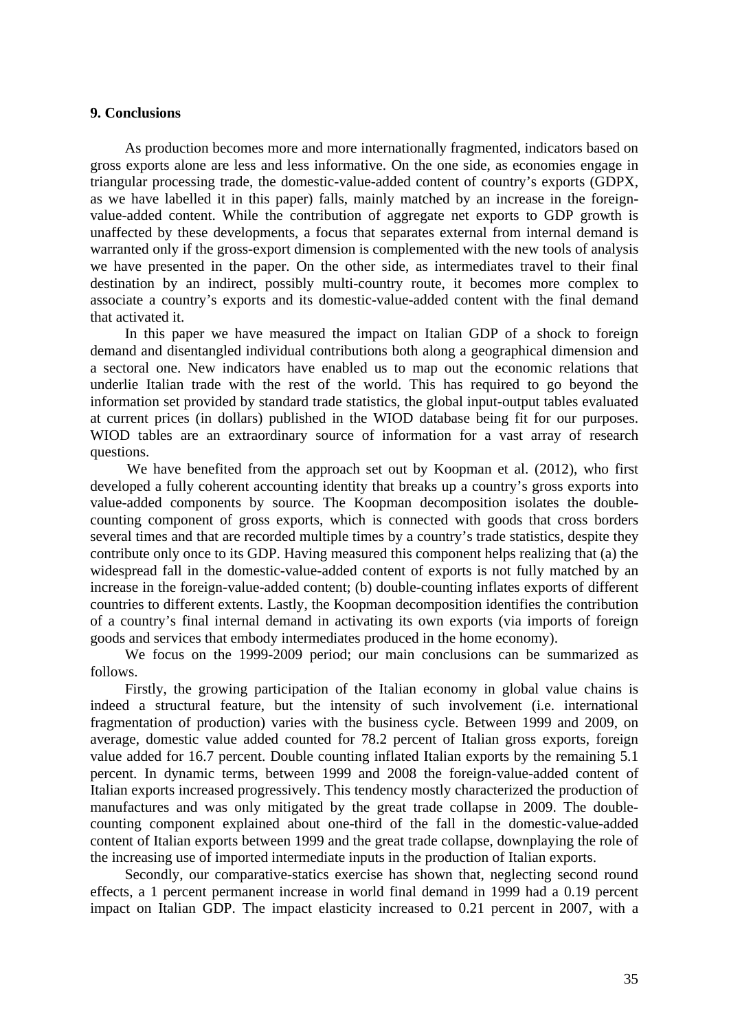## 9. Conclusions

As production becomes more and more internationally fragmented, indicators based on gross exports alone are less and less informative. On the one side, as economies engage in triangular processing trade, the domestic-value-added content of country's exports (GDPX, as we have labelled it in this paper) falls, mainly matched by an increase in the foreign-value-added content. While the contribution of aggregate net exports to GDP growth is unaffected by these developments, a focus that separates external from internal demand is warranted only if the gross-export dimension is complemented with the new tools of analysis we have presented in the paper. On the other side, as intermediates travel to their final destination by an indirect, possibly multi-country route, it becomes more complex to associate a country's exports and its domestic-value-added content with the final demand that activated it.

In this paper we have measured the impact on Italian GDP of a shock to foreign demand and disentangled individual contributions both along a geographical dimension and a sectoral one. New indicators have enabled us to map out the economic relations that underlie Italian trade with the rest of the world. This has required to go beyond the information set provided by standard trade statistics, the global input-output tables evaluated at current prices (in dollars) published in the WIOD database being fit for our purposes. WIOD tables are an extraordinary source of information for a vast array of research questions.

We have benefited from the approach set out by Koopman et al. (2012), who first developed a fully coherent accounting identity that breaks up a country's gross exports into value-added components by source. The Koopman decomposition isolates the double-counting component of gross exports, which is connected with goods that cross borders several times and that are recorded multiple times by a country's trade statistics, despite they contribute only once to its GDP. Having measured this component helps realizing that (a) the widespread fall in the domestic-value-added content of exports is not fully matched by an increase in the foreign-value-added content; (b) double-counting inflates exports of different countries to different extents. Lastly, the Koopman decomposition identifies the contribution of a country's final internal demand in activating its own exports (via imports of foreign goods and services that embody intermediates produced in the home economy).

We focus on the 1999-2009 period; our main conclusions can be summarized as follows.

Firstly, the growing participation of the Italian economy in global value chains is indeed a structural feature, but the intensity of such involvement (i.e. international fragmentation of production) varies with the business cycle. Between 1999 and 2009, on average, domestic value added counted for 78.2 percent of Italian gross exports, foreign value added for 16.7 percent. Double counting inflated Italian exports by the remaining 5.1 percent. In dynamic terms, between 1999 and 2008 the foreign-value-added content of Italian exports increased progressively. This tendency mostly characterized the production of manufactures and was only mitigated by the great trade collapse in 2009. The double-counting component explained about one-third of the fall in the domestic-value-added content of Italian exports between 1999 and the great trade collapse, downplaying the role of the increasing use of imported intermediate inputs in the production of Italian exports.

Secondly, our comparative-statics exercise has shown that, neglecting second round effects, a 1 percent permanent increase in world final demand in 1999 had a 0.19 percent impact on Italian GDP. The impact elasticity increased to 0.21 percent in 2007, with a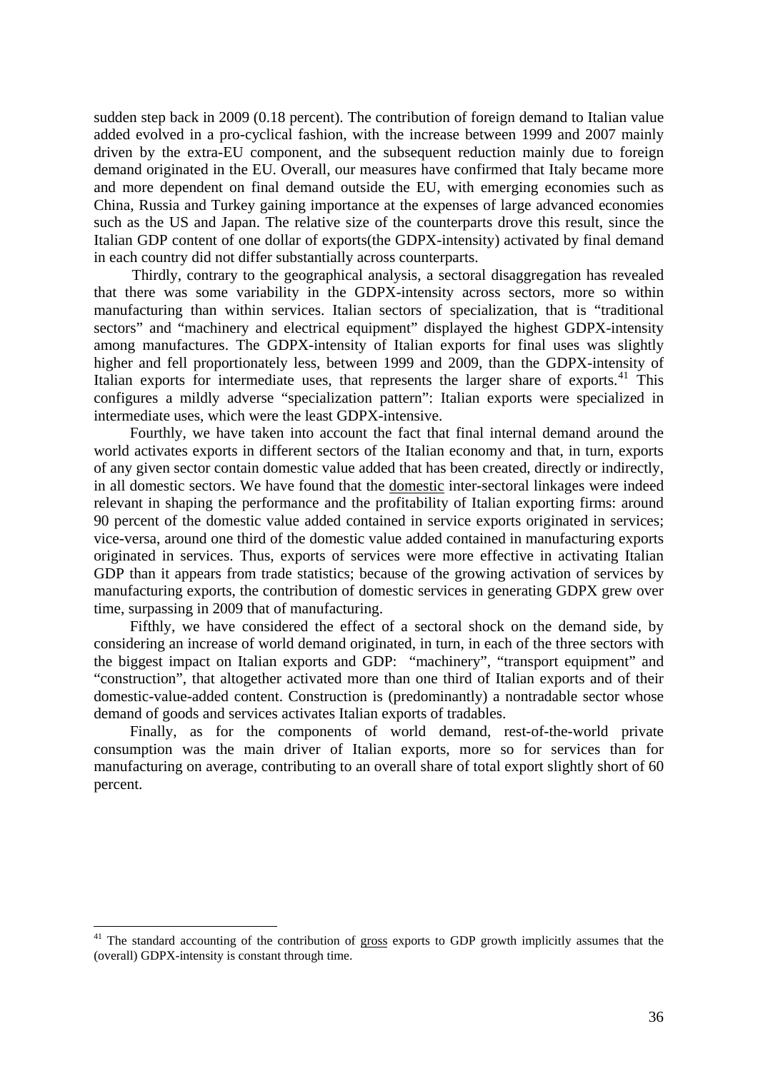sudden step back in 2009 (0.18 percent). The contribution of foreign demand to Italian value added evolved in a pro-cyclical fashion, with the increase between 1999 and 2007 mainly driven by the extra-EU component, and the subsequent reduction mainly due to foreign demand originated in the EU. Overall, our measures have confirmed that Italy became more and more dependent on final demand outside the EU, with emerging economies such as China, Russia and Turkey gaining importance at the expenses of large advanced economies such as the US and Japan. The relative size of the counterparts drove this result, since the Italian GDP content of one dollar of exports(the GDPX-intensity) activated by final demand in each country did not differ substantially across counterparts.

Thirdly, contrary to the geographical analysis, a sectoral disaggregation has revealed that there was some variability in the GDPX-intensity across sectors, more so within manufacturing than within services. Italian sectors of specialization, that is "traditional sectors" and "machinery and electrical equipment" displayed the highest GDPX-intensity among manufactures. The GDPX-intensity of Italian exports for final uses was slightly higher and fell proportionately less, between 1999 and 2009, than the GDPX-intensity of Italian exports for intermediate uses, that represents the larger share of exports.[41] This configures a mildly adverse "specialization pattern": Italian exports were specialized in intermediate uses, which were the least GDPX-intensive.

Fourthly, we have taken into account the fact that final internal demand around the world activates exports in different sectors of the Italian economy and that, in turn, exports of any given sector contain domestic value added that has been created, directly or indirectly, in all domestic sectors. We have found that the domestic inter-sectoral linkages were indeed relevant in shaping the performance and the profitability of Italian exporting firms: around 90 percent of the domestic value added contained in service exports originated in services; vice-versa, around one third of the domestic value added contained in manufacturing exports originated in services. Thus, exports of services were more effective in activating Italian GDP than it appears from trade statistics; because of the growing activation of services by manufacturing exports, the contribution of domestic services in generating GDPX grew over time, surpassing in 2009 that of manufacturing.

Fifthly, we have considered the effect of a sectoral shock on the demand side, by considering an increase of world demand originated, in turn, in each of the three sectors with the biggest impact on Italian exports and GDP: "machinery", "transport equipment" and "construction", that altogether activated more than one third of Italian exports and of their domestic-value-added content. Construction is (predominantly) a nontradable sector whose demand of goods and services activates Italian exports of tradables.

Finally, as for the components of world demand, rest-of-the-world private consumption was the main driver of Italian exports, more so for services than for manufacturing on average, contributing to an overall share of total export slightly short of 60 percent.

[41] The standard accounting of the contribution of gross exports to GDP growth implicitly assumes that the (overall) GDPX-intensity is constant through time.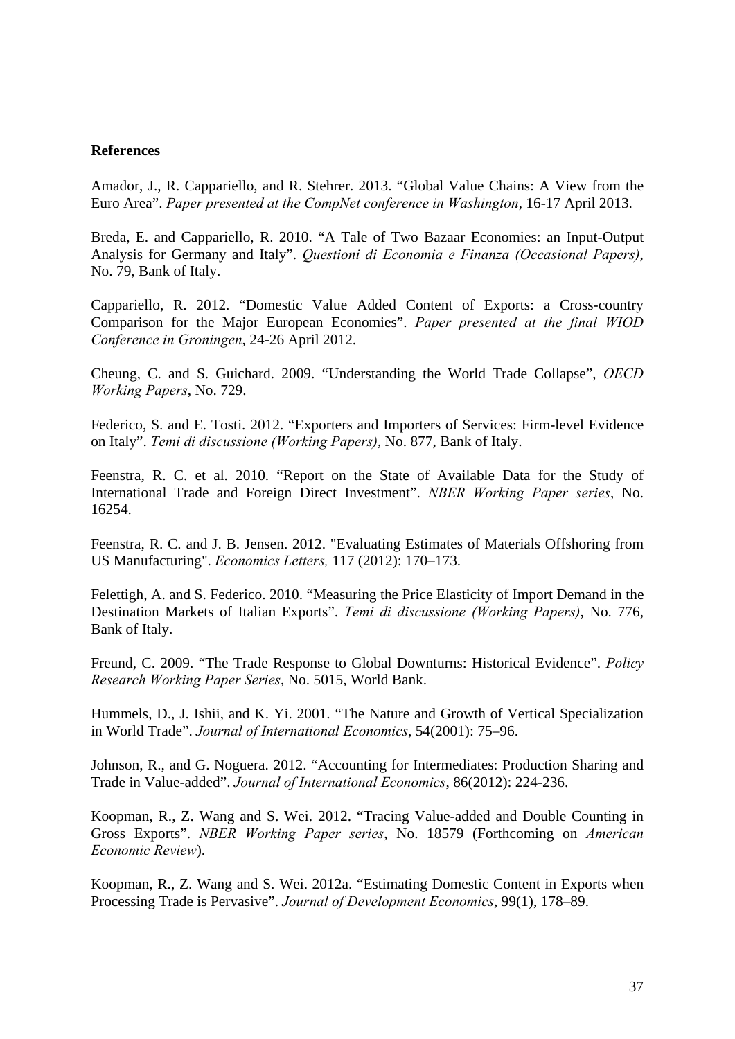**References**

Amador, J., R. Cappariello, and R. Stehrer. 2013. "Global Value Chains: A View from the Euro Area". *Paper presented at the CompNet conference in Washington*, 16-17 April 2013.

Breda, E. and Cappariello, R. 2010. "A Tale of Two Bazaar Economies: an Input-Output Analysis for Germany and Italy". *Questioni di Economia e Finanza (Occasional Papers)*, No. 79, Bank of Italy.

Cappariello, R. 2012. "Domestic Value Added Content of Exports: a Cross-country Comparison for the Major European Economies". *Paper presented at the final WIOD Conference in Groningen*, 24-26 April 2012.

Cheung, C. and S. Guichard. 2009. "Understanding the World Trade Collapse", *OECD Working Papers*, No. 729.

Federico, S. and E. Tosti. 2012. "Exporters and Importers of Services: Firm-level Evidence on Italy". *Temi di discussione (Working Papers)*, No. 877, Bank of Italy.

Feenstra, R. C. et al. 2010. "Report on the State of Available Data for the Study of International Trade and Foreign Direct Investment". *NBER Working Paper series*, No. 16254.

Feenstra, R. C. and J. B. Jensen. 2012. "Evaluating Estimates of Materials Offshoring from US Manufacturing". *Economics Letters,* 117 (2012): 170–173.

Felettigh, A. and S. Federico. 2010. "Measuring the Price Elasticity of Import Demand in the Destination Markets of Italian Exports". *Temi di discussione (Working Papers)*, No. 776, Bank of Italy.

Freund, C. 2009. "The Trade Response to Global Downturns: Historical Evidence". *Policy Research Working Paper Series*, No. 5015, World Bank.

Hummels, D., J. Ishii, and K. Yi. 2001. "The Nature and Growth of Vertical Specialization in World Trade". *Journal of International Economics*, 54(2001): 75–96.

Johnson, R., and G. Noguera. 2012. "Accounting for Intermediates: Production Sharing and Trade in Value-added". *Journal of International Economics*, 86(2012): 224-236.

Koopman, R., Z. Wang and S. Wei. 2012. "Tracing Value-added and Double Counting in Gross Exports". *NBER Working Paper series*, No. 18579 (Forthcoming on *American Economic Review*).

Koopman, R., Z. Wang and S. Wei. 2012a. "Estimating Domestic Content in Exports when Processing Trade is Pervasive". *Journal of Development Economics*, 99(1), 178–89.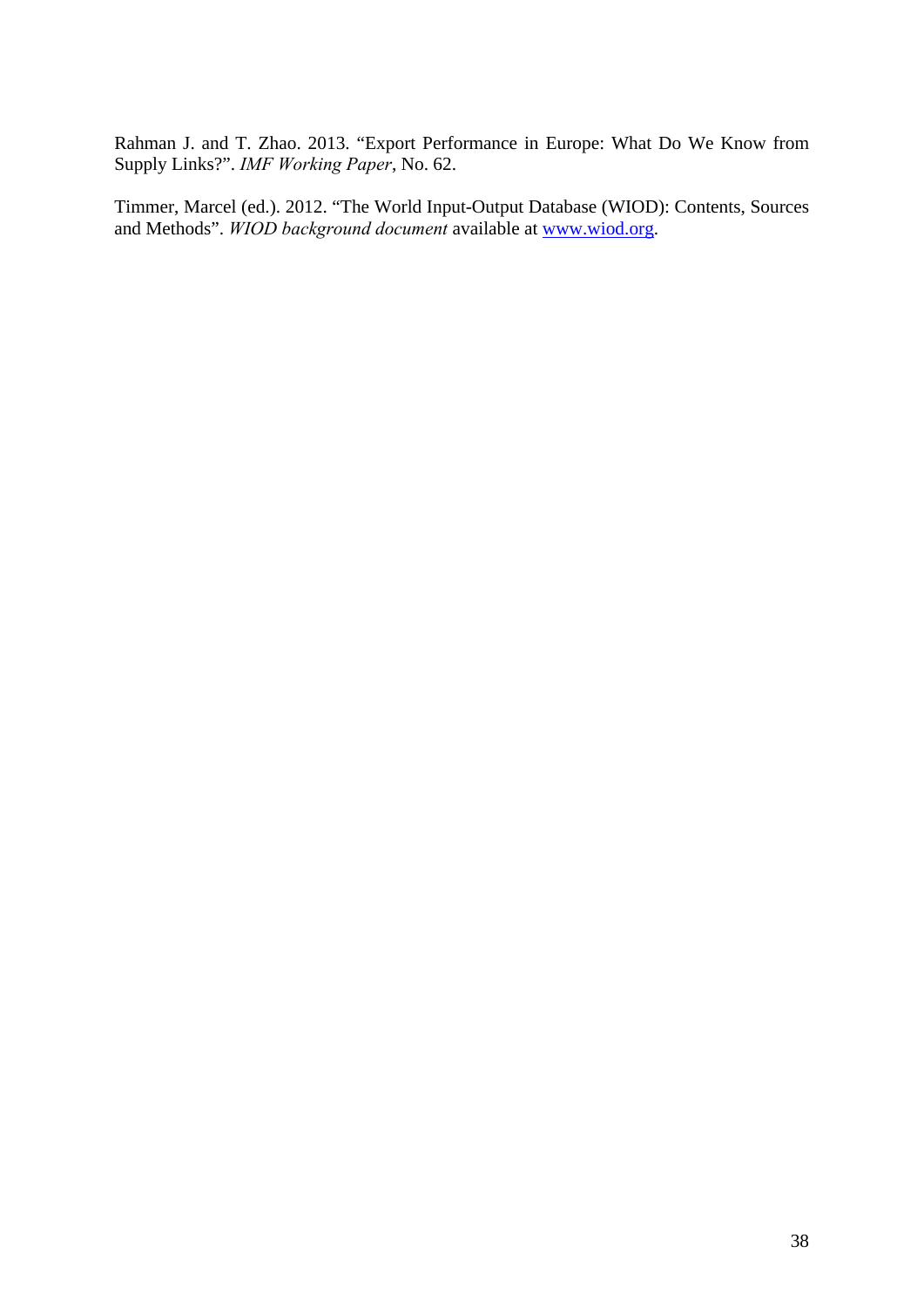Rahman J. and T. Zhao. 2013. "Export Performance in Europe: What Do We Know from Supply Links?". *IMF Working Paper*, No. 62.

Timmer, Marcel (ed.). 2012. "The World Input-Output Database (WIOD): Contents, Sources and Methods". *WIOD background document* available at [www.wiod.org](http://www.wiod.org).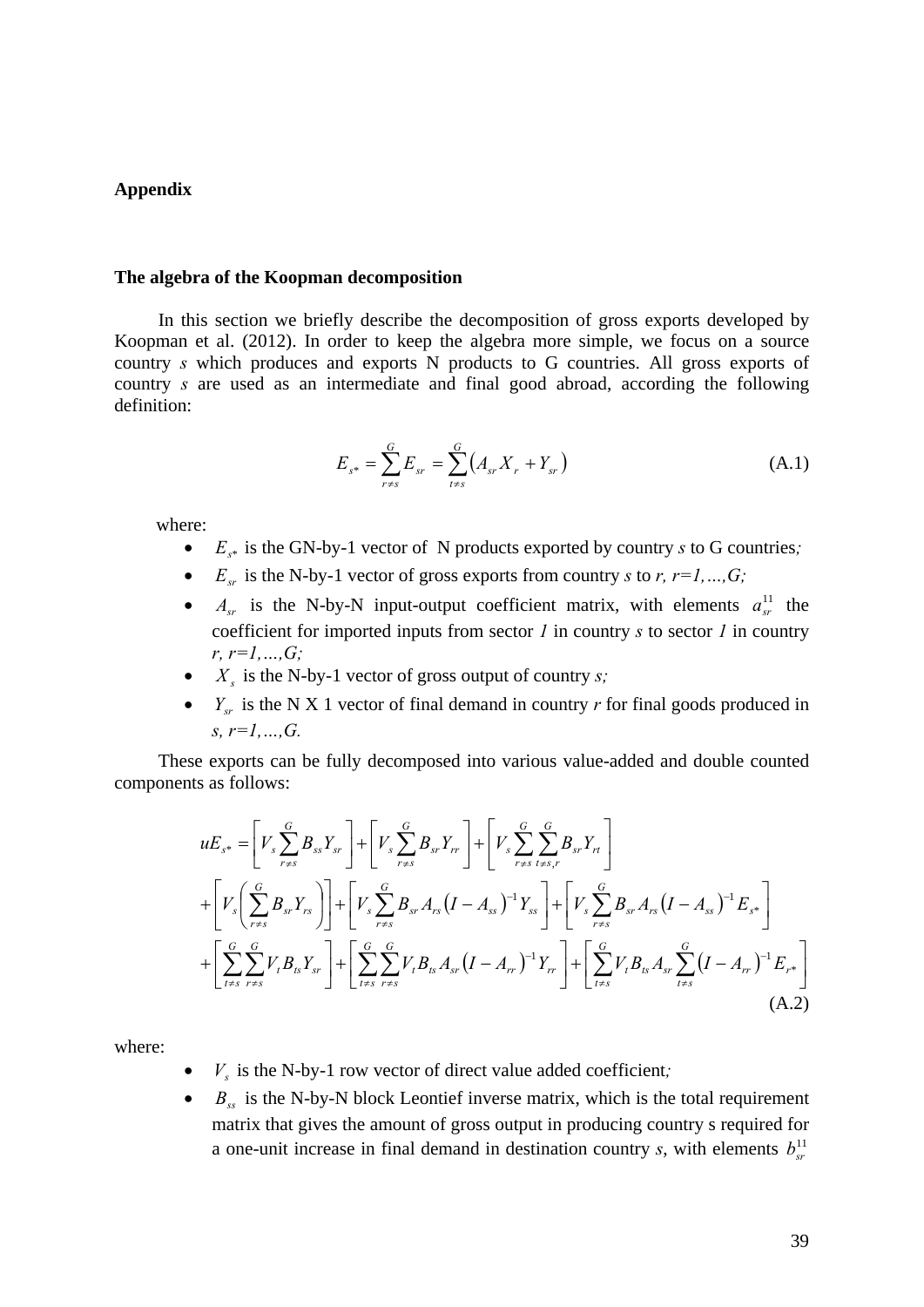**Appendix**

**The algebra of the Koopman decomposition**

In this section we briefly describe the decomposition of gross exports developed by Koopman et al. (2012). In order to keep the algebra more simple, we focus on a source country *s* which produces and exports N products to G countries. All gross exports of country *s* are used as an intermediate and final good abroad, according the following definition:

$$E_{s*} = \sum_{r \neq s}^{G} E_{sr} = \sum_{t \neq s}^{G} \left( A_{sr} X_r + Y_{sr} \right) \tag{A.1}$$

where:

- $E_{s*}$ is the GN-by-1 vector of N products exported by country *s* to G countries;
- $E_{sr}$ is the N-by-1 vector of gross exports from country *s* to *r, r=1,…,G;*
- $A_{sr}$ is the N-by-N input-output coefficient matrix, with elements $a_{sr}^{11}$ the coefficient for imported inputs from sector *1* in country *s* to sector *1* in country *r, r=1,…,G;*
- $X_s$ is the N-by-1 vector of gross output of country *s;*
- $Y_{sr}$ is the N X 1 vector of final demand in country *r* for final goods produced in *s, r=1,…,G.*

These exports can be fully decomposed into various value-added and double counted components as follows:

$$\begin{aligned} uE_{s*} = & \left[ V_s \sum_{r \neq s}^{G} B_{ss} Y_{sr} \right] + \left[ V_s \sum_{r \neq s}^{G} B_{sr} Y_{rr} \right] + \left[ V_s \sum_{r \neq s}^{G} \sum_{t \neq s,r}^{G} B_{sr} Y_{rt} \right] \\ & + \left[ V_s \left( \sum_{r \neq s}^{G} B_{sr} Y_{rs} \right) \right] + \left[ V_s \sum_{r \neq s}^{G} B_{sr} A_{rs} \left( I - A_{ss} \right)^{-1} Y_{ss} \right] + \left[ V_s \sum_{r \neq s}^{G} B_{sr} A_{rs} \left( I - A_{ss} \right)^{-1} E_{s*} \right] \\ & + \left[ \sum_{t \neq s}^{G} \sum_{r \neq s}^{G} V_t B_{ts} Y_{sr} \right] + \left[ \sum_{t \neq s}^{G} \sum_{r \neq s}^{G} V_t B_{ts} A_{sr} \left( I - A_{rr} \right)^{-1} Y_{rr} \right] + \left[ \sum_{t \neq s}^{G} V_t B_{ts} A_{sr} \sum_{t \neq s}^{G} \left( I - A_{rr} \right)^{-1} E_{r*} \right] \end{aligned} \tag{A.2}$$

where:

- $V_s$ is the N-by-1 row vector of direct value added coefficient;
- $B_{ss}$ is the N-by-N block Leontief inverse matrix, which is the total requirement matrix that gives the amount of gross output in producing country s required for a one-unit increase in final demand in destination country *s*, with elements $b_{sr}^{11}$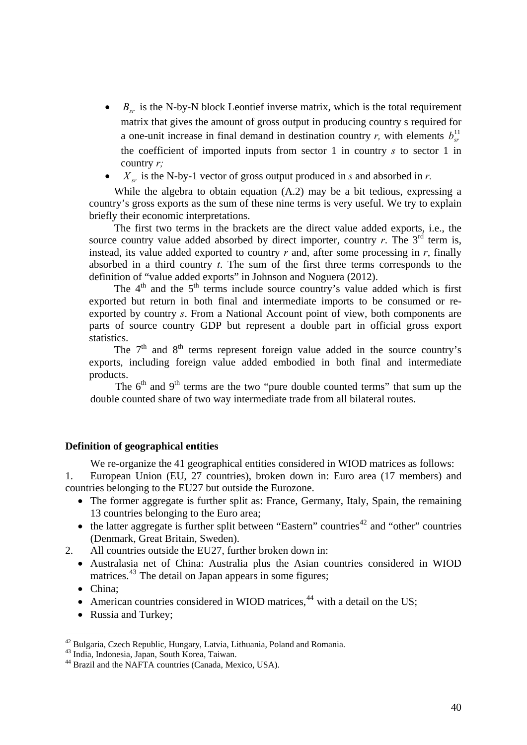- $B_{sr}$ is the N-by-N block Leontief inverse matrix, which is the total requirement matrix that gives the amount of gross output in producing country s required for a one-unit increase in final demand in destination country *r,* with elements $b_{sr}^{11}$ the coefficient of imported inputs from sector 1 in country *s* to sector 1 in country *r;*
- $X_{sr}$ is the N-by-1 vector of gross output produced in *s* and absorbed in *r.*

While the algebra to obtain equation (A.2) may be a bit tedious, expressing a country's gross exports as the sum of these nine terms is very useful. We try to explain briefly their economic interpretations.

The first two terms in the brackets are the direct value added exports, i.e., the source country value added absorbed by direct importer, country *r*. The 3rd term is, instead, its value added exported to country *r* and, after some processing in *r*, finally absorbed in a third country *t*. The sum of the first three terms corresponds to the definition of "value added exports" in Johnson and Noguera (2012).

The 4th and the 5th terms include source country's value added which is first exported but return in both final and intermediate imports to be consumed or re-exported by country *s*. From a National Account point of view, both components are parts of source country GDP but represent a double part in official gross export statistics.

The 7th and 8th terms represent foreign value added in the source country's exports, including foreign value added embodied in both final and intermediate products.

The 6th and 9th terms are the two "pure double counted terms" that sum up the double counted share of two way intermediate trade from all bilateral routes.

**Definition of geographical entities**

We re-organize the 41 geographical entities considered in WIOD matrices as follows:

1. European Union (EU, 27 countries), broken down in: Euro area (17 members) and countries belonging to the EU27 but outside the Eurozone.
   - The former aggregate is further split as: France, Germany, Italy, Spain, the remaining 13 countries belonging to the Euro area;
   - the latter aggregate is further split between "Eastern" countries[42] and "other" countries (Denmark, Great Britain, Sweden).
2. All countries outside the EU27, further broken down in:
   - Australasia net of China: Australia plus the Asian countries considered in WIOD matrices.[43] The detail on Japan appears in some figures;
   - China;
   - American countries considered in WIOD matrices,[44] with a detail on the US;
   - Russia and Turkey;

[42] Bulgaria, Czech Republic, Hungary, Latvia, Lithuania, Poland and Romania.

[43] India, Indonesia, Japan, South Korea, Taiwan.

[44] Brazil and the NAFTA countries (Canada, Mexico, USA).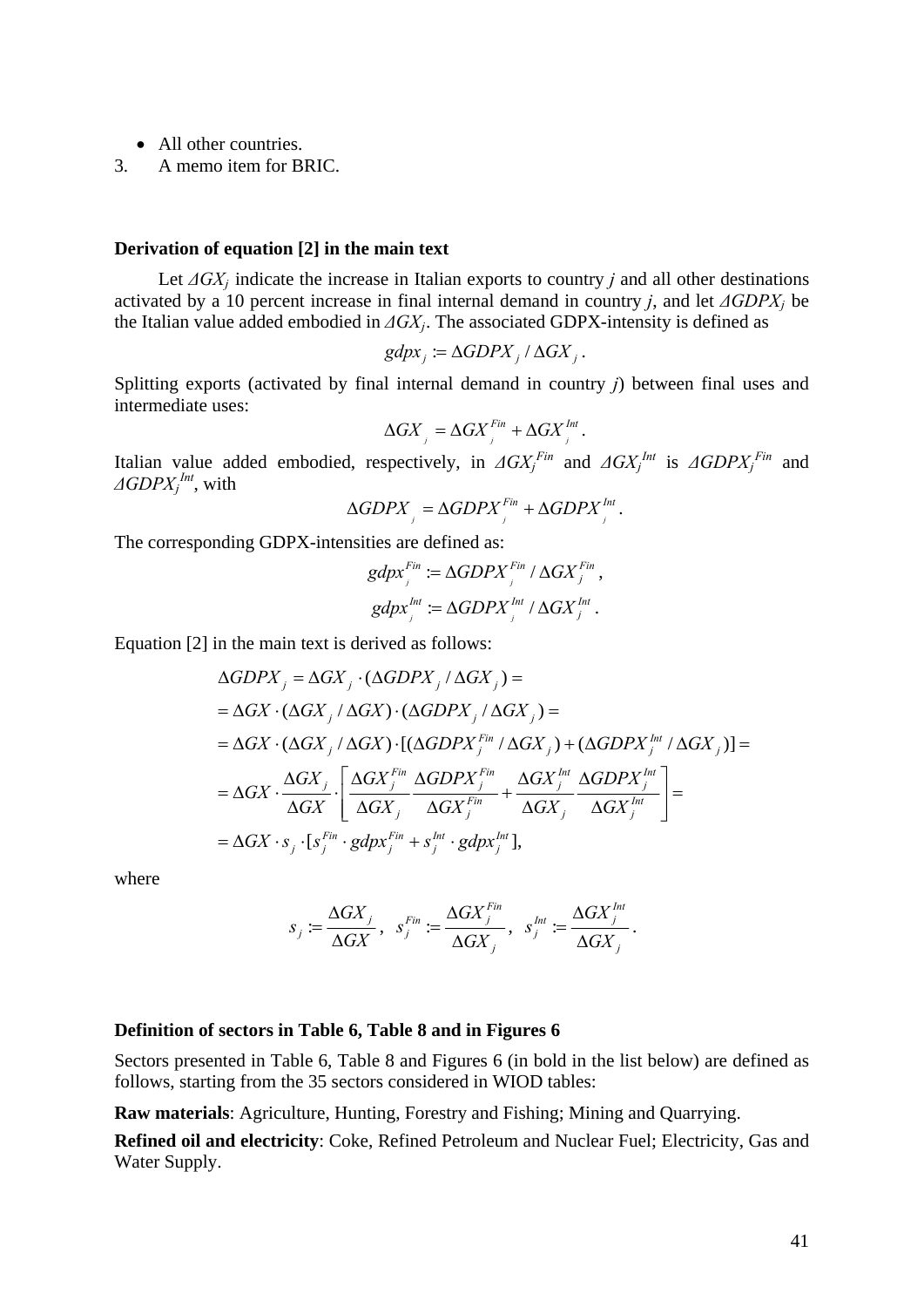- All other countries.

3. A memo item for BRIC.

**Derivation of equation [2] in the main text**

Let $\Delta GX_j$ indicate the increase in Italian exports to country *j* and all other destinations activated by a 10 percent increase in final internal demand in country *j*, and let $\Delta GDPX_j$ be the Italian value added embodied in $\Delta GX_j$. The associated GDPX-intensity is defined as

$$gdpx_j := \Delta GDPX_j / \Delta GX_j .$$

Splitting exports (activated by final internal demand in country *j*) between final uses and intermediate uses:

$$\Delta GX_j = \Delta GX_j^{Fin} + \Delta GX_j^{Int} .$$

Italian value added embodied, respectively, in $\Delta GX_j^{Fin}$ and $\Delta GX_j^{Int}$ is $\Delta GDPX_j^{Fin}$ and $\Delta GDPX_j^{Int}$, with

$$\Delta GDPX_j = \Delta GDPX_j^{Fin} + \Delta GDPX_j^{Int} .$$

The corresponding GDPX-intensities are defined as:

$$gdpx_j^{Fin} := \Delta GDPX_j^{Fin} / \Delta GX_j^{Fin} ,$$

$$gdpx_j^{Int} := \Delta GDPX_j^{Int} / \Delta GX_j^{Int} .$$

Equation [2] in the main text is derived as follows:

$$\begin{aligned}
\Delta GDPX_j &= \Delta GX_j \cdot (\Delta GDPX_j / \Delta GX_j) = \\
&= \Delta GX \cdot (\Delta GX_j / \Delta GX) \cdot (\Delta GDPX_j / \Delta GX_j) = \\
&= \Delta GX \cdot (\Delta GX_j / \Delta GX) \cdot [(\Delta GDPX_j^{Fin} / \Delta GX_j) + (\Delta GDPX_j^{Int} / \Delta GX_j)] = \\
&= \Delta GX \cdot \frac{\Delta GX_j}{\Delta GX} \cdot \left[ \frac{\Delta GX_j^{Fin}}{\Delta GX_j} \frac{\Delta GDPX_j^{Fin}}{\Delta GX_j^{Fin}} + \frac{\Delta GX_j^{Int}}{\Delta GX_j} \frac{\Delta GDPX_j^{Int}}{\Delta GX_j^{Int}} \right] = \\
&= \Delta GX \cdot s_j \cdot [s_j^{Fin} \cdot gdpx_j^{Fin} + s_j^{Int} \cdot gdpx_j^{Int}],
\end{aligned}$$

where

$$s_j := \frac{\Delta GX_j}{\Delta GX}, \quad s_j^{Fin} := \frac{\Delta GX_j^{Fin}}{\Delta GX_j}, \quad s_j^{Int} := \frac{\Delta GX_j^{Int}}{\Delta GX_j} .$$

**Definition of sectors in Table 6, Table 8 and in Figures 6**

Sectors presented in Table 6, Table 8 and Figures 6 (in bold in the list below) are defined as follows, starting from the 35 sectors considered in WIOD tables:

**Raw materials**: Agriculture, Hunting, Forestry and Fishing; Mining and Quarrying.

**Refined oil and electricity**: Coke, Refined Petroleum and Nuclear Fuel; Electricity, Gas and Water Supply.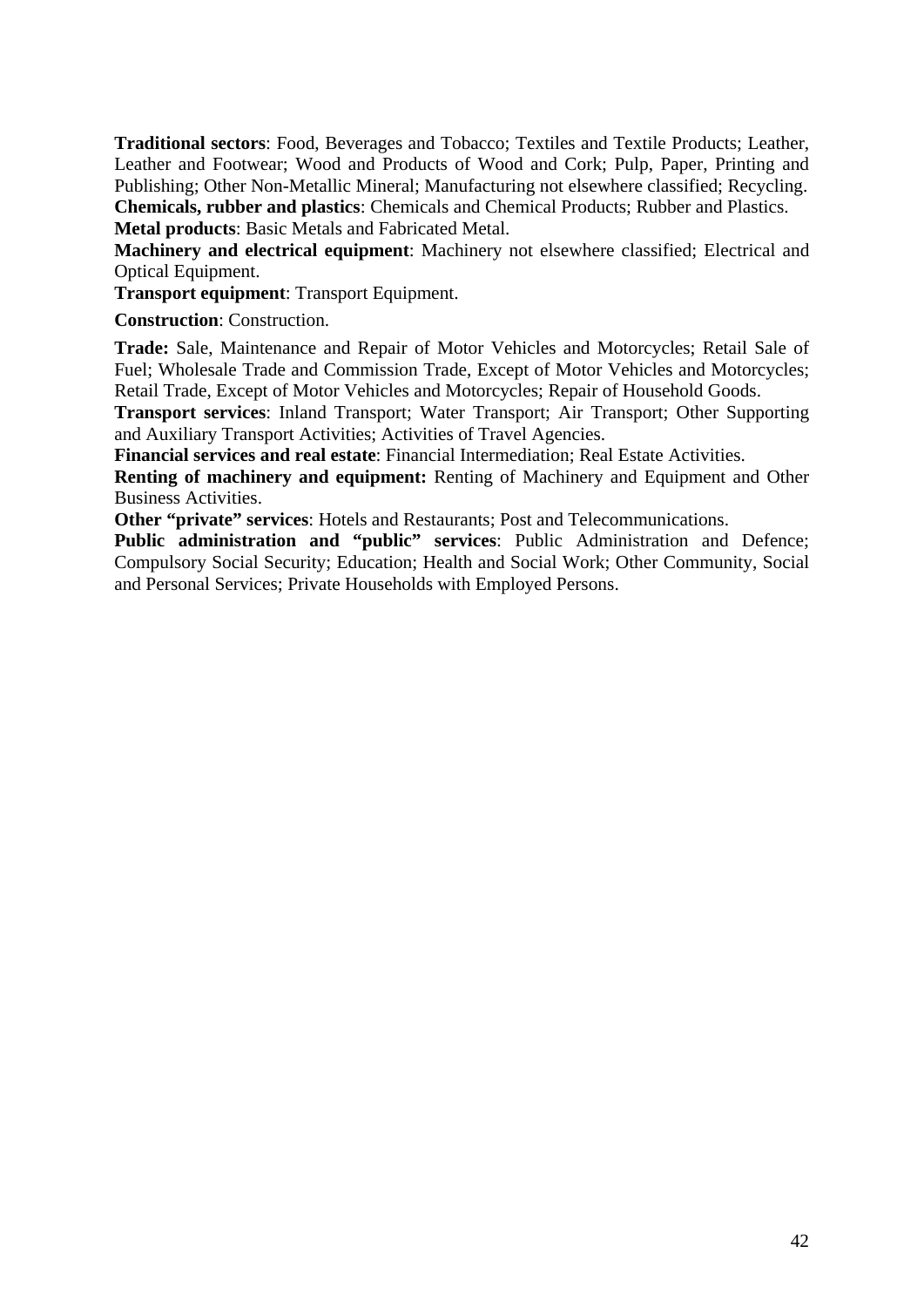**Traditional sectors**: Food, Beverages and Tobacco; Textiles and Textile Products; Leather, Leather and Footwear; Wood and Products of Wood and Cork; Pulp, Paper, Printing and Publishing; Other Non-Metallic Mineral; Manufacturing not elsewhere classified; Recycling.
**Chemicals, rubber and plastics**: Chemicals and Chemical Products; Rubber and Plastics.
**Metal products**: Basic Metals and Fabricated Metal.
**Machinery and electrical equipment**: Machinery not elsewhere classified; Electrical and Optical Equipment.
**Transport equipment**: Transport Equipment.

**Construction**: Construction.

**Trade:** Sale, Maintenance and Repair of Motor Vehicles and Motorcycles; Retail Sale of Fuel; Wholesale Trade and Commission Trade, Except of Motor Vehicles and Motorcycles; Retail Trade, Except of Motor Vehicles and Motorcycles; Repair of Household Goods.
**Transport services**: Inland Transport; Water Transport; Air Transport; Other Supporting and Auxiliary Transport Activities; Activities of Travel Agencies.
**Financial services and real estate**: Financial Intermediation; Real Estate Activities.
**Renting of machinery and equipment:** Renting of Machinery and Equipment and Other Business Activities.
**Other "private" services**: Hotels and Restaurants; Post and Telecommunications.
**Public administration and "public" services**: Public Administration and Defence; Compulsory Social Security; Education; Health and Social Work; Other Community, Social and Personal Services; Private Households with Employed Persons.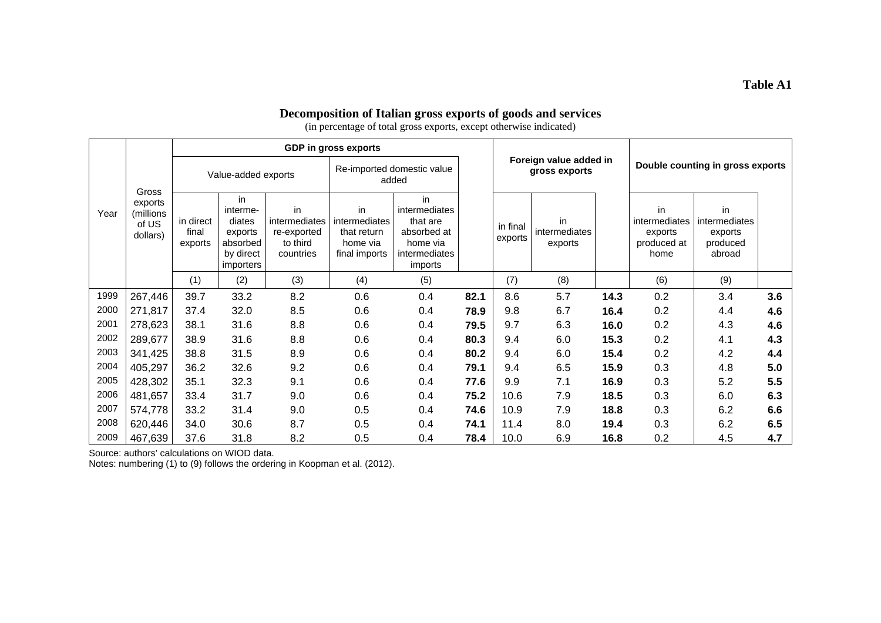**Table A1**

# Decomposition of Italian gross exports of goods and services

(in percentage of total gross exports, except otherwise indicated)

| Year | Gross exports (millions of US dollars) | GDP in gross exports | | | | | | Foreign value added in gross exports | | | Double counting in gross exports | | |
|---|---|---|---|---|---|---|---|---|---|---|---|---|---|
| | | Value-added exports | | | Re-imported domestic value added | | | | | | | | |
| | | in direct final exports | in intermediates exports absorbed by direct importers | in intermediates re-exported to third countries | in intermediates that return home via final imports | in intermediates that are absorbed at home via intermediates imports | | in final exports | in intermediates exports | | in intermediates exports produced at home | in intermediates exports produced abroad | |
| | | (1) | (2) | (3) | (4) | (5) | | (7) | (8) | | (6) | (9) | |
| 1999 | 267,446 | 39.7 | 33.2 | 8.2 | 0.6 | 0.4 | **82.1** | 8.6 | 5.7 | **14.3** | 0.2 | 3.4 | **3.6** |
| 2000 | 271,817 | 37.4 | 32.0 | 8.5 | 0.6 | 0.4 | **78.9** | 9.8 | 6.7 | **16.4** | 0.2 | 4.4 | **4.6** |
| 2001 | 278,623 | 38.1 | 31.6 | 8.8 | 0.6 | 0.4 | **79.5** | 9.7 | 6.3 | **16.0** | 0.2 | 4.3 | **4.6** |
| 2002 | 289,677 | 38.9 | 31.6 | 8.8 | 0.6 | 0.4 | **80.3** | 9.4 | 6.0 | **15.3** | 0.2 | 4.1 | **4.3** |
| 2003 | 341,425 | 38.8 | 31.5 | 8.9 | 0.6 | 0.4 | **80.2** | 9.4 | 6.0 | **15.4** | 0.2 | 4.2 | **4.4** |
| 2004 | 405,297 | 36.2 | 32.6 | 9.2 | 0.6 | 0.4 | **79.1** | 9.4 | 6.5 | **15.9** | 0.3 | 4.8 | **5.0** |
| 2005 | 428,302 | 35.1 | 32.3 | 9.1 | 0.6 | 0.4 | **77.6** | 9.9 | 7.1 | **16.9** | 0.3 | 5.2 | **5.5** |
| 2006 | 481,657 | 33.4 | 31.7 | 9.0 | 0.6 | 0.4 | **75.2** | 10.6 | 7.9 | **18.5** | 0.3 | 6.0 | **6.3** |
| 2007 | 574,778 | 33.2 | 31.4 | 9.0 | 0.5 | 0.4 | **74.6** | 10.9 | 7.9 | **18.8** | 0.3 | 6.2 | **6.6** |
| 2008 | 620,446 | 34.0 | 30.6 | 8.7 | 0.5 | 0.4 | **74.1** | 11.4 | 8.0 | **19.4** | 0.3 | 6.2 | **6.5** |
| 2009 | 467,639 | 37.6 | 31.8 | 8.2 | 0.5 | 0.4 | **78.4** | 10.0 | 6.9 | **16.8** | 0.2 | 4.5 | **4.7** |

Source: authors' calculations on WIOD data.
Notes: numbering (1) to (9) follows the ordering in Koopman et al. (2012).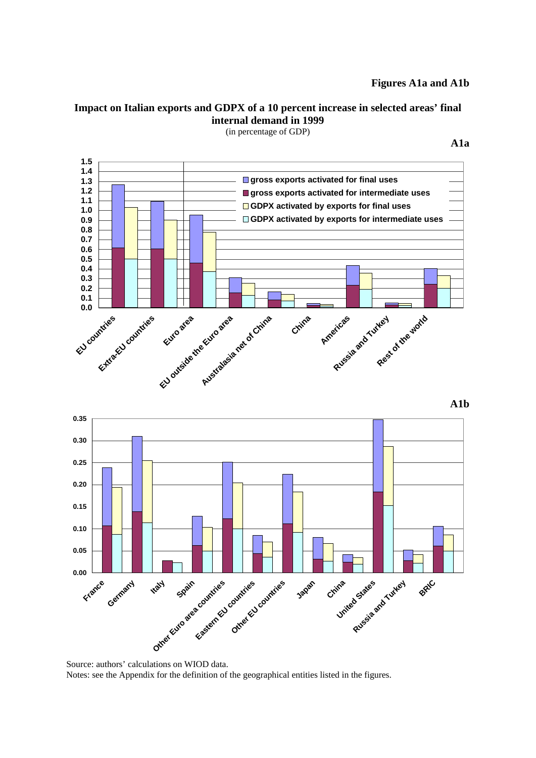**Figures A1a and A1b**

## Impact on Italian exports and GDPX of a 10 percent increase in selected areas' final internal demand in 1999

(in percentage of GDP)

**A1a**

**A1b**

Source: authors' calculations on WIOD data.

Notes: see the Appendix for the definition of the geographical entities listed in the figures.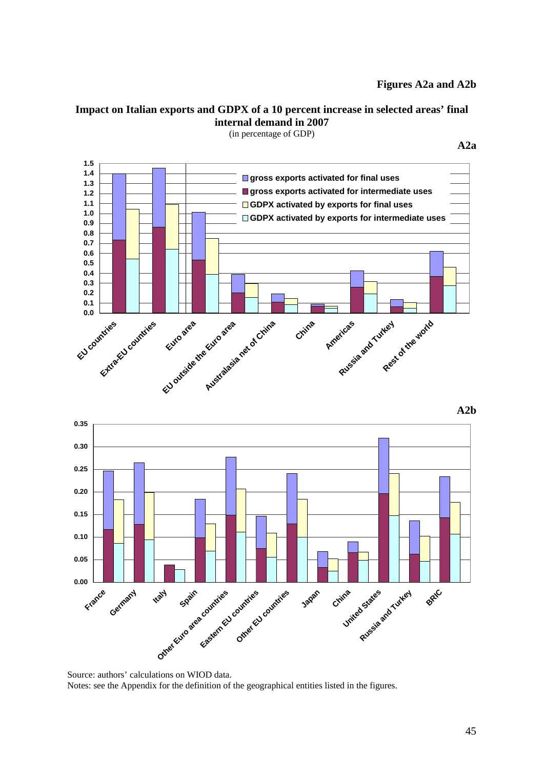**Figures A2a and A2b**

**Impact on Italian exports and GDPX of a 10 percent increase in selected areas' final internal demand in 2007**

(in percentage of GDP)

**A2a**

**A2b**

Source: authors' calculations on WIOD data.

Notes: see the Appendix for the definition of the geographical entities listed in the figures.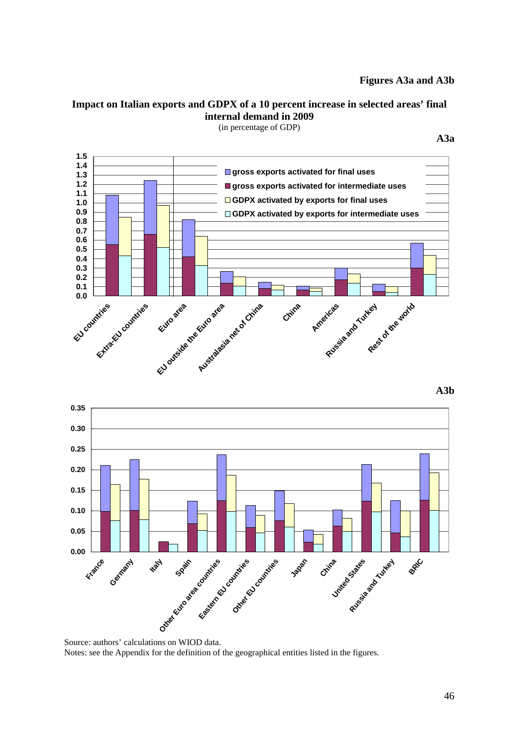**Figures A3a and A3b**

**Impact on Italian exports and GDPX of a 10 percent increase in selected areas' final internal demand in 2009**

(in percentage of GDP)

**A3a**

**A3b**

Source: authors' calculations on WIOD data.

Notes: see the Appendix for the definition of the geographical entities listed in the figures.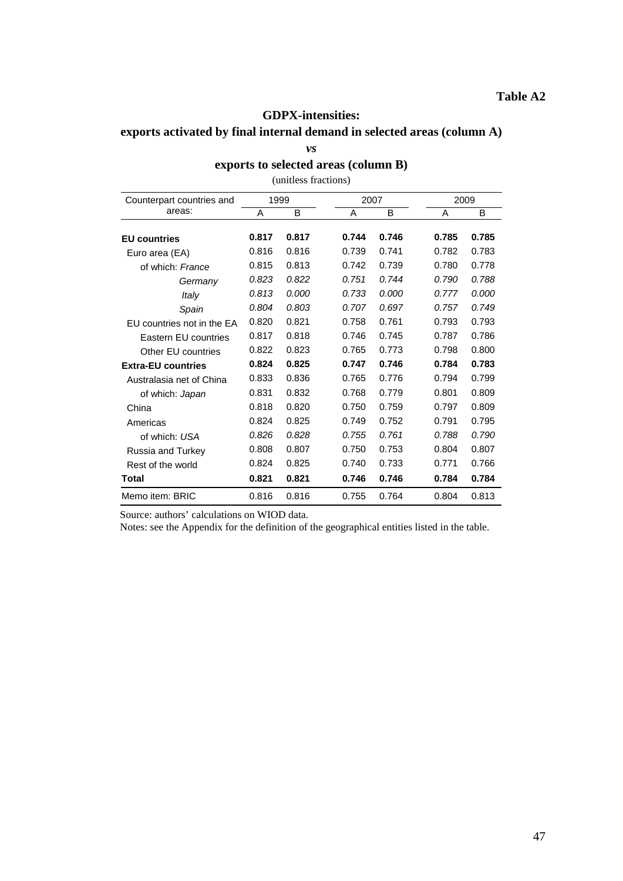**Table A2**

**GDPX-intensities:**
**exports activated by final internal demand in selected areas (column A)**
***vs***
**exports to selected areas (column B)**
(unitless fractions)

| Counterpart countries and areas: | 1999 | | 2007 | | 2009 | |
|---|---|---|---|---|---|---|
| | A | B | A | B | A | B |
| **EU countries** | **0.817** | **0.817** | **0.744** | **0.746** | **0.785** | **0.785** |
| Euro area (EA) | 0.816 | 0.816 | 0.739 | 0.741 | 0.782 | 0.783 |
| of which: *France* | 0.815 | 0.813 | 0.742 | 0.739 | 0.780 | 0.778 |
| *Germany* | *0.823* | *0.822* | *0.751* | *0.744* | *0.790* | *0.788* |
| *Italy* | *0.813* | *0.000* | *0.733* | *0.000* | *0.777* | *0.000* |
| *Spain* | *0.804* | *0.803* | *0.707* | *0.697* | *0.757* | *0.749* |
| EU countries not in the EA | 0.820 | 0.821 | 0.758 | 0.761 | 0.793 | 0.793 |
| Eastern EU countries | 0.817 | 0.818 | 0.746 | 0.745 | 0.787 | 0.786 |
| Other EU countries | 0.822 | 0.823 | 0.765 | 0.773 | 0.798 | 0.800 |
| **Extra-EU countries** | **0.824** | **0.825** | **0.747** | **0.746** | **0.784** | **0.783** |
| Australasia net of China | 0.833 | 0.836 | 0.765 | 0.776 | 0.794 | 0.799 |
| of which: *Japan* | 0.831 | 0.832 | 0.768 | 0.779 | 0.801 | 0.809 |
| China | 0.818 | 0.820 | 0.750 | 0.759 | 0.797 | 0.809 |
| Americas | 0.824 | 0.825 | 0.749 | 0.752 | 0.791 | 0.795 |
| of which: *USA* | *0.826* | *0.828* | *0.755* | *0.761* | *0.788* | *0.790* |
| Russia and Turkey | 0.808 | 0.807 | 0.750 | 0.753 | 0.804 | 0.807 |
| Rest of the world | 0.824 | 0.825 | 0.740 | 0.733 | 0.771 | 0.766 |
| **Total** | **0.821** | **0.821** | **0.746** | **0.746** | **0.784** | **0.784** |
| Memo item: BRIC | 0.816 | 0.816 | 0.755 | 0.764 | 0.804 | 0.813 |

Source: authors' calculations on WIOD data.
Notes: see the Appendix for the definition of the geographical entities listed in the table.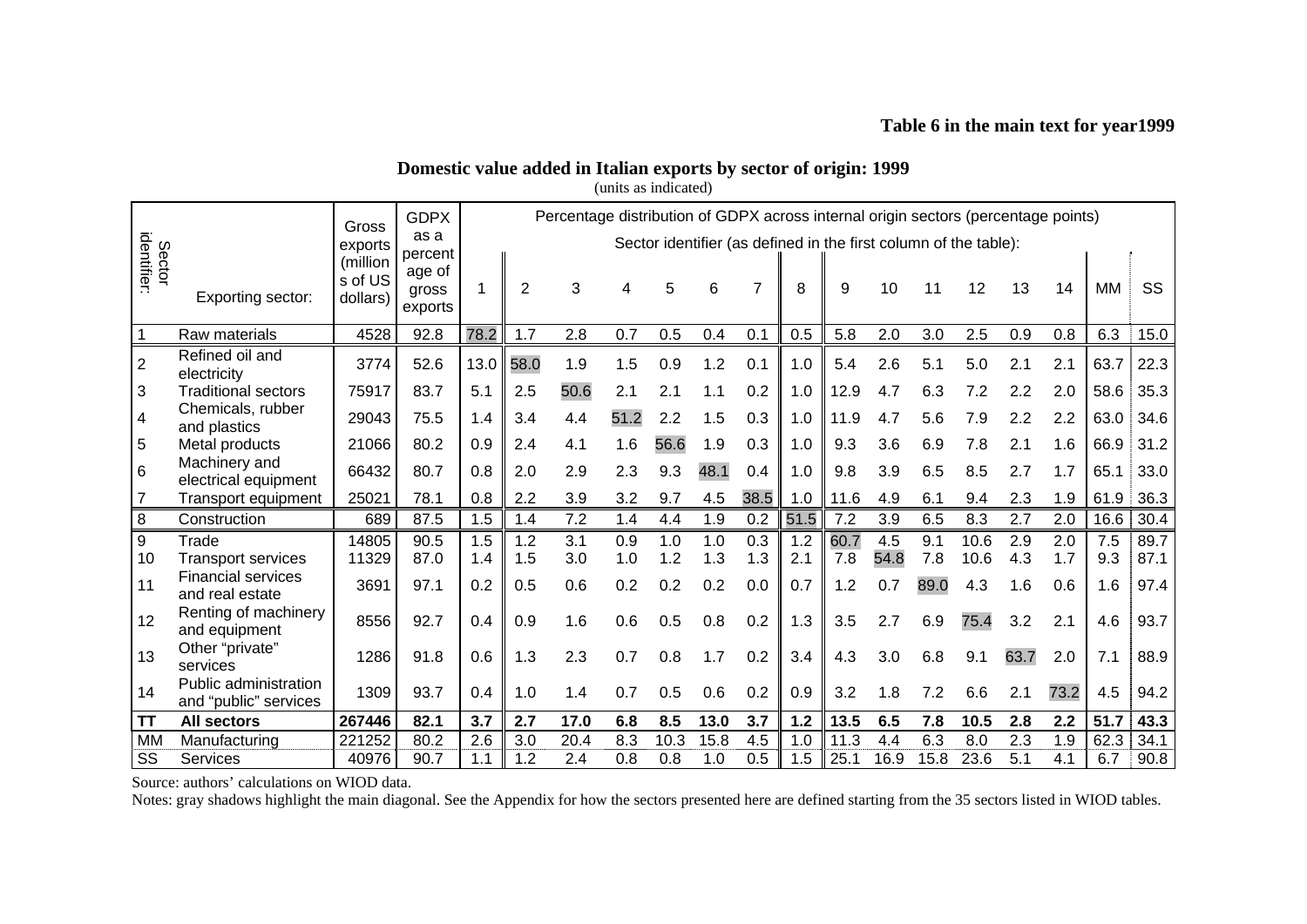**Table 6 in the main text for year1999**

**Domestic value added in Italian exports by sector of origin: 1999**

(units as indicated)

| Sector identifier: | Exporting sector: | Gross exports (millions of US dollars) | GDPX as a percentage of gross exports | Percentage distribution of GDPX across internal origin sectors (percentage points) Sector identifier (as defined in the first column of the table): | | | | | | | | | | | | | | | |
|---|---|---|---|---|---|---|---|---|---|---|---|---|---|---|---|---|---|---|---|
| | | | | 1 | 2 | 3 | 4 | 5 | 6 | 7 | 8 | 9 | 10 | 11 | 12 | 13 | 14 | MM | SS |
| 1 | Raw materials | 4528 | 92.8 | 78.2 | 1.7 | 2.8 | 0.7 | 0.5 | 0.4 | 0.1 | 0.5 | 5.8 | 2.0 | 3.0 | 2.5 | 0.9 | 0.8 | 6.3 | 15.0 |
| 2 | Refined oil and electricity | 3774 | 52.6 | 13.0 | 58.0 | 1.9 | 1.5 | 0.9 | 1.2 | 0.1 | 1.0 | 5.4 | 2.6 | 5.1 | 5.0 | 2.1 | 2.1 | 63.7 | 22.3 |
| 3 | Traditional sectors | 75917 | 83.7 | 5.1 | 2.5 | 50.6 | 2.1 | 2.1 | 1.1 | 0.2 | 1.0 | 12.9 | 4.7 | 6.3 | 7.2 | 2.2 | 2.0 | 58.6 | 35.3 |
| 4 | Chemicals, rubber and plastics | 29043 | 75.5 | 1.4 | 3.4 | 4.4 | 51.2 | 2.2 | 1.5 | 0.3 | 1.0 | 11.9 | 4.7 | 5.6 | 7.9 | 2.2 | 2.2 | 63.0 | 34.6 |
| 5 | Metal products | 21066 | 80.2 | 0.9 | 2.4 | 4.1 | 1.6 | 56.6 | 1.9 | 0.3 | 1.0 | 9.3 | 3.6 | 6.9 | 7.8 | 2.1 | 1.6 | 66.9 | 31.2 |
| 6 | Machinery and electrical equipment | 66432 | 80.7 | 0.8 | 2.0 | 2.9 | 2.3 | 9.3 | 48.1 | 0.4 | 1.0 | 9.8 | 3.9 | 6.5 | 8.5 | 2.7 | 1.7 | 65.1 | 33.0 |
| 7 | Transport equipment | 25021 | 78.1 | 0.8 | 2.2 | 3.9 | 3.2 | 9.7 | 4.5 | 38.5 | 1.0 | 11.6 | 4.9 | 6.1 | 9.4 | 2.3 | 1.9 | 61.9 | 36.3 |
| 8 | Construction | 689 | 87.5 | 1.5 | 1.4 | 7.2 | 1.4 | 4.4 | 1.9 | 0.2 | 51.5 | 7.2 | 3.9 | 6.5 | 8.3 | 2.7 | 2.0 | 16.6 | 30.4 |
| 9 | Trade | 14805 | 90.5 | 1.5 | 1.2 | 3.1 | 0.9 | 1.0 | 1.0 | 0.3 | 1.2 | 60.7 | 4.5 | 9.1 | 10.6 | 2.9 | 2.0 | 7.5 | 89.7 |
| 10 | Transport services | 11329 | 87.0 | 1.4 | 1.5 | 3.0 | 1.0 | 1.2 | 1.3 | 1.3 | 2.1 | 7.8 | 54.8 | 7.8 | 10.6 | 4.3 | 1.7 | 9.3 | 87.1 |
| 11 | Financial services and real estate | 3691 | 97.1 | 0.2 | 0.5 | 0.6 | 0.2 | 0.2 | 0.2 | 0.0 | 0.7 | 1.2 | 0.7 | 89.0 | 4.3 | 1.6 | 0.6 | 1.6 | 97.4 |
| 12 | Renting of machinery and equipment | 8556 | 92.7 | 0.4 | 0.9 | 1.6 | 0.6 | 0.5 | 0.8 | 0.2 | 1.3 | 3.5 | 2.7 | 6.9 | 75.4 | 3.2 | 2.1 | 4.6 | 93.7 |
| 13 | Other "private" services | 1286 | 91.8 | 0.6 | 1.3 | 2.3 | 0.7 | 0.8 | 1.7 | 0.2 | 3.4 | 4.3 | 3.0 | 6.8 | 9.1 | 63.7 | 2.0 | 7.1 | 88.9 |
| 14 | Public administration and "public" services | 1309 | 93.7 | 0.4 | 1.0 | 1.4 | 0.7 | 0.5 | 0.6 | 0.2 | 0.9 | 3.2 | 1.8 | 7.2 | 6.6 | 2.1 | 73.2 | 4.5 | 94.2 |
| **TT** | **All sectors** | **267446** | **82.1** | **3.7** | **2.7** | **17.0** | **6.8** | **8.5** | **13.0** | **3.7** | **1.2** | **13.5** | **6.5** | **7.8** | **10.5** | **2.8** | **2.2** | **51.7** | **43.3** |
| MM | Manufacturing | 221252 | 80.2 | 2.6 | 3.0 | 20.4 | 8.3 | 10.3 | 15.8 | 4.5 | 1.0 | 11.3 | 4.4 | 6.3 | 8.0 | 2.3 | 1.9 | 62.3 | 34.1 |
| SS | Services | 40976 | 90.7 | 1.1 | 1.2 | 2.4 | 0.8 | 0.8 | 1.0 | 0.5 | 1.5 | 25.1 | 16.9 | 15.8 | 23.6 | 5.1 | 4.1 | 6.7 | 90.8 |

Source: authors' calculations on WIOD data.

Notes: gray shadows highlight the main diagonal. See the Appendix for how the sectors presented here are defined starting from the 35 sectors listed in WIOD tables.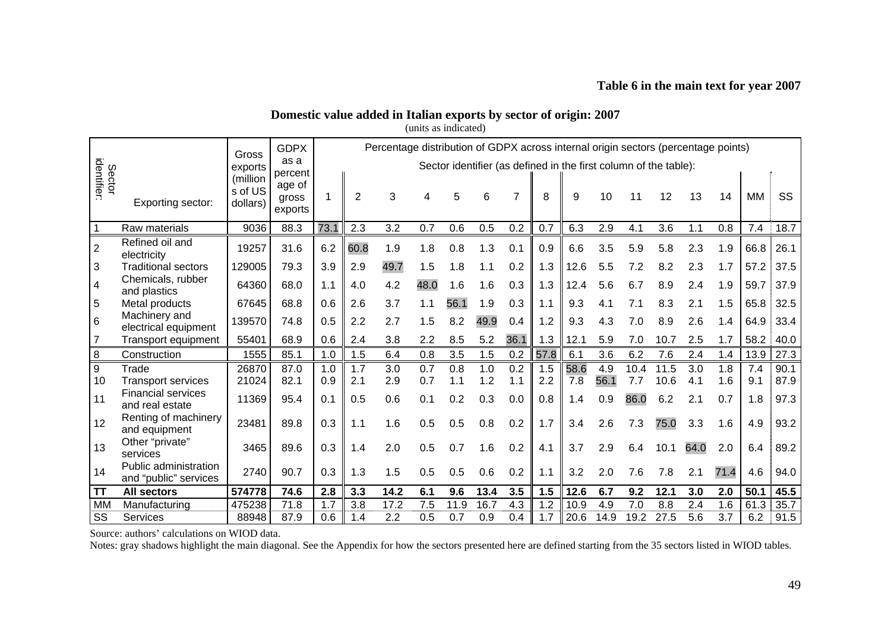**Table 6 in the main text for year 2007**

**Domestic value added in Italian exports by sector of origin: 2007**

(units as indicated)

| Sector identifier: | Exporting sector: | Gross exports (millions of US dollars) | GDPX as a percentage of gross exports | Percentage distribution of GDPX across internal origin sectors (percentage points) | | | | | | | | | | | | | | | |
|---|---|---|---|---|---|---|---|---|---|---|---|---|---|---|---|---|---|---|---|
| | | | | Sector identifier (as defined in the first column of the table): | | | | | | | | | | | | | | | |
| | | | | 1 | 2 | 3 | 4 | 5 | 6 | 7 | 8 | 9 | 10 | 11 | 12 | 13 | 14 | MM | SS |
| 1 | Raw materials | 9036 | 88.3 | 73.1 | 2.3 | 3.2 | 0.7 | 0.6 | 0.5 | 0.2 | 0.7 | 6.3 | 2.9 | 4.1 | 3.6 | 1.1 | 0.8 | 7.4 | 18.7 |
| 2 | Refined oil and electricity | 19257 | 31.6 | 6.2 | 60.8 | 1.9 | 1.8 | 0.8 | 1.3 | 0.1 | 0.9 | 6.6 | 3.5 | 5.9 | 5.8 | 2.3 | 1.9 | 66.8 | 26.1 |
| 3 | Traditional sectors | 129005 | 79.3 | 3.9 | 2.9 | 49.7 | 1.5 | 1.8 | 1.1 | 0.2 | 1.3 | 12.6 | 5.5 | 7.2 | 8.2 | 2.3 | 1.7 | 57.2 | 37.5 |
| 4 | Chemicals, rubber and plastics | 64360 | 68.0 | 1.1 | 4.0 | 4.2 | 48.0 | 1.6 | 1.6 | 0.3 | 1.3 | 12.4 | 5.6 | 6.7 | 8.9 | 2.4 | 1.9 | 59.7 | 37.9 |
| 5 | Metal products | 67645 | 68.8 | 0.6 | 2.6 | 3.7 | 1.1 | 56.1 | 1.9 | 0.3 | 1.1 | 9.3 | 4.1 | 7.1 | 8.3 | 2.1 | 1.5 | 65.8 | 32.5 |
| 6 | Machinery and electrical equipment | 139570 | 74.8 | 0.5 | 2.2 | 2.7 | 1.5 | 8.2 | 49.9 | 0.4 | 1.2 | 9.3 | 4.3 | 7.0 | 8.9 | 2.6 | 1.4 | 64.9 | 33.4 |
| 7 | Transport equipment | 55401 | 68.9 | 0.6 | 2.4 | 3.8 | 2.2 | 8.5 | 5.2 | 36.1 | 1.3 | 12.1 | 5.9 | 7.0 | 10.7 | 2.5 | 1.7 | 58.2 | 40.0 |
| 8 | Construction | 1555 | 85.1 | 1.0 | 1.5 | 6.4 | 0.8 | 3.5 | 1.5 | 0.2 | 57.8 | 6.1 | 3.6 | 6.2 | 7.6 | 2.4 | 1.4 | 13.9 | 27.3 |
| 9 | Trade | 26870 | 87.0 | 1.0 | 1.7 | 3.0 | 0.7 | 0.8 | 1.0 | 0.2 | 1.5 | 58.6 | 4.9 | 10.4 | 11.5 | 3.0 | 1.8 | 7.4 | 90.1 |
| 10 | Transport services | 21024 | 82.1 | 0.9 | 2.1 | 2.9 | 0.7 | 1.1 | 1.2 | 1.1 | 2.2 | 7.8 | 56.1 | 7.7 | 10.6 | 4.1 | 1.6 | 9.1 | 87.9 |
| 11 | Financial services and real estate | 11369 | 95.4 | 0.1 | 0.5 | 0.6 | 0.1 | 0.2 | 0.3 | 0.0 | 0.8 | 1.4 | 0.9 | 86.0 | 6.2 | 2.1 | 0.7 | 1.8 | 97.3 |
| 12 | Renting of machinery and equipment | 23481 | 89.8 | 0.3 | 1.1 | 1.6 | 0.5 | 0.5 | 0.8 | 0.2 | 1.7 | 3.4 | 2.6 | 7.3 | 75.0 | 3.3 | 1.6 | 4.9 | 93.2 |
| 13 | Other "private" services | 3465 | 89.6 | 0.3 | 1.4 | 2.0 | 0.5 | 0.7 | 1.6 | 0.2 | 4.1 | 3.7 | 2.9 | 6.4 | 10.1 | 64.0 | 2.0 | 6.4 | 89.2 |
| 14 | Public administration and "public" services | 2740 | 90.7 | 0.3 | 1.3 | 1.5 | 0.5 | 0.5 | 0.6 | 0.2 | 1.1 | 3.2 | 2.0 | 7.6 | 7.8 | 2.1 | 71.4 | 4.6 | 94.0 |
| **TT** | **All sectors** | **574778** | **74.6** | **2.8** | **3.3** | **14.2** | **6.1** | **9.6** | **13.4** | **3.5** | **1.5** | **12.6** | **6.7** | **9.2** | **12.1** | **3.0** | **2.0** | **50.1** | **45.5** |
| MM | Manufacturing | 475238 | 71.8 | 1.7 | 3.8 | 17.2 | 7.5 | 11.9 | 16.7 | 4.3 | 1.2 | 10.9 | 4.9 | 7.0 | 8.8 | 2.4 | 1.6 | 61.3 | 35.7 |
| SS | Services | 88948 | 87.9 | 0.6 | 1.4 | 2.2 | 0.5 | 0.7 | 0.9 | 0.4 | 1.7 | 20.6 | 14.9 | 19.2 | 27.5 | 5.6 | 3.7 | 6.2 | 91.5 |

Source: authors' calculations on WIOD data.

Notes: gray shadows highlight the main diagonal. See the Appendix for how the sectors presented here are defined starting from the 35 sectors listed in WIOD tables.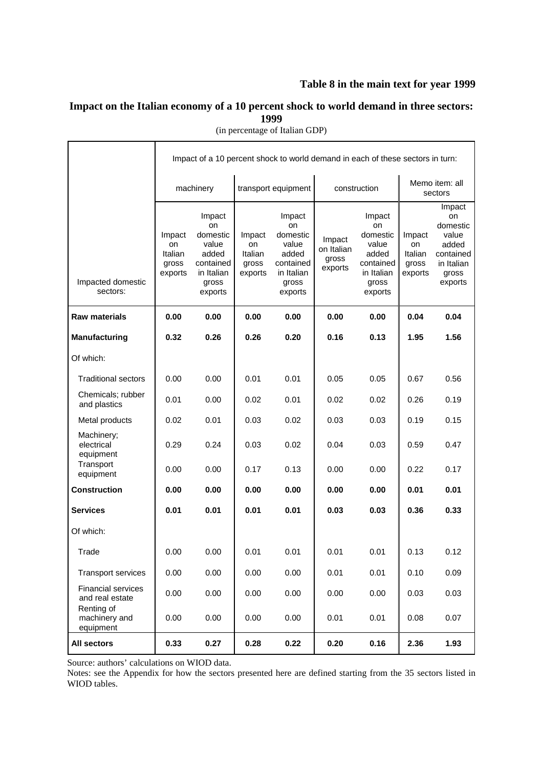**Table 8 in the main text for year 1999**

## Impact on the Italian economy of a 10 percent shock to world demand in three sectors: 1999

(in percentage of Italian GDP)

| | Impact of a 10 percent shock to world demand in each of these sectors in turn: | | | | | | | |
|---|---|---|---|---|---|---|---|---|
| | machinery | | transport equipment | | construction | | Memo item: all sectors | |
| Impacted domestic sectors: | Impact on Italian gross exports | Impact on domestic value added contained in Italian gross exports | Impact on Italian gross exports | Impact on domestic value added contained in Italian gross exports | Impact on Italian gross exports | Impact on domestic value added contained in Italian gross exports | Impact on Italian gross exports | Impact on domestic value added contained in Italian gross exports |
| **Raw materials** | **0.00** | **0.00** | **0.00** | **0.00** | **0.00** | **0.00** | **0.04** | **0.04** |
| **Manufacturing** | **0.32** | **0.26** | **0.26** | **0.20** | **0.16** | **0.13** | **1.95** | **1.56** |
| Of which: | | | | | | | | |
| Traditional sectors | 0.00 | 0.00 | 0.01 | 0.01 | 0.05 | 0.05 | 0.67 | 0.56 |
| Chemicals; rubber and plastics | 0.01 | 0.00 | 0.02 | 0.01 | 0.02 | 0.02 | 0.26 | 0.19 |
| Metal products | 0.02 | 0.01 | 0.03 | 0.02 | 0.03 | 0.03 | 0.19 | 0.15 |
| Machinery; electrical equipment | 0.29 | 0.24 | 0.03 | 0.02 | 0.04 | 0.03 | 0.59 | 0.47 |
| Transport equipment | 0.00 | 0.00 | 0.17 | 0.13 | 0.00 | 0.00 | 0.22 | 0.17 |
| **Construction** | **0.00** | **0.00** | **0.00** | **0.00** | **0.00** | **0.00** | **0.01** | **0.01** |
| **Services** | **0.01** | **0.01** | **0.01** | **0.01** | **0.03** | **0.03** | **0.36** | **0.33** |
| Of which: | | | | | | | | |
| Trade | 0.00 | 0.00 | 0.01 | 0.01 | 0.01 | 0.01 | 0.13 | 0.12 |
| Transport services | 0.00 | 0.00 | 0.00 | 0.00 | 0.01 | 0.01 | 0.10 | 0.09 |
| Financial services and real estate | 0.00 | 0.00 | 0.00 | 0.00 | 0.00 | 0.00 | 0.03 | 0.03 |
| Renting of machinery and equipment | 0.00 | 0.00 | 0.00 | 0.00 | 0.01 | 0.01 | 0.08 | 0.07 |
| **All sectors** | **0.33** | **0.27** | **0.28** | **0.22** | **0.20** | **0.16** | **2.36** | **1.93** |

Source: authors' calculations on WIOD data.

Notes: see the Appendix for how the sectors presented here are defined starting from the 35 sectors listed in WIOD tables.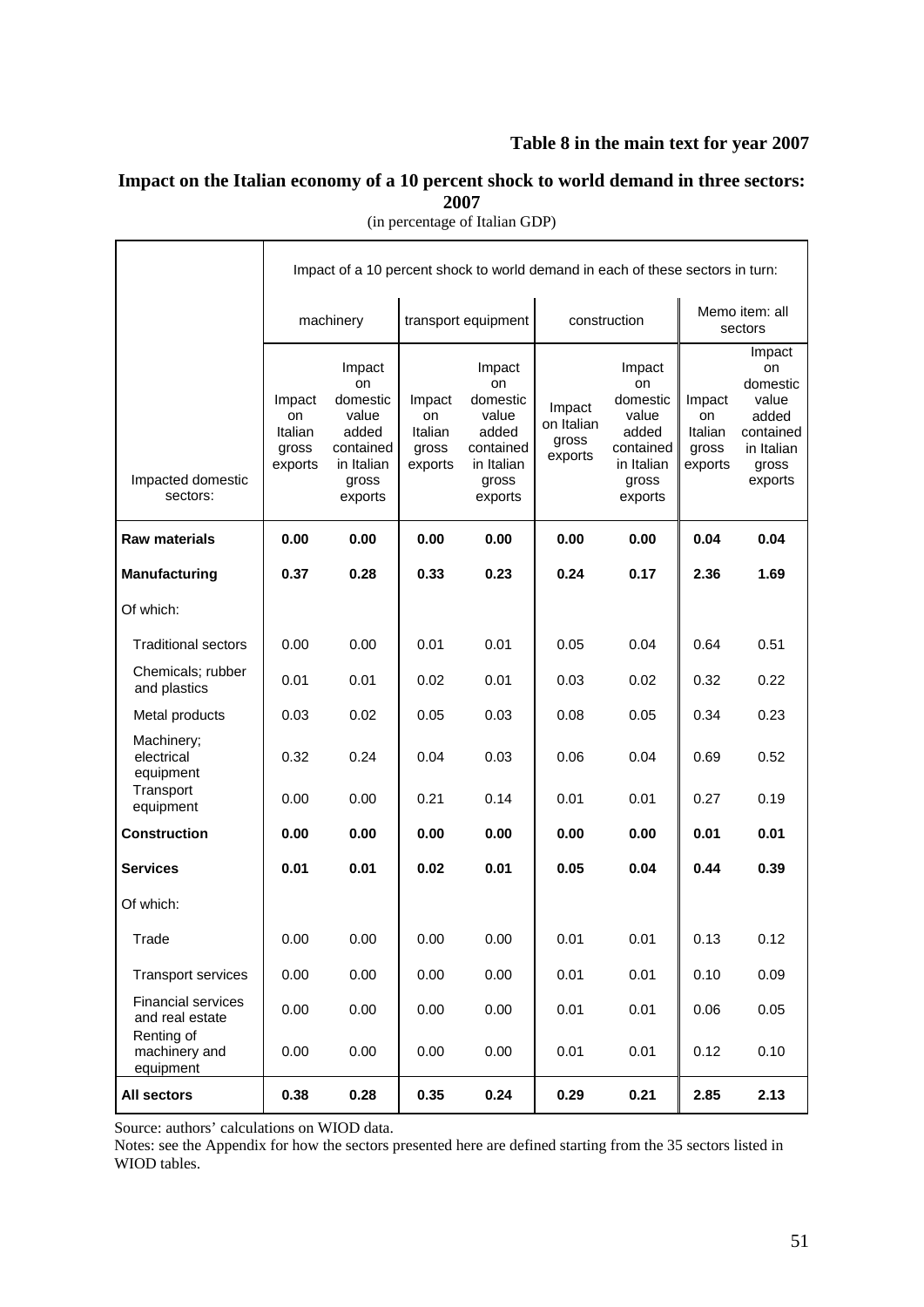### Table 8 in the main text for year 2007

## Impact on the Italian economy of a 10 percent shock to world demand in three sectors: 2007

(in percentage of Italian GDP)

| | Impact of a 10 percent shock to world demand in each of these sectors in turn: | | | | | | | |
|---|---|---|---|---|---|---|---|---|
| | machinery | | transport equipment | | construction | | Memo item: all sectors | |
| Impacted domestic sectors: | Impact on Italian gross exports | Impact on domestic value added contained in Italian gross exports | Impact on Italian gross exports | Impact on domestic value added contained in Italian gross exports | Impact on Italian gross exports | Impact on domestic value added contained in Italian gross exports | Impact on Italian gross exports | Impact on domestic value added contained in Italian gross exports |
| **Raw materials** | **0.00** | **0.00** | **0.00** | **0.00** | **0.00** | **0.00** | **0.04** | **0.04** |
| **Manufacturing** | **0.37** | **0.28** | **0.33** | **0.23** | **0.24** | **0.17** | **2.36** | **1.69** |
| Of which: | | | | | | | | |
| Traditional sectors | 0.00 | 0.00 | 0.01 | 0.01 | 0.05 | 0.04 | 0.64 | 0.51 |
| Chemicals; rubber and plastics | 0.01 | 0.01 | 0.02 | 0.01 | 0.03 | 0.02 | 0.32 | 0.22 |
| Metal products | 0.03 | 0.02 | 0.05 | 0.03 | 0.08 | 0.05 | 0.34 | 0.23 |
| Machinery; electrical equipment | 0.32 | 0.24 | 0.04 | 0.03 | 0.06 | 0.04 | 0.69 | 0.52 |
| Transport equipment | 0.00 | 0.00 | 0.21 | 0.14 | 0.01 | 0.01 | 0.27 | 0.19 |
| **Construction** | **0.00** | **0.00** | **0.00** | **0.00** | **0.00** | **0.00** | **0.01** | **0.01** |
| **Services** | **0.01** | **0.01** | **0.02** | **0.01** | **0.05** | **0.04** | **0.44** | **0.39** |
| Of which: | | | | | | | | |
| Trade | 0.00 | 0.00 | 0.00 | 0.00 | 0.01 | 0.01 | 0.13 | 0.12 |
| Transport services | 0.00 | 0.00 | 0.00 | 0.00 | 0.01 | 0.01 | 0.10 | 0.09 |
| Financial services and real estate | 0.00 | 0.00 | 0.00 | 0.00 | 0.01 | 0.01 | 0.06 | 0.05 |
| Renting of machinery and equipment | 0.00 | 0.00 | 0.00 | 0.00 | 0.01 | 0.01 | 0.12 | 0.10 |
| **All sectors** | **0.38** | **0.28** | **0.35** | **0.24** | **0.29** | **0.21** | **2.85** | **2.13** |

Source: authors' calculations on WIOD data.

Notes: see the Appendix for how the sectors presented here are defined starting from the 35 sectors listed in WIOD tables.